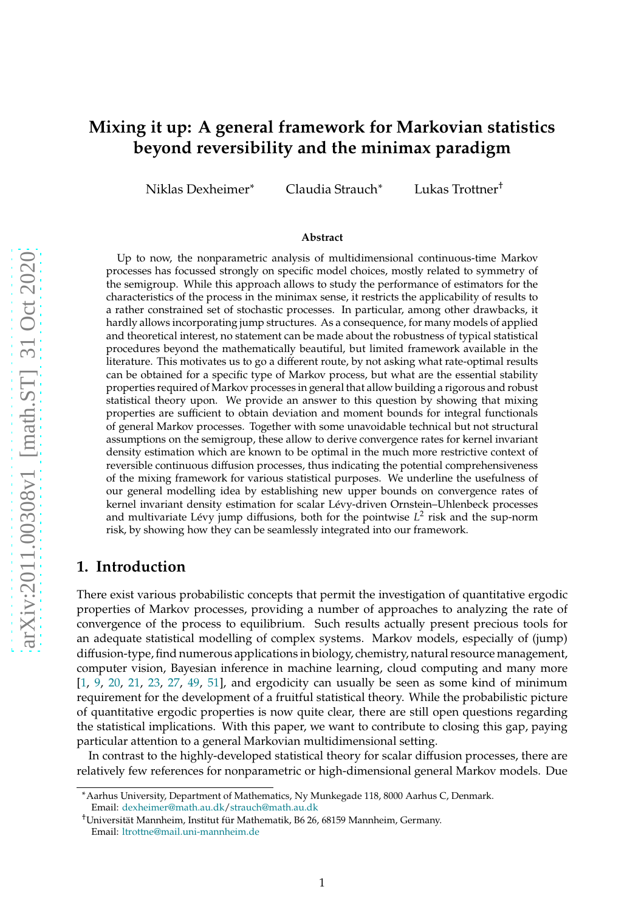# Mixing it up: A general framework for Markovian statistics beyond reversibility and the minimax paradigm

Niklas Dexheimer* Claudia Strauch* Lukas Trottner†

### Abstract

Up to now, the nonparametric analysis of multidimensional continuous-time Markov processes has focussed strongly on specific model choices, mostly related to symmetry of the semigroup. While this approach allows to study the performance of estimators for the characteristics of the process in the minimax sense, it restricts the applicability of results to a rather constrained set of stochastic processes. In particular, among other drawbacks, it hardly allows incorporating jump structures. As a consequence, for many models of applied and theoretical interest, no statement can be made about the robustness of typical statistical procedures beyond the mathematically beautiful, but limited framework available in the literature. This motivates us to go a different route, by not asking what rate-optimal results can be obtained for a specific type of Markov process, but what are the essential stability properties required of Markov processes in general that allow building a rigorous and robust statistical theory upon. We provide an answer to this question by showing that mixing properties are sufficient to obtain deviation and moment bounds for integral functionals of general Markov processes. Together with some unavoidable technical but not structural assumptions on the semigroup, these allow to derive convergence rates for kernel invariant density estimation which are known to be optimal in the much more restrictive context of reversible continuous diffusion processes, thus indicating the potential comprehensiveness of the mixing framework for various statistical purposes. We underline the usefulness of our general modelling idea by establishing new upper bounds on convergence rates of kernel invariant density estimation for scalar Lévy-driven Ornstein–Uhlenbeck processes and multivariate Lévy jump diffusions, both for the pointwise $L^2$ risk and the sup-norm risk, by showing how they can be seamlessly integrated into our framework.

## 1. Introduction

There exist various probabilistic concepts that permit the investigation of quantitative ergodic properties of Markov processes, providing a number of approaches to analyzing the rate of convergence of the process to equilibrium. Such results actually present precious tools for an adequate statistical modelling of complex systems. Markov models, especially of (jump) diffusion-type, find numerous applications in biology, chemistry, natural resource management, computer vision, Bayesian inference in machine learning, cloud computing and many more [1, 9, 20, 21, 23, 27, 49, 51], and ergodicity can usually be seen as some kind of minimum requirement for the development of a fruitful statistical theory. While the probabilistic picture of quantitative ergodic properties is now quite clear, there are still open questions regarding the statistical implications. With this paper, we want to contribute to closing this gap, paying particular attention to a general Markovian multidimensional setting.

In contrast to the highly-developed statistical theory for scalar diffusion processes, there are relatively few references for nonparametric or high-dimensional general Markov models. Due

---

*Aarhus University, Department of Mathematics, Ny Munkegade 118, 8000 Aarhus C, Denmark. Email: dexheimer@math.au.dk/strauch@math.au.dk

†Universität Mannheim, Institut für Mathematik, B6 26, 68159 Mannheim, Germany. Email: ltrottne@mail.uni-mannheim.de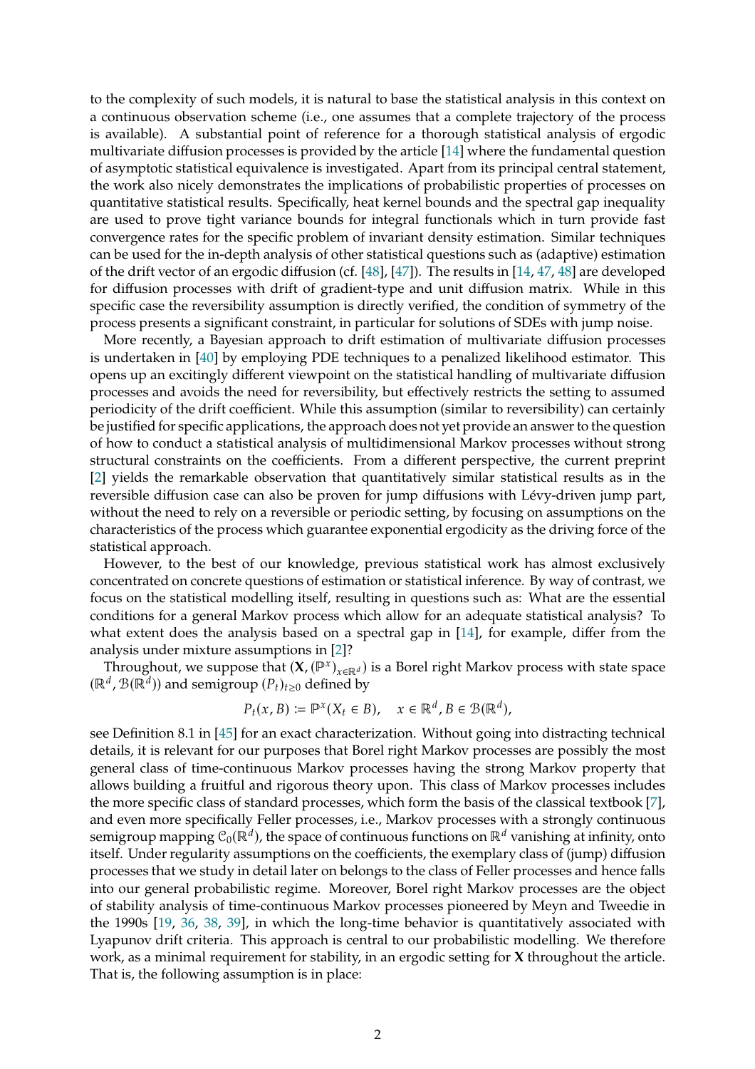to the complexity of such models, it is natural to base the statistical analysis in this context on a continuous observation scheme (i.e., one assumes that a complete trajectory of the process is available). A substantial point of reference for a thorough statistical analysis of ergodic multivariate diffusion processes is provided by the article [14] where the fundamental question of asymptotic statistical equivalence is investigated. Apart from its principal central statement, the work also nicely demonstrates the implications of probabilistic properties of processes on quantitative statistical results. Specifically, heat kernel bounds and the spectral gap inequality are used to prove tight variance bounds for integral functionals which in turn provide fast convergence rates for the specific problem of invariant density estimation. Similar techniques can be used for the in-depth analysis of other statistical questions such as (adaptive) estimation of the drift vector of an ergodic diffusion (cf. [48], [47]). The results in [14, 47, 48] are developed for diffusion processes with drift of gradient-type and unit diffusion matrix. While in this specific case the reversibility assumption is directly verified, the condition of symmetry of the process presents a significant constraint, in particular for solutions of SDEs with jump noise.

More recently, a Bayesian approach to drift estimation of multivariate diffusion processes is undertaken in [40] by employing PDE techniques to a penalized likelihood estimator. This opens up an excitingly different viewpoint on the statistical handling of multivariate diffusion processes and avoids the need for reversibility, but effectively restricts the setting to assumed periodicity of the drift coefficient. While this assumption (similar to reversibility) can certainly be justified for specific applications, the approach does not yet provide an answer to the question of how to conduct a statistical analysis of multidimensional Markov processes without strong structural constraints on the coefficients. From a different perspective, the current preprint [2] yields the remarkable observation that quantitatively similar statistical results as in the reversible diffusion case can also be proven for jump diffusions with Lévy-driven jump part, without the need to rely on a reversible or periodic setting, by focusing on assumptions on the characteristics of the process which guarantee exponential ergodicity as the driving force of the statistical approach.

However, to the best of our knowledge, previous statistical work has almost exclusively concentrated on concrete questions of estimation or statistical inference. By way of contrast, we focus on the statistical modelling itself, resulting in questions such as: What are the essential conditions for a general Markov process which allow for an adequate statistical analysis? To what extent does the analysis based on a spectral gap in [14], for example, differ from the analysis under mixture assumptions in [2]?

Throughout, we suppose that $(\mathbf{X}, (\mathbb{P}^x)_{x\in\mathbb{R}^d})$ is a Borel right Markov process with state space $(\mathbb{R}^d, \mathcal{B}(\mathbb{R}^d))$ and semigroup $(P_t)_{t\geq 0}$ defined by

$$P_t(x, B) \coloneqq \mathbb{P}^x(X_t \in B), \quad x \in \mathbb{R}^d, B \in \mathcal{B}(\mathbb{R}^d),$$

see Definition 8.1 in [45] for an exact characterization. Without going into distracting technical details, it is relevant for our purposes that Borel right Markov processes are possibly the most general class of time-continuous Markov processes having the strong Markov property that allows building a fruitful and rigorous theory upon. This class of Markov processes includes the more specific class of standard processes, which form the basis of the classical textbook [7], and even more specifically Feller processes, i.e., Markov processes with a strongly continuous semigroup mapping $\mathcal{C}_0(\mathbb{R}^d)$, the space of continuous functions on $\mathbb{R}^d$ vanishing at infinity, onto itself. Under regularity assumptions on the coefficients, the exemplary class of (jump) diffusion processes that we study in detail later on belongs to the class of Feller processes and hence falls into our general probabilistic regime. Moreover, Borel right Markov processes are the object of stability analysis of time-continuous Markov processes pioneered by Meyn and Tweedie in the 1990s [19, 36, 38, 39], in which the long-time behavior is quantitatively associated with Lyapunov drift criteria. This approach is central to our probabilistic modelling. We therefore work, as a minimal requirement for stability, in an ergodic setting for $\mathbf{X}$ throughout the article. That is, the following assumption is in place: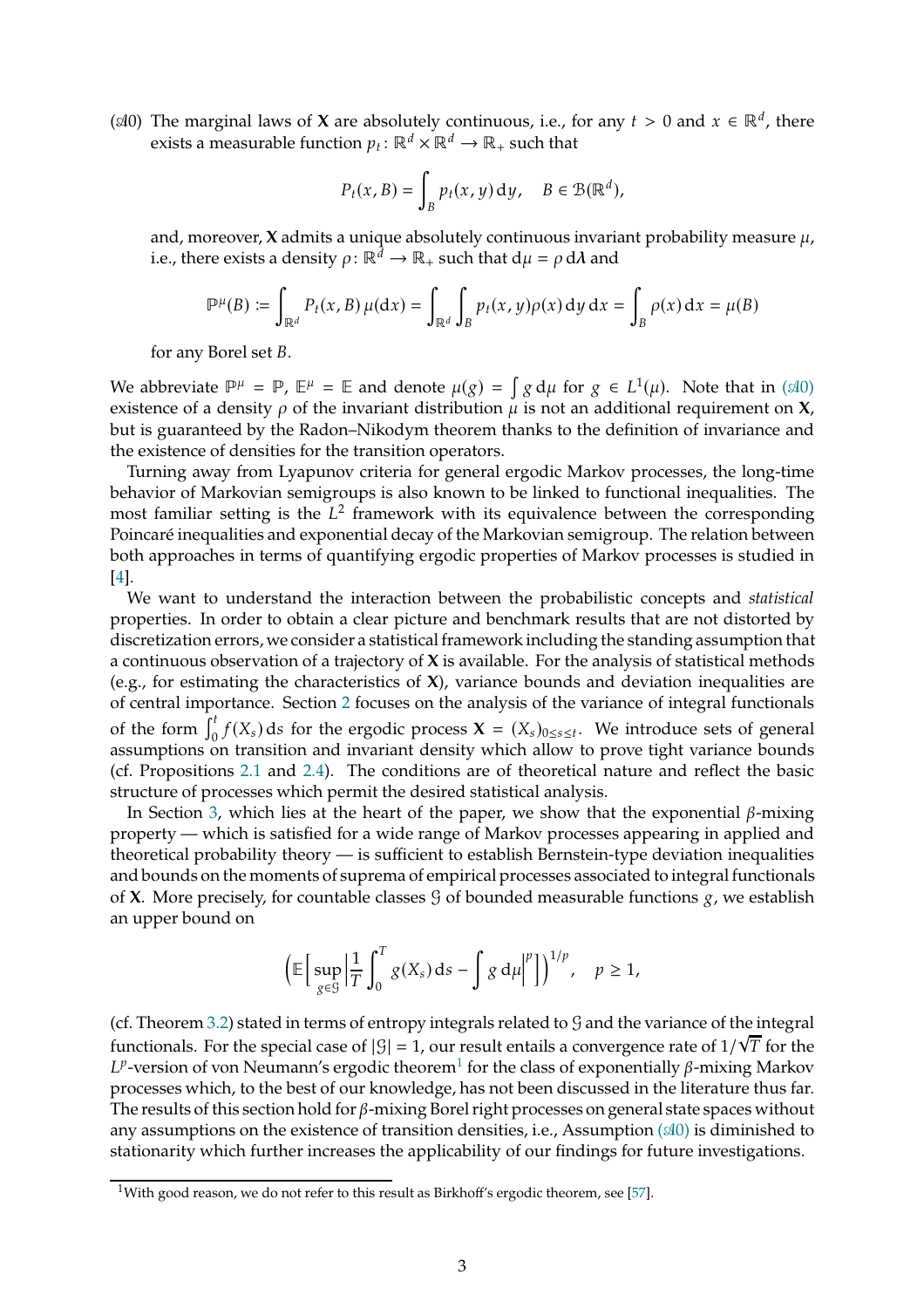($\mathscr{A}0$) The marginal laws of $\mathbf{X}$ are absolutely continuous, i.e., for any $t > 0$ and $x \in \mathbb{R}^d$, there exists a measurable function $p_t \colon \mathbb{R}^d \times \mathbb{R}^d \to \mathbb{R}_+$ such that

$$P_t(x, B) = \int_B p_t(x, y) \, \mathrm{d}y, \quad B \in \mathcal{B}(\mathbb{R}^d),$$

and, moreover, $\mathbf{X}$ admits a unique absolutely continuous invariant probability measure $\mu$, i.e., there exists a density $\rho \colon \mathbb{R}^d \to \mathbb{R}_+$ such that $\mathrm{d}\mu = \rho \, \mathrm{d}\lambda$ and

$$\mathbb{P}^{\mu}(B) := \int_{\mathbb{R}^d} P_t(x, B) \, \mu(\mathrm{d}x) = \int_{\mathbb{R}^d} \int_B p_t(x, y) \rho(x) \, \mathrm{d}y \, \mathrm{d}x = \int_B \rho(x) \, \mathrm{d}x = \mu(B)$$

for any Borel set $B$.

We abbreviate $\mathbb{P}^{\mu} = \mathbb{P}$, $\mathbb{E}^{\mu} = \mathbb{E}$ and denote $\mu(g) = \int g \, \mathrm{d}\mu$ for $g \in L^1(\mu)$. Note that in ($\mathscr{A}0$) existence of a density $\rho$ of the invariant distribution $\mu$ is not an additional requirement on $\mathbf{X}$, but is guaranteed by the Radon–Nikodym theorem thanks to the definition of invariance and the existence of densities for the transition operators.

Turning away from Lyapunov criteria for general ergodic Markov processes, the long-time behavior of Markovian semigroups is also known to be linked to functional inequalities. The most familiar setting is the $L^2$ framework with its equivalence between the corresponding Poincaré inequalities and exponential decay of the Markovian semigroup. The relation between both approaches in terms of quantifying ergodic properties of Markov processes is studied in [4].

We want to understand the interaction between the probabilistic concepts and *statistical* properties. In order to obtain a clear picture and benchmark results that are not distorted by discretization errors, we consider a statistical framework including the standing assumption that a continuous observation of a trajectory of $\mathbf{X}$ is available. For the analysis of statistical methods (e.g., for estimating the characteristics of $\mathbf{X}$), variance bounds and deviation inequalities are of central importance. Section 2 focuses on the analysis of the variance of integral functionals of the form $\int_0^t f(X_s) \, \mathrm{d}s$ for the ergodic process $\mathbf{X} = (X_s)_{0 \le s \le t}$. We introduce sets of general assumptions on transition and invariant density which allow to prove tight variance bounds (cf. Propositions 2.1 and 2.4). The conditions are of theoretical nature and reflect the basic structure of processes which permit the desired statistical analysis.

In Section 3, which lies at the heart of the paper, we show that the exponential $\beta$-mixing property — which is satisfied for a wide range of Markov processes appearing in applied and theoretical probability theory — is sufficient to establish Bernstein-type deviation inequalities and bounds on the moments of suprema of empirical processes associated to integral functionals of $\mathbf{X}$. More precisely, for countable classes $\mathcal{G}$ of bounded measurable functions $g$, we establish an upper bound on

$$\left( \mathbb{E}\left[ \sup_{g \in \mathcal{G}} \left| \frac{1}{T} \int_0^T g(X_s) \, \mathrm{d}s - \int g \, \mathrm{d}\mu \right|^p \right] \right)^{1/p}, \quad p \ge 1,$$

(cf. Theorem 3.2) stated in terms of entropy integrals related to $\mathcal{G}$ and the variance of the integral functionals. For the special case of $|\mathcal{G}| = 1$, our result entails a convergence rate of $1/\sqrt{T}$ for the $L^p$-version of von Neumann's ergodic theorem[1] for the class of exponentially $\beta$-mixing Markov processes which, to the best of our knowledge, has not been discussed in the literature thus far. The results of this section hold for $\beta$-mixing Borel right processes on general state spaces without any assumptions on the existence of transition densities, i.e., Assumption ($\mathscr{A}0$) is diminished to stationarity which further increases the applicability of our findings for future investigations.

[1] With good reason, we do not refer to this result as Birkhoff's ergodic theorem, see [57].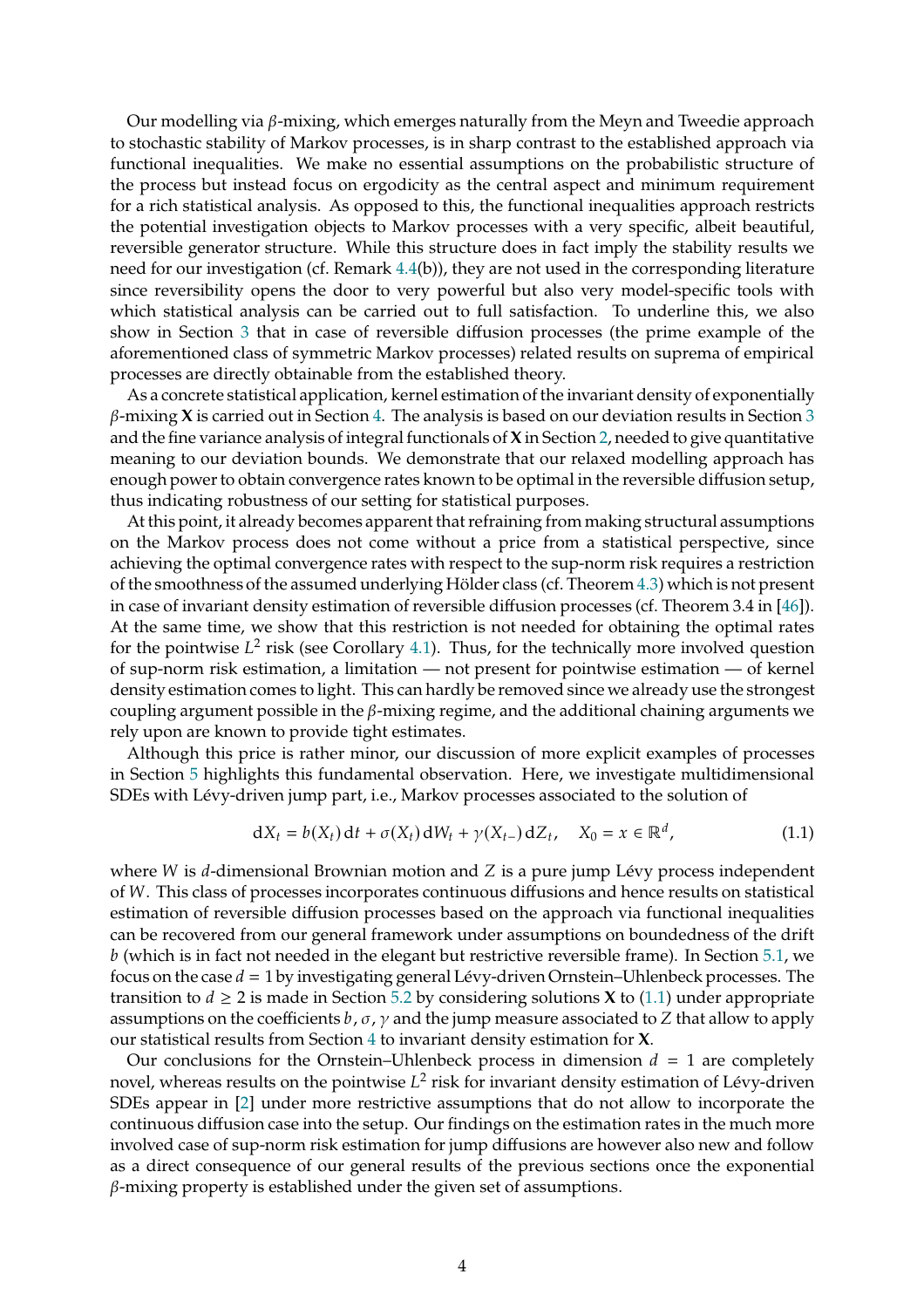Our modelling via $\beta$-mixing, which emerges naturally from the Meyn and Tweedie approach to stochastic stability of Markov processes, is in sharp contrast to the established approach via functional inequalities. We make no essential assumptions on the probabilistic structure of the process but instead focus on ergodicity as the central aspect and minimum requirement for a rich statistical analysis. As opposed to this, the functional inequalities approach restricts the potential investigation objects to Markov processes with a very specific, albeit beautiful, reversible generator structure. While this structure does in fact imply the stability results we need for our investigation (cf. Remark 4.4(b)), they are not used in the corresponding literature since reversibility opens the door to very powerful but also very model-specific tools with which statistical analysis can be carried out to full satisfaction. To underline this, we also show in Section 3 that in case of reversible diffusion processes (the prime example of the aforementioned class of symmetric Markov processes) related results on suprema of empirical processes are directly obtainable from the established theory.

As a concrete statistical application, kernel estimation of the invariant density of exponentially $\beta$-mixing $\mathbf{X}$ is carried out in Section 4. The analysis is based on our deviation results in Section 3 and the fine variance analysis of integral functionals of $\mathbf{X}$ in Section 2, needed to give quantitative meaning to our deviation bounds. We demonstrate that our relaxed modelling approach has enough power to obtain convergence rates known to be optimal in the reversible diffusion setup, thus indicating robustness of our setting for statistical purposes.

At this point, it already becomes apparent that refraining from making structural assumptions on the Markov process does not come without a price from a statistical perspective, since achieving the optimal convergence rates with respect to the sup-norm risk requires a restriction of the smoothness of the assumed underlying Hölder class (cf. Theorem 4.3) which is not present in case of invariant density estimation of reversible diffusion processes (cf. Theorem 3.4 in [46]). At the same time, we show that this restriction is not needed for obtaining the optimal rates for the pointwise $L^2$ risk (see Corollary 4.1). Thus, for the technically more involved question of sup-norm risk estimation, a limitation — not present for pointwise estimation — of kernel density estimation comes to light. This can hardly be removed since we already use the strongest coupling argument possible in the $\beta$-mixing regime, and the additional chaining arguments we rely upon are known to provide tight estimates.

Although this price is rather minor, our discussion of more explicit examples of processes in Section 5 highlights this fundamental observation. Here, we investigate multidimensional SDEs with Lévy-driven jump part, i.e., Markov processes associated to the solution of

$$\mathrm{d}X_t = b(X_t)\,\mathrm{d}t + \sigma(X_t)\,\mathrm{d}W_t + \gamma(X_{t-})\,\mathrm{d}Z_t, \quad X_0 = x \in \mathbb{R}^d, \tag{1.1}$$

where $W$ is $d$-dimensional Brownian motion and $Z$ is a pure jump Lévy process independent of $W$. This class of processes incorporates continuous diffusions and hence results on statistical estimation of reversible diffusion processes based on the approach via functional inequalities can be recovered from our general framework under assumptions on boundedness of the drift $b$ (which is in fact not needed in the elegant but restrictive reversible frame). In Section 5.1, we focus on the case $d = 1$ by investigating general Lévy-driven Ornstein–Uhlenbeck processes. The transition to $d \geq 2$ is made in Section 5.2 by considering solutions $\mathbf{X}$ to (1.1) under appropriate assumptions on the coefficients $b, \sigma, \gamma$ and the jump measure associated to $Z$ that allow to apply our statistical results from Section 4 to invariant density estimation for $\mathbf{X}$.

Our conclusions for the Ornstein–Uhlenbeck process in dimension $d = 1$ are completely novel, whereas results on the pointwise $L^2$ risk for invariant density estimation of Lévy-driven SDEs appear in [2] under more restrictive assumptions that do not allow to incorporate the continuous diffusion case into the setup. Our findings on the estimation rates in the much more involved case of sup-norm risk estimation for jump diffusions are however also new and follow as a direct consequence of our general results of the previous sections once the exponential $\beta$-mixing property is established under the given set of assumptions.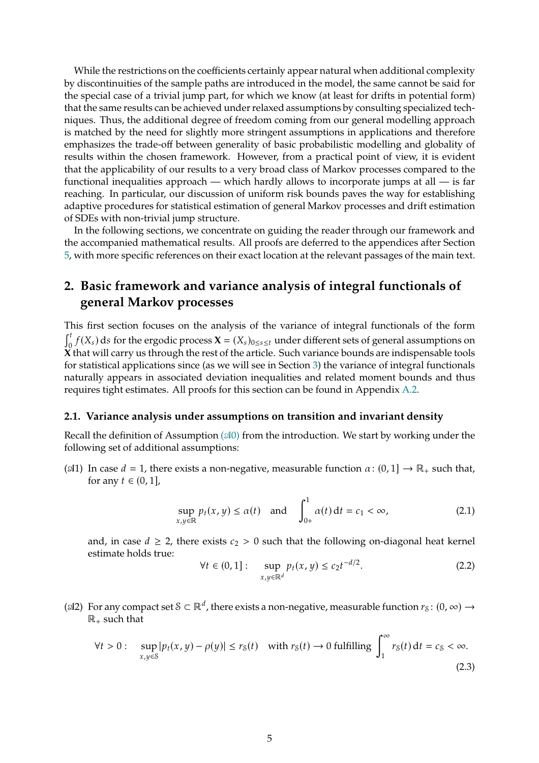While the restrictions on the coefficients certainly appear natural when additional complexity by discontinuities of the sample paths are introduced in the model, the same cannot be said for the special case of a trivial jump part, for which we know (at least for drifts in potential form) that the same results can be achieved under relaxed assumptions by consulting specialized techniques. Thus, the additional degree of freedom coming from our general modelling approach is matched by the need for slightly more stringent assumptions in applications and therefore emphasizes the trade-off between generality of basic probabilistic modelling and globality of results within the chosen framework. However, from a practical point of view, it is evident that the applicability of our results to a very broad class of Markov processes compared to the functional inequalities approach — which hardly allows to incorporate jumps at all — is far reaching. In particular, our discussion of uniform risk bounds paves the way for establishing adaptive procedures for statistical estimation of general Markov processes and drift estimation of SDEs with non-trivial jump structure.

In the following sections, we concentrate on guiding the reader through our framework and the accompanied mathematical results. All proofs are deferred to the appendices after Section 5, with more specific references on their exact location at the relevant passages of the main text.

## 2. Basic framework and variance analysis of integral functionals of general Markov processes

This first section focuses on the analysis of the variance of integral functionals of the form $\int_0^t f(X_s)\,\mathrm{d}s$ for the ergodic process $\mathbf{X} = (X_s)_{0\leq s\leq t}$ under different sets of general assumptions on $\mathbf{X}$ that will carry us through the rest of the article. Such variance bounds are indispensable tools for statistical applications since (as we will see in Section 3) the variance of integral functionals naturally appears in associated deviation inequalities and related moment bounds and thus requires tight estimates. All proofs for this section can be found in Appendix A.2.

### 2.1. Variance analysis under assumptions on transition and invariant density

Recall the definition of Assumption ($\mathscr{A}$0) from the introduction. We start by working under the following set of additional assumptions:

($\mathscr{A}$1) In case $d = 1$, there exists a non-negative, measurable function $\alpha\colon (0,1] \to \mathbb{R}_+$ such that, for any $t \in (0,1]$,

$$\sup_{x,y\in\mathbb{R}} p_t(x,y) \leq \alpha(t) \quad \text{and} \quad \int_{0+}^1 \alpha(t)\,\mathrm{d}t = c_1 < \infty, \tag{2.1}$$

and, in case $d \geq 2$, there exists $c_2 > 0$ such that the following on-diagonal heat kernel estimate holds true:

$$\forall t \in (0,1]: \quad \sup_{x,y\in\mathbb{R}^d} p_t(x,y) \leq c_2 t^{-d/2}. \tag{2.2}$$

($\mathscr{A}$2) For any compact set $\mathcal{S} \subset \mathbb{R}^d$, there exists a non-negative, measurable function $r_{\mathcal{S}}\colon (0,\infty) \to \mathbb{R}_+$ such that

$$\forall t > 0: \quad \sup_{x,y\in\mathcal{S}} |p_t(x,y) - \rho(y)| \leq r_{\mathcal{S}}(t) \quad \text{with } r_{\mathcal{S}}(t) \to 0 \text{ fulfilling } \int_1^\infty r_{\mathcal{S}}(t)\,\mathrm{d}t = c_{\mathcal{S}} < \infty. \tag{2.3}$$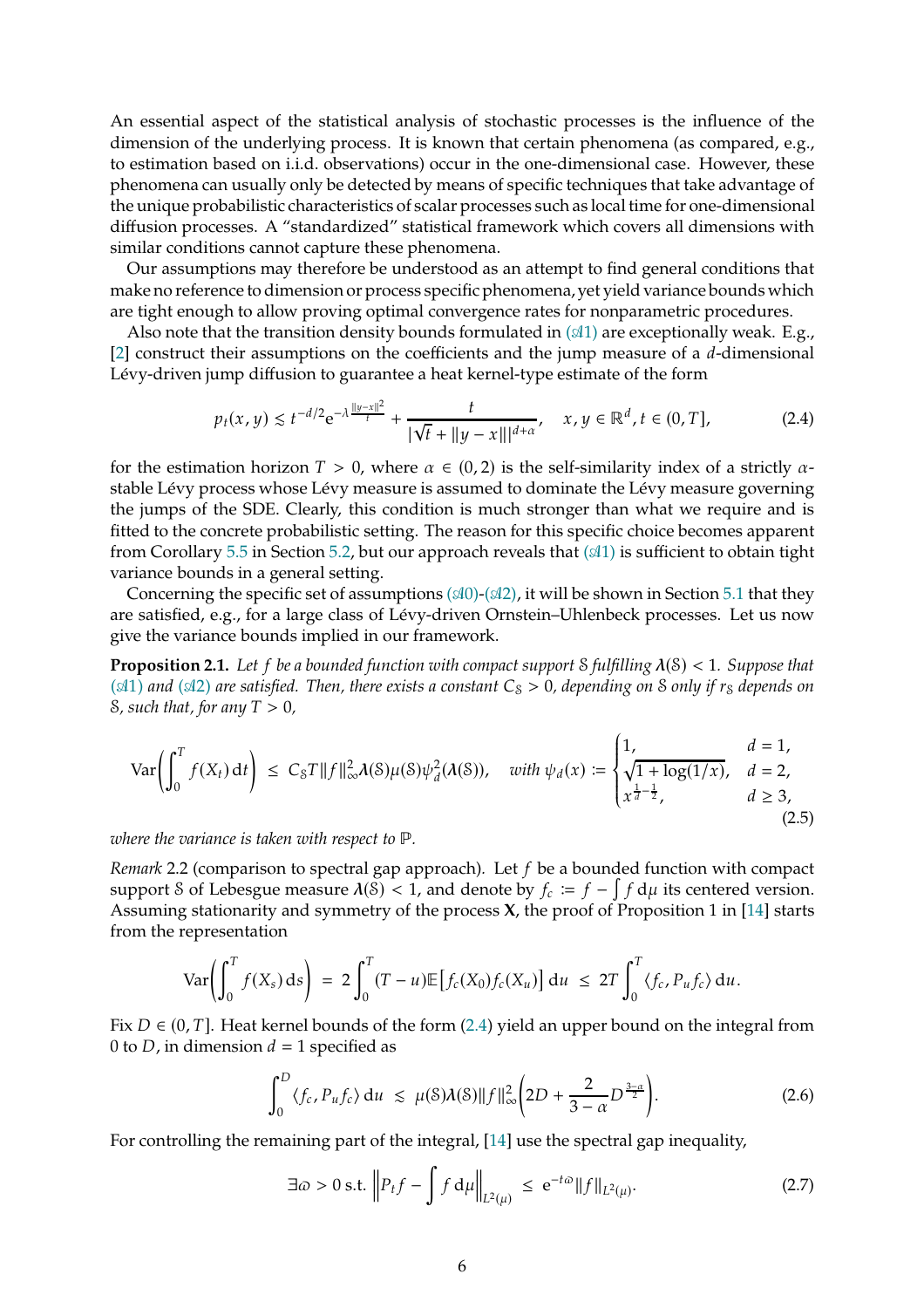An essential aspect of the statistical analysis of stochastic processes is the influence of the dimension of the underlying process. It is known that certain phenomena (as compared, e.g., to estimation based on i.i.d. observations) occur in the one-dimensional case. However, these phenomena can usually only be detected by means of specific techniques that take advantage of the unique probabilistic characteristics of scalar processes such as local time for one-dimensional diffusion processes. A "standardized" statistical framework which covers all dimensions with similar conditions cannot capture these phenomena.

Our assumptions may therefore be understood as an attempt to find general conditions that make no reference to dimension or process specific phenomena, yet yield variance bounds which are tight enough to allow proving optimal convergence rates for nonparametric procedures.

Also note that the transition density bounds formulated in ($\mathscr{A}$1) are exceptionally weak. E.g., [2] construct their assumptions on the coefficients and the jump measure of a $d$-dimensional Lévy-driven jump diffusion to guarantee a heat kernel-type estimate of the form

$$p_t(x,y) \lesssim t^{-d/2}\mathrm{e}^{-\lambda\frac{\|y-x\|^2}{t}} + \frac{t}{|\sqrt{t}+\|y-x\||^{d+\alpha}}, \quad x,y\in\mathbb{R}^d, t\in(0,T], \tag{2.4}$$

for the estimation horizon $T>0$, where $\alpha\in(0,2)$ is the self-similarity index of a strictly $\alpha$-stable Lévy process whose Lévy measure is assumed to dominate the Lévy measure governing the jumps of the SDE. Clearly, this condition is much stronger than what we require and is fitted to the concrete probabilistic setting. The reason for this specific choice becomes apparent from Corollary 5.5 in Section 5.2, but our approach reveals that ($\mathscr{A}$1) is sufficient to obtain tight variance bounds in a general setting.

Concerning the specific set of assumptions ($\mathscr{A}$0)-($\mathscr{A}$2), it will be shown in Section 5.1 that they are satisfied, e.g., for a large class of Lévy-driven Ornstein–Uhlenbeck processes. Let us now give the variance bounds implied in our framework.

**Proposition 2.1.** *Let $f$ be a bounded function with compact support $\mathcal{S}$ fulfilling $\boldsymbol{\lambda}(\mathcal{S})<1$. Suppose that ($\mathscr{A}$1) and ($\mathscr{A}$2) are satisfied. Then, there exists a constant $C_{\mathcal{S}}>0$, depending on $\mathcal{S}$ only if $r_{\mathcal{S}}$ depends on $\mathcal{S}$, such that, for any $T>0$,*

$$\operatorname{Var}\bigg(\int_0^T f(X_t)\,\mathrm{d}t\bigg) \;\le\; C_{\mathcal{S}}T\|f\|_\infty^2\boldsymbol{\lambda}(\mathcal{S})\mu(\mathcal{S})\psi_d^2(\boldsymbol{\lambda}(\mathcal{S})), \quad \text{with } \psi_d(x) := \begin{cases}1, & d=1,\\ \sqrt{1+\log(1/x)}, & d=2,\\ x^{\frac{1}{d}-\frac{1}{2}}, & d\ge 3,\end{cases} \tag{2.5}$$

*where the variance is taken with respect to $\mathbb{P}$.*

*Remark* 2.2 (comparison to spectral gap approach). Let $f$ be a bounded function with compact support $\mathcal{S}$ of Lebesgue measure $\boldsymbol{\lambda}(\mathcal{S})<1$, and denote by $f_c := f-\int f\,\mathrm{d}\mu$ its centered version. Assuming stationarity and symmetry of the process $\mathbf{X}$, the proof of Proposition 1 in [14] starts from the representation

$$\operatorname{Var}\bigg(\int_0^T f(X_s)\,\mathrm{d}s\bigg) \;=\; 2\int_0^T (T-u)\mathbb{E}\big[f_c(X_0)f_c(X_u)\big]\,\mathrm{d}u \;\le\; 2T\int_0^T\langle f_c, P_u f_c\rangle\,\mathrm{d}u.$$

Fix $D\in(0,T]$. Heat kernel bounds of the form (2.4) yield an upper bound on the integral from 0 to $D$, in dimension $d=1$ specified as

$$\int_0^D \langle f_c, P_u f_c\rangle\,\mathrm{d}u \;\lesssim\; \mu(\mathcal{S})\boldsymbol{\lambda}(\mathcal{S})\|f\|_\infty^2\bigg(2D+\frac{2}{3-\alpha}D^{\frac{3-\alpha}{2}}\bigg). \tag{2.6}$$

For controlling the remaining part of the integral, [14] use the spectral gap inequality,

$$\exists\varpi>0 \text{ s.t. } \bigg\|P_t f - \int f\,\mathrm{d}\mu\bigg\|_{L^2(\mu)} \;\le\; \mathrm{e}^{-t\varpi}\|f\|_{L^2(\mu)}. \tag{2.7}$$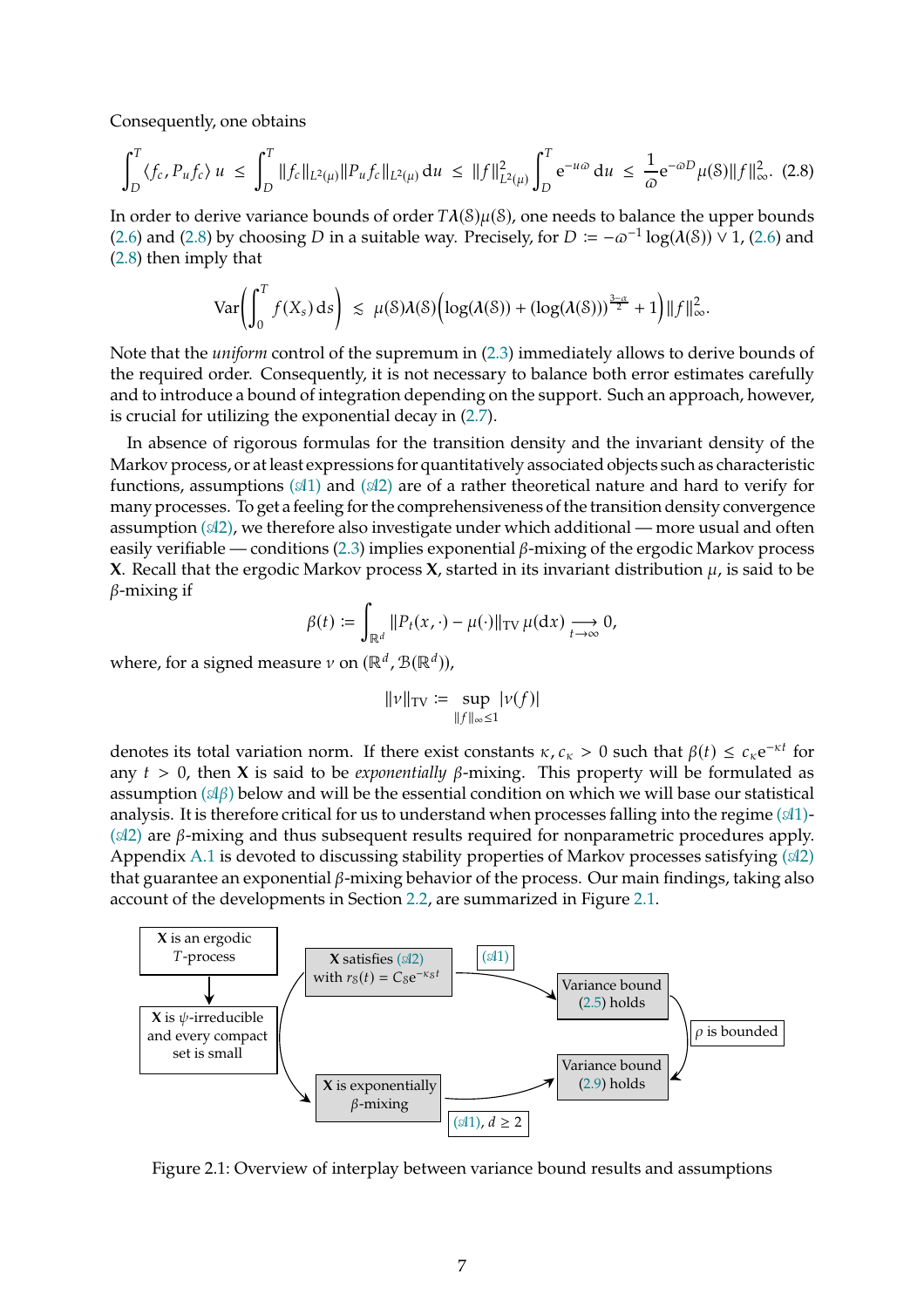Consequently, one obtains

$$\int_D^T \langle f_c, P_u f_c \rangle \, u \;\leq\; \int_D^T \|f_c\|_{L^2(\mu)} \|P_u f_c\|_{L^2(\mu)} \,\mathrm{d}u \;\leq\; \|f\|^2_{L^2(\mu)} \int_D^T \mathrm{e}^{-u\varpi} \,\mathrm{d}u \;\leq\; \frac{1}{\varpi} \mathrm{e}^{-\varpi D} \mu(\mathcal{S}) \|f\|^2_\infty. \tag{2.8}$$

In order to derive variance bounds of order $T\lambda(\mathcal{S})\mu(\mathcal{S})$, one needs to balance the upper bounds (2.6) and (2.8) by choosing $D$ in a suitable way. Precisely, for $D := -\varpi^{-1} \log(\lambda(\mathcal{S})) \vee 1$, (2.6) and (2.8) then imply that

$$\mathrm{Var}\left( \int_0^T f(X_s) \,\mathrm{d}s \right) \;\lesssim\; \mu(\mathcal{S})\lambda(\mathcal{S}) \Big( \log(\lambda(\mathcal{S})) + (\log(\lambda(\mathcal{S})))^{\frac{3-\alpha}{2}} + 1 \Big) \|f\|^2_\infty.$$

Note that the *uniform* control of the supremum in (2.3) immediately allows to derive bounds of the required order. Consequently, it is not necessary to balance both error estimates carefully and to introduce a bound of integration depending on the support. Such an approach, however, is crucial for utilizing the exponential decay in (2.7).

In absence of rigorous formulas for the transition density and the invariant density of the Markov process, or at least expressions for quantitatively associated objects such as characteristic functions, assumptions ($\mathscr{A}1$) and ($\mathscr{A}2$) are of a rather theoretical nature and hard to verify for many processes. To get a feeling for the comprehensiveness of the transition density convergence assumption ($\mathscr{A}2$), we therefore also investigate under which additional — more usual and often easily verifiable — conditions (2.3) implies exponential $\beta$-mixing of the ergodic Markov process $\mathbf{X}$. Recall that the ergodic Markov process $\mathbf{X}$, started in its invariant distribution $\mu$, is said to be $\beta$-mixing if

$$\beta(t) := \int_{\mathbb{R}^d} \|P_t(x,\cdot) - \mu(\cdot)\|_{\mathrm{TV}} \,\mu(\mathrm{d}x) \underset{t\to\infty}{\longrightarrow} 0,$$

where, for a signed measure $\nu$ on $(\mathbb{R}^d, \mathcal{B}(\mathbb{R}^d))$,

$$\|\nu\|_{\mathrm{TV}} := \sup_{\|f\|_\infty \leq 1} |\nu(f)|$$

denotes its total variation norm. If there exist constants $\kappa, c_\kappa > 0$ such that $\beta(t) \leq c_\kappa \mathrm{e}^{-\kappa t}$ for any $t > 0$, then $\mathbf{X}$ is said to be *exponentially* $\beta$-mixing. This property will be formulated as assumption ($\mathscr{A}\beta$) below and will be the essential condition on which we will base our statistical analysis. It is therefore critical for us to understand when processes falling into the regime ($\mathscr{A}1$)-($\mathscr{A}2$) are $\beta$-mixing and thus subsequent results required for nonparametric procedures apply. Appendix A.1 is devoted to discussing stability properties of Markov processes satisfying ($\mathscr{A}2$) that guarantee an exponential $\beta$-mixing behavior of the process. Our main findings, taking also account of the developments in Section 2.2, are summarized in Figure 2.1.

Figure 2.1: Overview of interplay between variance bound results and assumptions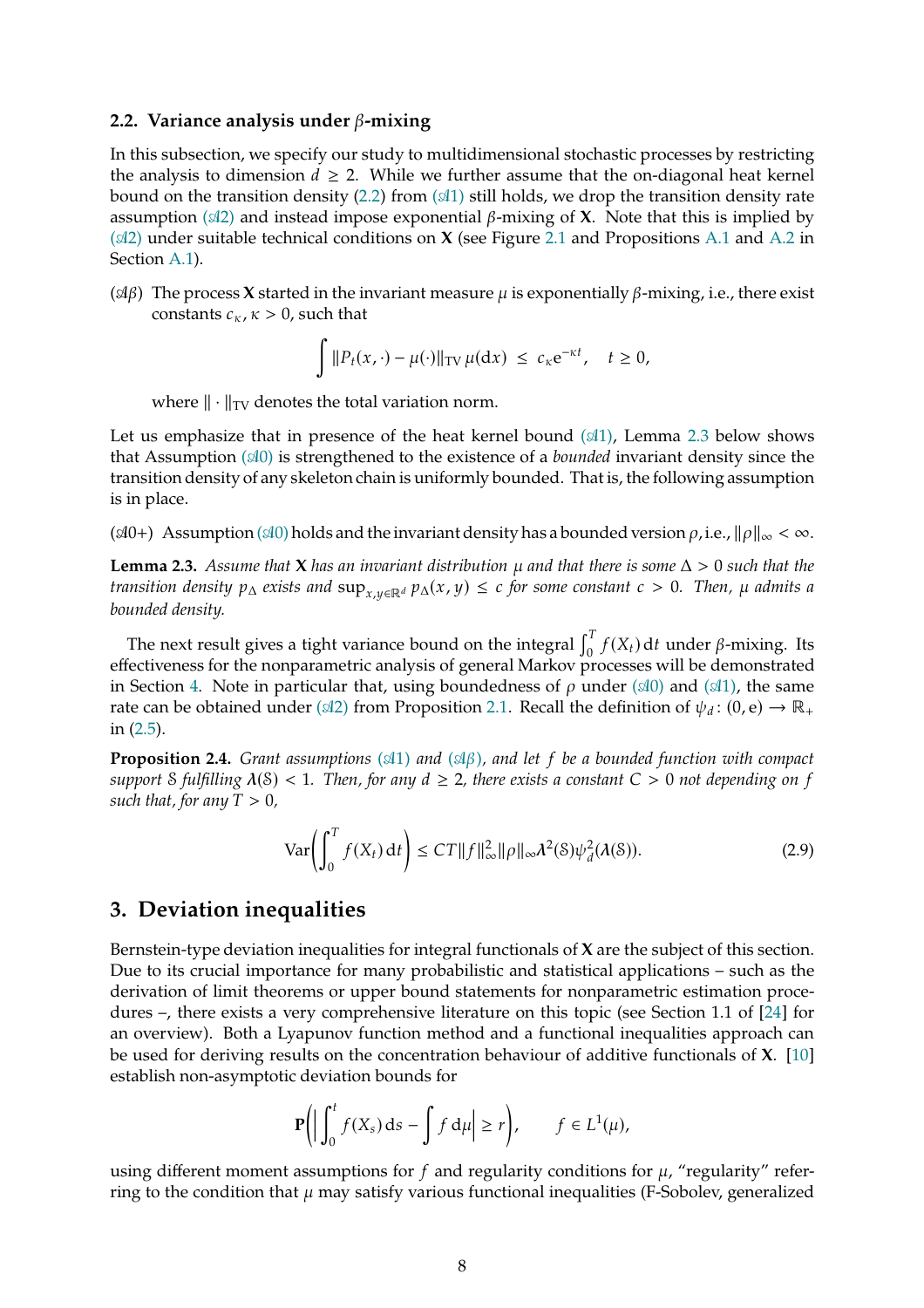### 2.2. Variance analysis under $\beta$-mixing

In this subsection, we specify our study to multidimensional stochastic processes by restricting the analysis to dimension $d \geq 2$. While we further assume that the on-diagonal heat kernel bound on the transition density (2.2) from ($\mathscr{A}1$) still holds, we drop the transition density rate assumption ($\mathscr{A}2$) and instead impose exponential $\beta$-mixing of $\mathbf{X}$. Note that this is implied by ($\mathscr{A}2$) under suitable technical conditions on $\mathbf{X}$ (see Figure 2.1 and Propositions A.1 and A.2 in Section A.1).

($\mathscr{A}\beta$) The process $\mathbf{X}$ started in the invariant measure $\mu$ is exponentially $\beta$-mixing, i.e., there exist constants $c_\kappa, \kappa > 0$, such that

$$\int \|P_t(x,\cdot) - \mu(\cdot)\|_{\mathrm{TV}}\, \mu(\mathrm{d}x) \;\leq\; c_\kappa \mathrm{e}^{-\kappa t}, \quad t \geq 0,$$

where $\|\cdot\|_{\mathrm{TV}}$ denotes the total variation norm.

Let us emphasize that in presence of the heat kernel bound ($\mathscr{A}1$), Lemma 2.3 below shows that Assumption ($\mathscr{A}0$) is strengthened to the existence of a *bounded* invariant density since the transition density of any skeleton chain is uniformly bounded. That is, the following assumption is in place.

($\mathscr{A}0$+) Assumption ($\mathscr{A}0$) holds and the invariant density has a bounded version $\rho$, i.e., $\|\rho\|_\infty < \infty$.

**Lemma 2.3.** *Assume that $\mathbf{X}$ has an invariant distribution $\mu$ and that there is some $\Delta > 0$ such that the transition density $p_\Delta$ exists and $\sup_{x,y\in\mathbb{R}^d} p_\Delta(x,y) \leq c$ for some constant $c > 0$. Then, $\mu$ admits a bounded density.*

The next result gives a tight variance bound on the integral $\int_0^T f(X_t)\,\mathrm{d}t$ under $\beta$-mixing. Its effectiveness for the nonparametric analysis of general Markov processes will be demonstrated in Section 4. Note in particular that, using boundedness of $\rho$ under ($\mathscr{A}0$) and ($\mathscr{A}1$), the same rate can be obtained under ($\mathscr{A}2$) from Proposition 2.1. Recall the definition of $\psi_d \colon (0,\mathrm{e}) \to \mathbb{R}_+$ in (2.5).

**Proposition 2.4.** *Grant assumptions ($\mathscr{A}1$) and ($\mathscr{A}\beta$), and let $f$ be a bounded function with compact support $\mathcal{S}$ fulfilling $\boldsymbol{\lambda}(\mathcal{S}) < 1$. Then, for any $d \geq 2$, there exists a constant $C > 0$ not depending on $f$ such that, for any $T > 0$,*

$$\operatorname{Var}\left(\int_0^T f(X_t)\,\mathrm{d}t\right) \leq CT\|f\|_\infty^2 \|\rho\|_\infty \boldsymbol{\lambda}^2(\mathcal{S})\psi_d^2(\boldsymbol{\lambda}(\mathcal{S})). \tag{2.9}$$

## 3. Deviation inequalities

Bernstein-type deviation inequalities for integral functionals of $\mathbf{X}$ are the subject of this section. Due to its crucial importance for many probabilistic and statistical applications – such as the derivation of limit theorems or upper bound statements for nonparametric estimation procedures –, there exists a very comprehensive literature on this topic (see Section 1.1 of [24] for an overview). Both a Lyapunov function method and a functional inequalities approach can be used for deriving results on the concentration behaviour of additive functionals of $\mathbf{X}$. [10] establish non-asymptotic deviation bounds for

$$\mathbf{P}\left(\left|\int_0^t f(X_s)\,\mathrm{d}s - \int f\,\mathrm{d}\mu\right| \geq r\right), \qquad f \in L^1(\mu),$$

using different moment assumptions for $f$ and regularity conditions for $\mu$, "regularity" referring to the condition that $\mu$ may satisfy various functional inequalities (F-Sobolev, generalized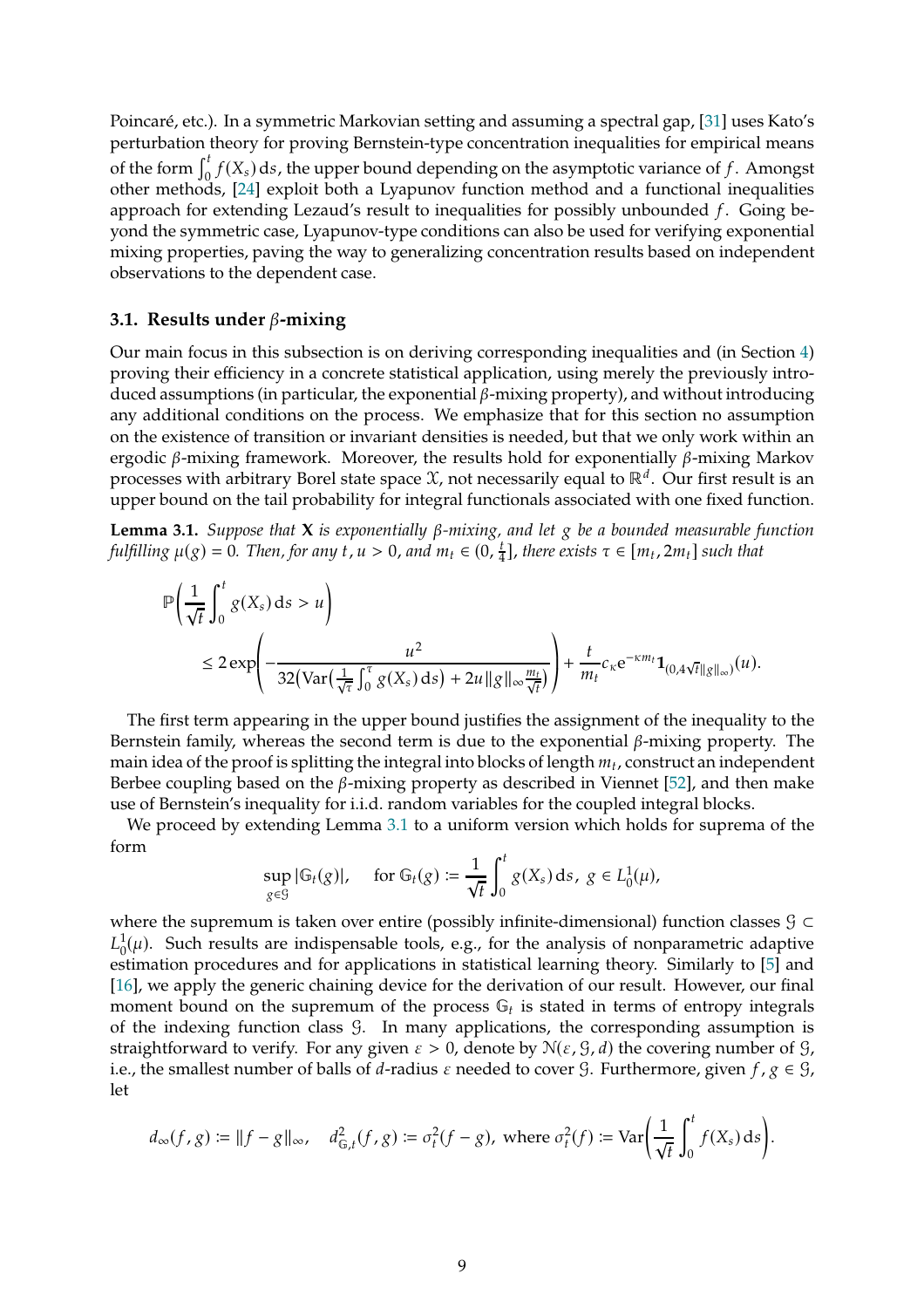Poincaré, etc.). In a symmetric Markovian setting and assuming a spectral gap, [31] uses Kato's perturbation theory for proving Bernstein-type concentration inequalities for empirical means of the form $\int_0^t f(X_s)\,\mathrm{d}s$, the upper bound depending on the asymptotic variance of $f$. Amongst other methods, [24] exploit both a Lyapunov function method and a functional inequalities approach for extending Lezaud's result to inequalities for possibly unbounded $f$. Going beyond the symmetric case, Lyapunov-type conditions can also be used for verifying exponential mixing properties, paving the way to generalizing concentration results based on independent observations to the dependent case.

### 3.1. Results under $\beta$-mixing

Our main focus in this subsection is on deriving corresponding inequalities and (in Section 4) proving their efficiency in a concrete statistical application, using merely the previously introduced assumptions (in particular, the exponential $\beta$-mixing property), and without introducing any additional conditions on the process. We emphasize that for this section no assumption on the existence of transition or invariant densities is needed, but that we only work within an ergodic $\beta$-mixing framework. Moreover, the results hold for exponentially $\beta$-mixing Markov processes with arbitrary Borel state space $\mathcal{X}$, not necessarily equal to $\mathbb{R}^d$. Our first result is an upper bound on the tail probability for integral functionals associated with one fixed function.

**Lemma 3.1.** *Suppose that $\mathbf{X}$ is exponentially $\beta$-mixing, and let $g$ be a bounded measurable function fulfilling $\mu(g) = 0$. Then, for any $t, u > 0$, and $m_t \in (0, \frac{t}{4}]$, there exists $\tau \in [m_t, 2m_t]$ such that*

$$
\begin{aligned}
&\mathbb{P}\left(\frac{1}{\sqrt{t}}\int_0^t g(X_s)\,\mathrm{d}s > u\right) \\
&\quad \le 2\exp\left(-\frac{u^2}{32\left(\operatorname{Var}\left(\frac{1}{\sqrt{\tau}}\int_0^\tau g(X_s)\,\mathrm{d}s\right) + 2u\|g\|_\infty \frac{m_t}{\sqrt{t}}\right)}\right) + \frac{t}{m_t} c_\kappa \mathrm{e}^{-\kappa m_t} \mathbf{1}_{(0, 4\sqrt{t}\|g\|_\infty)}(u).
\end{aligned}
$$

The first term appearing in the upper bound justifies the assignment of the inequality to the Bernstein family, whereas the second term is due to the exponential $\beta$-mixing property. The main idea of the proof is splitting the integral into blocks of length $m_t$, construct an independent Berbee coupling based on the $\beta$-mixing property as described in Viennet [52], and then make use of Bernstein's inequality for i.i.d. random variables for the coupled integral blocks.

We proceed by extending Lemma 3.1 to a uniform version which holds for suprema of the form

$$
\sup_{g \in \mathcal{G}} |\mathbb{G}_t(g)|, \quad \text{for } \mathbb{G}_t(g) := \frac{1}{\sqrt{t}}\int_0^t g(X_s)\,\mathrm{d}s,\ g \in L_0^1(\mu),
$$

where the supremum is taken over entire (possibly infinite-dimensional) function classes $\mathcal{G} \subset L_0^1(\mu)$. Such results are indispensable tools, e.g., for the analysis of nonparametric adaptive estimation procedures and for applications in statistical learning theory. Similarly to [5] and [16], we apply the generic chaining device for the derivation of our result. However, our final moment bound on the supremum of the process $\mathbb{G}_t$ is stated in terms of entropy integrals of the indexing function class $\mathcal{G}$. In many applications, the corresponding assumption is straightforward to verify. For any given $\varepsilon > 0$, denote by $\mathcal{N}(\varepsilon, \mathcal{G}, d)$ the covering number of $\mathcal{G}$, i.e., the smallest number of balls of $d$-radius $\varepsilon$ needed to cover $\mathcal{G}$. Furthermore, given $f, g \in \mathcal{G}$, let

$$
d_\infty(f, g) := \|f - g\|_\infty, \quad d^2_{\mathbb{G},t}(f, g) := \sigma_t^2(f - g), \text{ where } \sigma_t^2(f) := \operatorname{Var}\left(\frac{1}{\sqrt{t}}\int_0^t f(X_s)\,\mathrm{d}s\right).
$$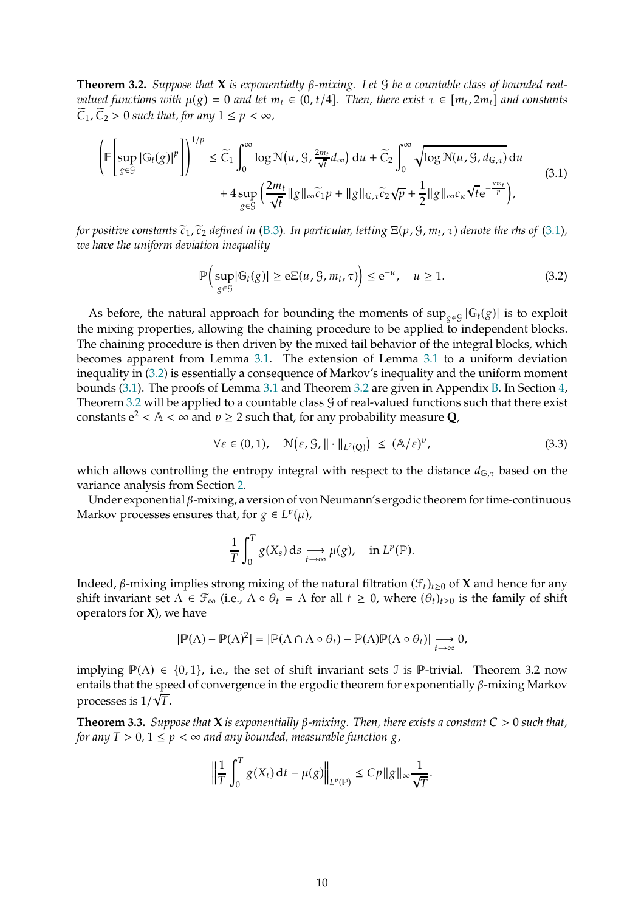**Theorem 3.2.** *Suppose that* $\mathbf{X}$ *is exponentially* $\beta$*-mixing. Let* $\mathcal{G}$ *be a countable class of bounded real-valued functions with* $\mu(g) = 0$ *and let* $m_t \in (0, t/4]$*. Then, there exist* $\tau \in [m_t, 2m_t]$ *and constants* $\widetilde{C}_1, \widetilde{C}_2 > 0$ *such that, for any* $1 \leq p < \infty$*,*

$$\left(\mathbb{E}\left[\sup_{g\in\mathcal{G}}|\mathbb{G}_t(g)|^p\right]\right)^{1/p} \leq \widetilde{C}_1 \int_0^\infty \log \mathcal{N}\big(u, \mathcal{G}, \tfrac{2m_t}{\sqrt{t}} d_\infty\big)\,\mathrm{d}u + \widetilde{C}_2 \int_0^\infty \sqrt{\log \mathcal{N}(u, \mathcal{G}, d_{\mathbb{G},\tau})}\,\mathrm{d}u + 4\sup_{g\in\mathcal{G}}\Big(\frac{2m_t}{\sqrt{t}}\|g\|_\infty \widetilde{c}_1 p + \|g\|_{\mathbb{G},\tau}\widetilde{c}_2\sqrt{p} + \frac{1}{2}\|g\|_\infty c_\kappa \sqrt{t}\mathrm{e}^{-\frac{\kappa m_t}{p}}\Big), \tag{3.1}$$

*for positive constants* $\widetilde{c}_1, \widetilde{c}_2$ *defined in* (B.3)*. In particular, letting* $\Xi(p, \mathcal{G}, m_t, \tau)$ *denote the rhs of* (3.1)*, we have the uniform deviation inequality*

$$\mathbb{P}\Big(\sup_{g\in\mathcal{G}}|\mathbb{G}_t(g)| \geq \mathrm{e}\Xi(u, \mathcal{G}, m_t, \tau)\Big) \leq \mathrm{e}^{-u}, \quad u \geq 1. \tag{3.2}$$

As before, the natural approach for bounding the moments of $\sup_{g\in\mathcal{G}}|\mathbb{G}_t(g)|$ is to exploit the mixing properties, allowing the chaining procedure to be applied to independent blocks. The chaining procedure is then driven by the mixed tail behavior of the integral blocks, which becomes apparent from Lemma 3.1. The extension of Lemma 3.1 to a uniform deviation inequality in (3.2) is essentially a consequence of Markov's inequality and the uniform moment bounds (3.1). The proofs of Lemma 3.1 and Theorem 3.2 are given in Appendix B. In Section 4, Theorem 3.2 will be applied to a countable class $\mathcal{G}$ of real-valued functions such that there exist constants $\mathrm{e}^2 < \mathbb{A} < \infty$ and $\upsilon \geq 2$ such that, for any probability measure $\mathbf{Q}$,

$$\forall \varepsilon \in (0,1), \quad \mathcal{N}\big(\varepsilon, \mathcal{G}, \|\cdot\|_{L^2(\mathbf{Q})}\big) \;\leq\; (\mathbb{A}/\varepsilon)^\upsilon, \tag{3.3}$$

which allows controlling the entropy integral with respect to the distance $d_{\mathbb{G},\tau}$ based on the variance analysis from Section 2.

Under exponential $\beta$-mixing, a version of von Neumann's ergodic theorem for time-continuous Markov processes ensures that, for $g \in L^p(\mu)$,

$$\frac{1}{T}\int_0^T g(X_s)\,\mathrm{d}s \underset{t\to\infty}{\longrightarrow} \mu(g), \quad \text{in } L^p(\mathbb{P}).$$

Indeed, $\beta$-mixing implies strong mixing of the natural filtration $(\mathcal{F}_t)_{t\geq 0}$ of $\mathbf{X}$ and hence for any shift invariant set $\Lambda \in \mathcal{F}_\infty$ (i.e., $\Lambda \circ \theta_t = \Lambda$ for all $t \geq 0$, where $(\theta_t)_{t\geq 0}$ is the family of shift operators for $\mathbf{X}$), we have

$$|\mathbb{P}(\Lambda) - \mathbb{P}(\Lambda)^2| = |\mathbb{P}(\Lambda \cap \Lambda \circ \theta_t) - \mathbb{P}(\Lambda)\mathbb{P}(\Lambda \circ \theta_t)| \underset{t\to\infty}{\longrightarrow} 0,$$

implying $\mathbb{P}(\Lambda) \in \{0,1\}$, i.e., the set of shift invariant sets $\mathcal{I}$ is $\mathbb{P}$-trivial. Theorem 3.2 now entails that the speed of convergence in the ergodic theorem for exponentially $\beta$-mixing Markov processes is $1/\sqrt{T}$.

**Theorem 3.3.** *Suppose that* $\mathbf{X}$ *is exponentially* $\beta$*-mixing. Then, there exists a constant* $C > 0$ *such that, for any* $T > 0$*,* $1 \leq p < \infty$ *and any bounded, measurable function* $g$*,*

$$\Big\|\frac{1}{T}\int_0^T g(X_t)\,\mathrm{d}t - \mu(g)\Big\|_{L^p(\mathbb{P})} \leq Cp\|g\|_\infty \frac{1}{\sqrt{T}}.$$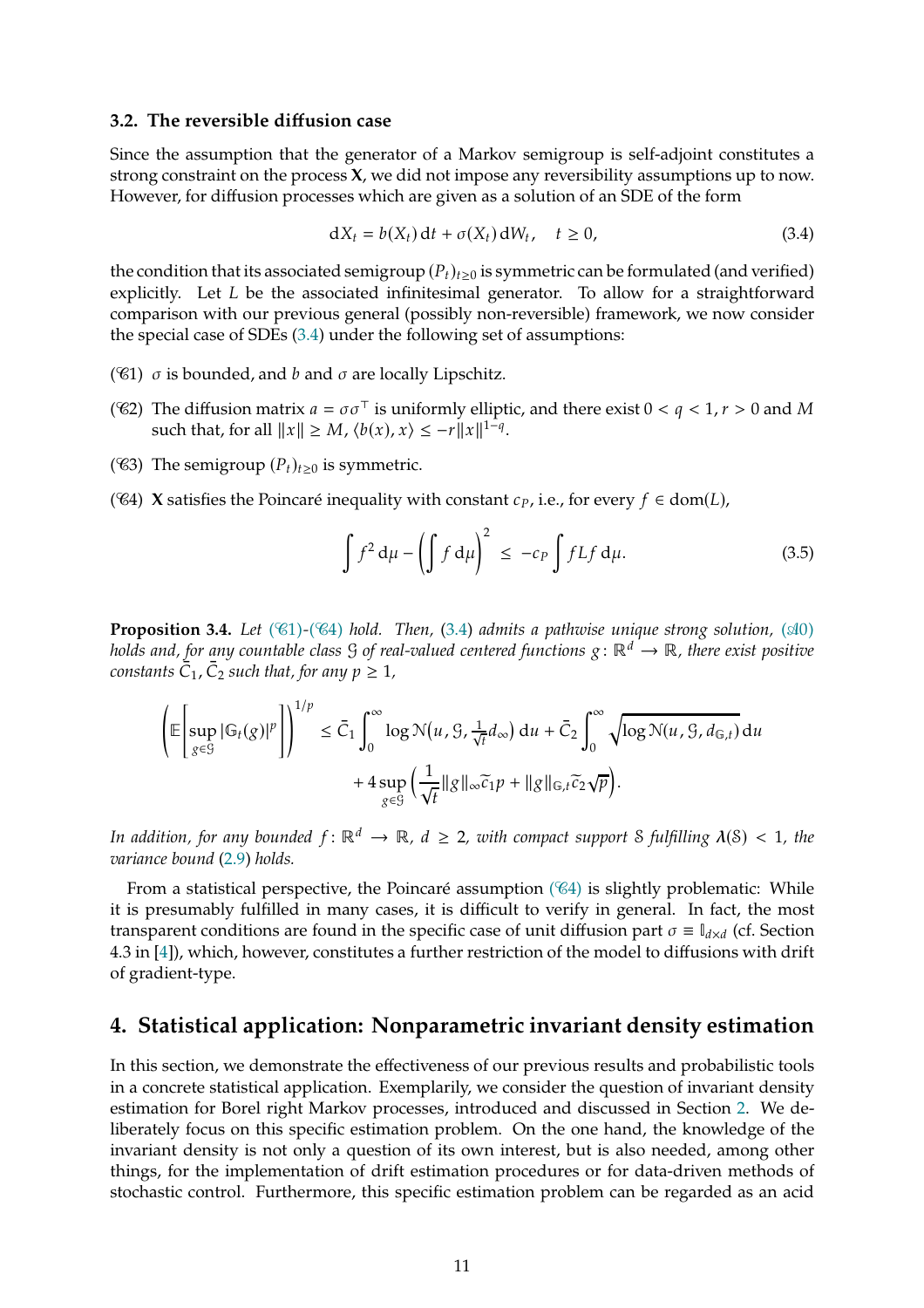### 3.2. The reversible diffusion case

Since the assumption that the generator of a Markov semigroup is self-adjoint constitutes a strong constraint on the process $\mathbf{X}$, we did not impose any reversibility assumptions up to now. However, for diffusion processes which are given as a solution of an SDE of the form

$$\mathrm{d}X_t = b(X_t)\,\mathrm{d}t + \sigma(X_t)\,\mathrm{d}W_t, \quad t \geq 0, \tag{3.4}$$

the condition that its associated semigroup $(P_t)_{t\geq 0}$ is symmetric can be formulated (and verified) explicitly. Let $L$ be the associated infinitesimal generator. To allow for a straightforward comparison with our previous general (possibly non-reversible) framework, we now consider the special case of SDEs (3.4) under the following set of assumptions:

($\mathscr{C}$1) $\sigma$ is bounded, and $b$ and $\sigma$ are locally Lipschitz.

($\mathscr{C}$2) The diffusion matrix $a = \sigma\sigma^\top$ is uniformly elliptic, and there exist $0 < q < 1$, $r > 0$ and $M$ such that, for all $\|x\| \geq M$, $\langle b(x), x\rangle \leq -r\|x\|^{1-q}$.

($\mathscr{C}$3) The semigroup $(P_t)_{t\geq 0}$ is symmetric.

($\mathscr{C}$4) $\mathbf{X}$ satisfies the Poincaré inequality with constant $c_P$, i.e., for every $f \in \operatorname{dom}(L)$,

$$\int f^2\,\mathrm{d}\mu - \left(\int f\,\mathrm{d}\mu\right)^2 \;\leq\; -c_P \int fLf\,\mathrm{d}\mu. \tag{3.5}$$

**Proposition 3.4.** *Let ($\mathscr{C}$1)-($\mathscr{C}$4) hold. Then, (3.4) admits a pathwise unique strong solution, ($\mathscr{A}$0) holds and, for any countable class $\mathcal{G}$ of real-valued centered functions $g\colon \mathbb{R}^d \to \mathbb{R}$, there exist positive constants $\bar{C}_1, \bar{C}_2$ such that, for any $p \geq 1$,*

$$\left(\mathbb{E}\left[\sup_{g\in\mathcal{G}} |\mathbb{G}_t(g)|^p\right]\right)^{1/p} \leq \bar{C}_1 \int_0^\infty \log \mathcal{N}\big(u, \mathcal{G}, \tfrac{1}{\sqrt{t}} d_\infty\big)\,\mathrm{d}u + \bar{C}_2 \int_0^\infty \sqrt{\log \mathcal{N}(u, \mathcal{G}, d_{\mathbb{G},t})}\,\mathrm{d}u$$
$$+ 4\sup_{g\in\mathcal{G}}\Big(\frac{1}{\sqrt{t}}\|g\|_\infty \widetilde{c}_1 p + \|g\|_{\mathbb{G},t}\widetilde{c}_2\sqrt{p}\Big).$$

*In addition, for any bounded $f\colon \mathbb{R}^d \to \mathbb{R}$, $d \geq 2$, with compact support $\mathcal{S}$ fulfilling $\boldsymbol{\lambda}(\mathcal{S}) < 1$, the variance bound (2.9) holds.*

From a statistical perspective, the Poincaré assumption ($\mathscr{C}$4) is slightly problematic: While it is presumably fulfilled in many cases, it is difficult to verify in general. In fact, the most transparent conditions are found in the specific case of unit diffusion part $\sigma \equiv \mathbb{I}_{d\times d}$ (cf. Section 4.3 in [4]), which, however, constitutes a further restriction of the model to diffusions with drift of gradient-type.

## 4. Statistical application: Nonparametric invariant density estimation

In this section, we demonstrate the effectiveness of our previous results and probabilistic tools in a concrete statistical application. Exemplarily, we consider the question of invariant density estimation for Borel right Markov processes, introduced and discussed in Section 2. We deliberately focus on this specific estimation problem. On the one hand, the knowledge of the invariant density is not only a question of its own interest, but is also needed, among other things, for the implementation of drift estimation procedures or for data-driven methods of stochastic control. Furthermore, this specific estimation problem can be regarded as an acid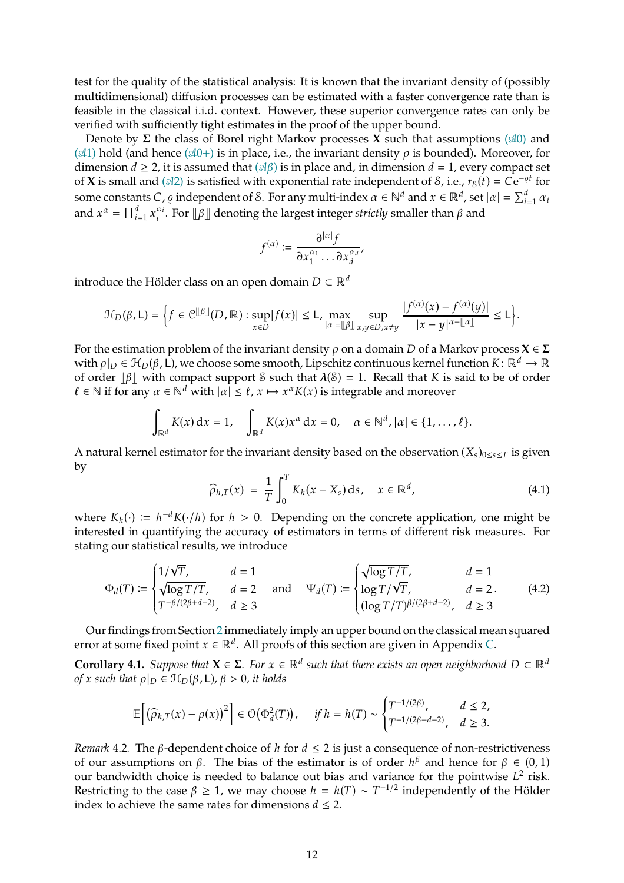test for the quality of the statistical analysis: It is known that the invariant density of (possibly multidimensional) diffusion processes can be estimated with a faster convergence rate than is feasible in the classical i.i.d. context. However, these superior convergence rates can only be verified with sufficiently tight estimates in the proof of the upper bound.

Denote by $\mathbf{\Sigma}$ the class of Borel right Markov processes $\mathbf{X}$ such that assumptions ($\mathscr{A}0$) and ($\mathscr{A}1$) hold (and hence ($\mathscr{A}0+$) is in place, i.e., the invariant density $\rho$ is bounded). Moreover, for dimension $d \geq 2$, it is assumed that ($\mathscr{A}\beta$) is in place and, in dimension $d = 1$, every compact set of $\mathbf{X}$ is small and ($\mathscr{A}2$) is satisfied with exponential rate independent of $\mathcal{S}$, i.e., $r_{\mathcal{S}}(t) = C\mathrm{e}^{-\varrho t}$ for some constants $C, \varrho$ independent of $\mathcal{S}$. For any multi-index $\alpha \in \mathbb{N}^d$ and $x \in \mathbb{R}^d$, set $|\alpha| = \sum_{i=1}^d \alpha_i$ and $x^\alpha = \prod_{i=1}^d x_i^{\alpha_i}$. For $\llbracket \beta \rrbracket$ denoting the largest integer *strictly* smaller than $\beta$ and

$$
f^{(\alpha)} := \frac{\partial^{|\alpha|} f}{\partial x_1^{\alpha_1} \ldots \partial x_d^{\alpha_d}},
$$

introduce the Hölder class on an open domain $D \subset \mathbb{R}^d$

$$
\mathcal{H}_D(\beta, \mathsf{L}) = \Big\{ f \in \mathcal{C}^{\llbracket \beta \rrbracket}(D, \mathbb{R}) : \sup_{x \in D} |f(x)| \leq \mathsf{L}, \max_{|\alpha| = \llbracket \beta \rrbracket} \sup_{x, y \in D, x \neq y} \frac{|f^{(\alpha)}(x) - f^{(\alpha)}(y)|}{|x - y|^{\alpha - \llbracket \alpha \rrbracket}} \leq \mathsf{L} \Big\}.
$$

For the estimation problem of the invariant density $\rho$ on a domain $D$ of a Markov process $\mathbf{X} \in \mathbf{\Sigma}$ with $\rho|_D \in \mathcal{H}_D(\beta, \mathsf{L})$, we choose some smooth, Lipschitz continuous kernel function $K \colon \mathbb{R}^d \to \mathbb{R}$ of order $\llbracket \beta \rrbracket$ with compact support $\mathcal{S}$ such that $\lambda(\mathcal{S}) = 1$. Recall that $K$ is said to be of order $\ell \in \mathbb{N}$ if for any $\alpha \in \mathbb{N}^d$ with $|\alpha| \leq \ell$, $x \mapsto x^\alpha K(x)$ is integrable and moreover

$$
\int_{\mathbb{R}^d} K(x) \,\mathrm{d}x = 1, \quad \int_{\mathbb{R}^d} K(x) x^\alpha \,\mathrm{d}x = 0, \quad \alpha \in \mathbb{N}^d, |\alpha| \in \{1, \ldots, \ell\}.
$$

A natural kernel estimator for the invariant density based on the observation $(X_s)_{0 \leq s \leq T}$ is given by

$$
\widehat{\rho}_{h,T}(x) \;=\; \frac{1}{T} \int_0^T K_h(x - X_s) \,\mathrm{d}s, \quad x \in \mathbb{R}^d, \tag{4.1}
$$

where $K_h(\cdot) := h^{-d} K(\cdot / h)$ for $h > 0$. Depending on the concrete application, one might be interested in quantifying the accuracy of estimators in terms of different risk measures. For stating our statistical results, we introduce

$$
\Phi_d(T) := \begin{cases} 1/\sqrt{T}, & d = 1 \\ \sqrt{\log T / T}, & d = 2 \\ T^{-\beta/(2\beta + d - 2)}, & d \geq 3 \end{cases} \quad \text{and} \quad \Psi_d(T) := \begin{cases} \sqrt{\log T / T}, & d = 1 \\ \log T / \sqrt{T}, & d = 2 \\ (\log T / T)^{\beta/(2\beta + d - 2)}, & d \geq 3 \end{cases}. \tag{4.2}
$$

Our findings from Section 2 immediately imply an upper bound on the classical mean squared error at some fixed point $x \in \mathbb{R}^d$. All proofs of this section are given in Appendix C.

**Corollary 4.1.** *Suppose that $\mathbf{X} \in \mathbf{\Sigma}$. For $x \in \mathbb{R}^d$ such that there exists an open neighborhood $D \subset \mathbb{R}^d$ of $x$ such that $\rho|_D \in \mathcal{H}_D(\beta, \mathsf{L})$, $\beta > 0$, it holds*

$$
\mathbb{E}\Big[ \big( \widehat{\rho}_{h,T}(x) - \rho(x) \big)^2 \Big] \in \mathcal{O}\big( \Phi_d^2(T) \big), \quad \text{if } h = h(T) \sim \begin{cases} T^{-1/(2\beta)}, & d \leq 2, \\ T^{-1/(2\beta + d - 2)}, & d \geq 3. \end{cases}
$$

*Remark* 4.2. The $\beta$-dependent choice of $h$ for $d \leq 2$ is just a consequence of non-restrictiveness of our assumptions on $\beta$. The bias of the estimator is of order $h^\beta$ and hence for $\beta \in (0, 1)$ our bandwidth choice is needed to balance out bias and variance for the pointwise $L^2$ risk. Restricting to the case $\beta \geq 1$, we may choose $h = h(T) \sim T^{-1/2}$ independently of the Hölder index to achieve the same rates for dimensions $d \leq 2$.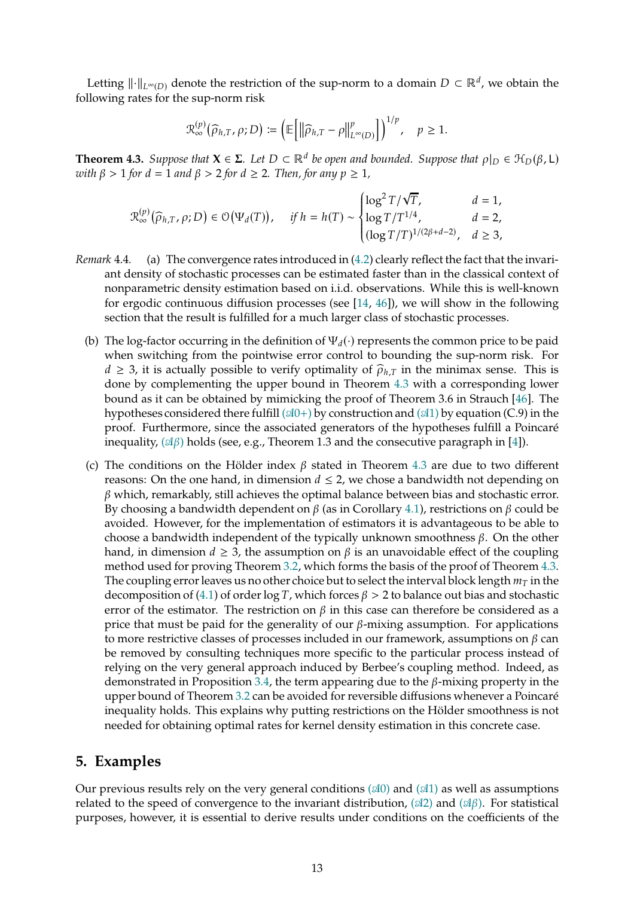Letting $\|\cdot\|_{L^\infty(D)}$ denote the restriction of the sup-norm to a domain $D \subset \mathbb{R}^d$, we obtain the following rates for the sup-norm risk

$$\mathcal{R}_\infty^{(p)}(\widehat{\rho}_{h,T}, \rho; D) := \left(\mathbb{E}\left[\left\|\widehat{\rho}_{h,T} - \rho\right\|_{L^\infty(D)}^p\right]\right)^{1/p}, \quad p \geq 1.$$

**Theorem 4.3.** *Suppose that $\mathbf{X} \in \mathbf{\Sigma}$. Let $D \subset \mathbb{R}^d$ be open and bounded. Suppose that $\rho|_D \in \mathcal{H}_D(\beta, \mathsf{L})$ with $\beta > 1$ for $d = 1$ and $\beta > 2$ for $d \geq 2$. Then, for any $p \geq 1$,*

$$\mathcal{R}_\infty^{(p)}(\widehat{\rho}_{h,T}, \rho; D) \in \mathcal{O}(\Psi_d(T)), \quad \text{if } h = h(T) \sim \begin{cases} \log^2 T/\sqrt{T}, & d = 1, \\ \log T/T^{1/4}, & d = 2, \\ (\log T/T)^{1/(2\beta+d-2)}, & d \geq 3, \end{cases}$$

*Remark* 4.4.

(a) The convergence rates introduced in (4.2) clearly reflect the fact that the invariant density of stochastic processes can be estimated faster than in the classical context of nonparametric density estimation based on i.i.d. observations. While this is well-known for ergodic continuous diffusion processes (see [14, 46]), we will show in the following section that the result is fulfilled for a much larger class of stochastic processes.

(b) The log-factor occurring in the definition of $\Psi_d(\cdot)$ represents the common price to be paid when switching from the pointwise error control to bounding the sup-norm risk. For $d \geq 3$, it is actually possible to verify optimality of $\widehat{\rho}_{h,T}$ in the minimax sense. This is done by complementing the upper bound in Theorem 4.3 with a corresponding lower bound as it can be obtained by mimicking the proof of Theorem 3.6 in Strauch [46]. The hypotheses considered there fulfill ($\mathscr{A}$0+) by construction and ($\mathscr{A}$1) by equation (C.9) in the proof. Furthermore, since the associated generators of the hypotheses fulfill a Poincaré inequality, ($\mathscr{A}\beta$) holds (see, e.g., Theorem 1.3 and the consecutive paragraph in [4]).

(c) The conditions on the Hölder index $\beta$ stated in Theorem 4.3 are due to two different reasons: On the one hand, in dimension $d \leq 2$, we chose a bandwidth not depending on $\beta$ which, remarkably, still achieves the optimal balance between bias and stochastic error. By choosing a bandwidth dependent on $\beta$ (as in Corollary 4.1), restrictions on $\beta$ could be avoided. However, for the implementation of estimators it is advantageous to be able to choose a bandwidth independent of the typically unknown smoothness $\beta$. On the other hand, in dimension $d \geq 3$, the assumption on $\beta$ is an unavoidable effect of the coupling method used for proving Theorem 3.2, which forms the basis of the proof of Theorem 4.3. The coupling error leaves us no other choice but to select the interval block length $m_T$ in the decomposition of (4.1) of order $\log T$, which forces $\beta > 2$ to balance out bias and stochastic error of the estimator. The restriction on $\beta$ in this case can therefore be considered as a price that must be paid for the generality of our $\beta$-mixing assumption. For applications to more restrictive classes of processes included in our framework, assumptions on $\beta$ can be removed by consulting techniques more specific to the particular process instead of relying on the very general approach induced by Berbee's coupling method. Indeed, as demonstrated in Proposition 3.4, the term appearing due to the $\beta$-mixing property in the upper bound of Theorem 3.2 can be avoided for reversible diffusions whenever a Poincaré inequality holds. This explains why putting restrictions on the Hölder smoothness is not needed for obtaining optimal rates for kernel density estimation in this concrete case.

## 5. Examples

Our previous results rely on the very general conditions ($\mathscr{A}$0) and ($\mathscr{A}$1) as well as assumptions related to the speed of convergence to the invariant distribution, ($\mathscr{A}$2) and ($\mathscr{A}\beta$). For statistical purposes, however, it is essential to derive results under conditions on the coefficients of the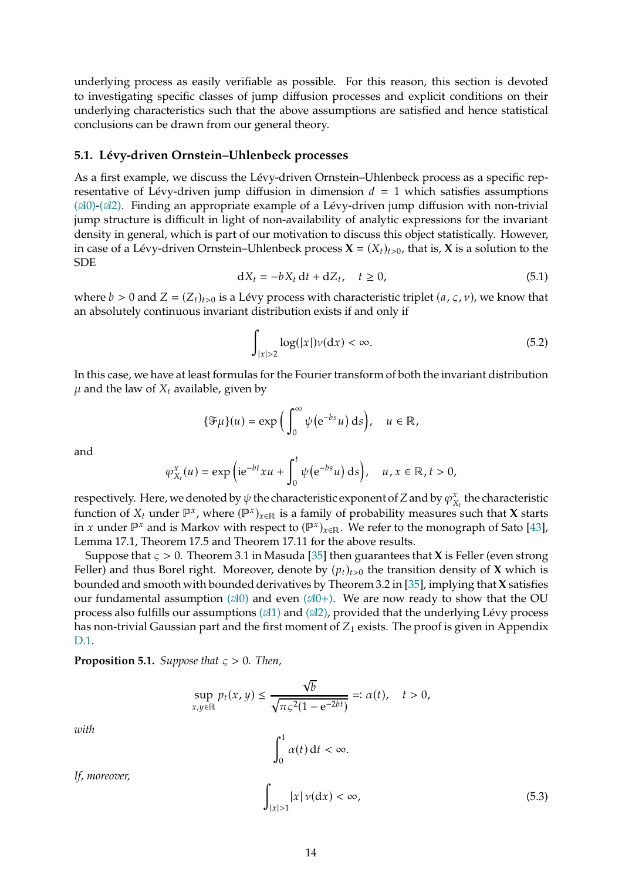underlying process as easily verifiable as possible. For this reason, this section is devoted to investigating specific classes of jump diffusion processes and explicit conditions on their underlying characteristics such that the above assumptions are satisfied and hence statistical conclusions can be drawn from our general theory.

### 5.1. Lévy-driven Ornstein–Uhlenbeck processes

As a first example, we discuss the Lévy-driven Ornstein–Uhlenbeck process as a specific representative of Lévy-driven jump diffusion in dimension $d = 1$ which satisfies assumptions ($\mathscr{A}0$)-($\mathscr{A}2$). Finding an appropriate example of a Lévy-driven jump diffusion with non-trivial jump structure is difficult in light of non-availability of analytic expressions for the invariant density in general, which is part of our motivation to discuss this object statistically. However, in case of a Lévy-driven Ornstein–Uhlenbeck process $\mathbf{X} = (X_t)_{t>0}$, that is, $\mathbf{X}$ is a solution to the SDE

$$\mathrm{d}X_t = -bX_t\,\mathrm{d}t + \mathrm{d}Z_t, \quad t \geq 0, \tag{5.1}$$

where $b > 0$ and $Z = (Z_t)_{t>0}$ is a Lévy process with characteristic triplet $(a, \varsigma, \nu)$, we know that an absolutely continuous invariant distribution exists if and only if

$$\int_{|x|>2} \log(|x|)\nu(\mathrm{d}x) < \infty. \tag{5.2}$$

In this case, we have at least formulas for the Fourier transform of both the invariant distribution $\mu$ and the law of $X_t$ available, given by

$$\{\mathscr{F}\mu\}(u) = \exp\Big(\int_0^\infty \psi\big(\mathrm{e}^{-bs}u\big)\,\mathrm{d}s\Big), \quad u \in \mathbb{R},$$

and

$$\varphi^x_{X_t}(u) = \exp\Big(\mathrm{i}\mathrm{e}^{-bt}xu + \int_0^t \psi\big(\mathrm{e}^{-bs}u\big)\,\mathrm{d}s\Big), \quad u, x \in \mathbb{R}, t > 0,$$

respectively. Here, we denoted by $\psi$ the characteristic exponent of $Z$ and by $\varphi^x_{X_t}$ the characteristic function of $X_t$ under $\mathbb{P}^x$, where $(\mathbb{P}^x)_{x\in\mathbb{R}}$ is a family of probability measures such that $\mathbf{X}$ starts in $x$ under $\mathbb{P}^x$ and is Markov with respect to $(\mathbb{P}^x)_{x\in\mathbb{R}}$. We refer to the monograph of Sato [43], Lemma 17.1, Theorem 17.5 and Theorem 17.11 for the above results.

Suppose that $\varsigma > 0$. Theorem 3.1 in Masuda [35] then guarantees that $\mathbf{X}$ is Feller (even strong Feller) and thus Borel right. Moreover, denote by $(p_t)_{t>0}$ the transition density of $\mathbf{X}$ which is bounded and smooth with bounded derivatives by Theorem 3.2 in [35], implying that $\mathbf{X}$ satisfies our fundamental assumption ($\mathscr{A}0$) and even ($\mathscr{A}0+$). We are now ready to show that the OU process also fulfills our assumptions ($\mathscr{A}1$) and ($\mathscr{A}2$), provided that the underlying Lévy process has non-trivial Gaussian part and the first moment of $Z_1$ exists. The proof is given in Appendix D.1.

**Proposition 5.1.** *Suppose that $\varsigma > 0$. Then,*

$$\sup_{x,y\in\mathbb{R}} p_t(x,y) \leq \frac{\sqrt{b}}{\sqrt{\pi\varsigma^2(1-\mathrm{e}^{-2bt})}} =: \alpha(t), \quad t > 0,$$

*with*

$$\int_0^1 \alpha(t)\,\mathrm{d}t < \infty.$$

*If, moreover,*

$$\int_{|x|>1} |x|\,\nu(\mathrm{d}x) < \infty, \tag{5.3}$$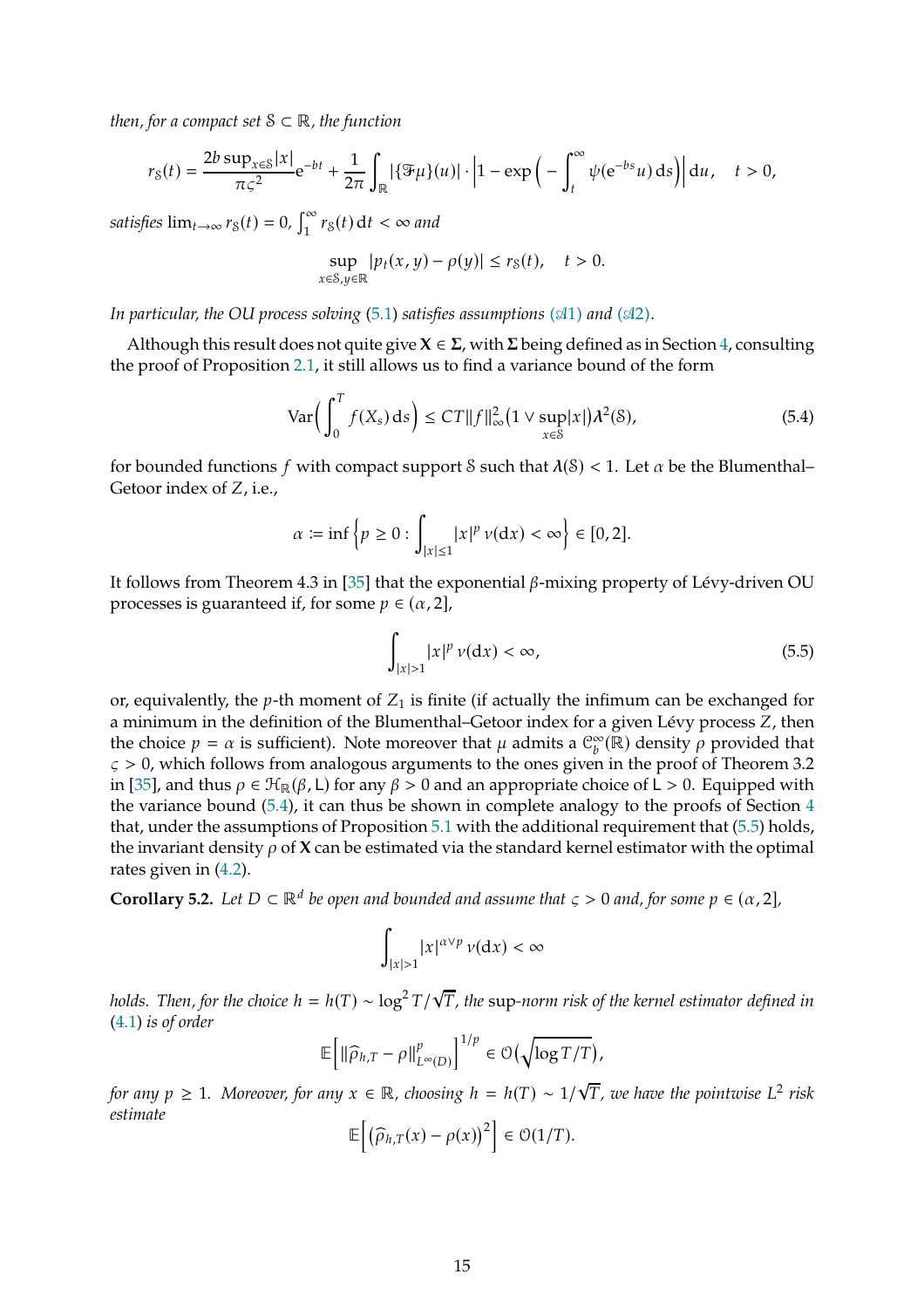*then, for a compact set $\mathcal{S} \subset \mathbb{R}$, the function*

$$r_{\mathcal{S}}(t) = \frac{2b \sup_{x\in\mathcal{S}}|x|}{\pi\varsigma^2}\mathrm{e}^{-bt} + \frac{1}{2\pi}\int_{\mathbb{R}} |\{\mathcal{F}\mu\}(u)| \cdot \Big|1 - \exp\Big(-\int_t^\infty \psi(\mathrm{e}^{-bs}u)\,\mathrm{d}s\Big)\Big|\,\mathrm{d}u, \quad t > 0,$$

*satisfies $\lim_{t\to\infty} r_{\mathcal{S}}(t) = 0$, $\int_1^\infty r_{\mathcal{S}}(t)\,\mathrm{d}t < \infty$ and*

$$\sup_{x\in\mathcal{S},y\in\mathbb{R}} |p_t(x,y) - \rho(y)| \le r_{\mathcal{S}}(t), \quad t > 0.$$

*In particular, the OU process solving (5.1) satisfies assumptions (𝒜1) and (𝒜2).*

Although this result does not quite give $\mathbf{X} \in \mathbf{\Sigma}$, with $\mathbf{\Sigma}$ being defined as in Section 4, consulting the proof of Proposition 2.1, it still allows us to find a variance bound of the form

$$\mathrm{Var}\Big(\int_0^T f(X_s)\,\mathrm{d}s\Big) \le CT\|f\|_\infty^2\big(1 \vee \sup_{x\in\mathcal{S}}|x|\big)\lambda^2(\mathcal{S}), \tag{5.4}$$

for bounded functions $f$ with compact support $\mathcal{S}$ such that $\lambda(\mathcal{S}) < 1$. Let $\alpha$ be the Blumenthal–Getoor index of $Z$, i.e.,

$$\alpha := \inf\Big\{p \ge 0 : \int_{|x|\le 1} |x|^p\,\nu(\mathrm{d}x) < \infty\Big\} \in [0,2].$$

It follows from Theorem 4.3 in [35] that the exponential $\beta$-mixing property of Lévy-driven OU processes is guaranteed if, for some $p \in (\alpha, 2]$,

$$\int_{|x|>1} |x|^p\,\nu(\mathrm{d}x) < \infty, \tag{5.5}$$

or, equivalently, the $p$-th moment of $Z_1$ is finite (if actually the infimum can be exchanged for a minimum in the definition of the Blumenthal–Getoor index for a given Lévy process $Z$, then the choice $p = \alpha$ is sufficient). Note moreover that $\mu$ admits a $\mathcal{C}_b^\infty(\mathbb{R})$ density $\rho$ provided that $\varsigma > 0$, which follows from analogous arguments to the ones given in the proof of Theorem 3.2 in [35], and thus $\rho \in \mathcal{H}_{\mathbb{R}}(\beta, \mathsf{L})$ for any $\beta > 0$ and an appropriate choice of $\mathsf{L} > 0$. Equipped with the variance bound (5.4), it can thus be shown in complete analogy to the proofs of Section 4 that, under the assumptions of Proposition 5.1 with the additional requirement that (5.5) holds, the invariant density $\rho$ of $\mathbf{X}$ can be estimated via the standard kernel estimator with the optimal rates given in (4.2).

**Corollary 5.2.** *Let $D \subset \mathbb{R}^d$ be open and bounded and assume that $\varsigma > 0$ and, for some $p \in (\alpha, 2]$,*

$$\int_{|x|>1} |x|^{\alpha\vee p}\,\nu(\mathrm{d}x) < \infty$$

*holds. Then, for the choice $h = h(T) \sim \log^2 T/\sqrt{T}$, the $\sup$-norm risk of the kernel estimator defined in (4.1) is of order*

$$\mathbb{E}\Big[\|\widehat{\rho}_{h,T} - \rho\|_{L^\infty(D)}^p\Big]^{1/p} \in \mathcal{O}\big(\sqrt{\log T/T}\big),$$

*for any $p \ge 1$. Moreover, for any $x \in \mathbb{R}$, choosing $h = h(T) \sim 1/\sqrt{T}$, we have the pointwise $L^2$ risk estimate*

$$\mathbb{E}\Big[\big(\widehat{\rho}_{h,T}(x) - \rho(x)\big)^2\Big] \in \mathcal{O}(1/T).$$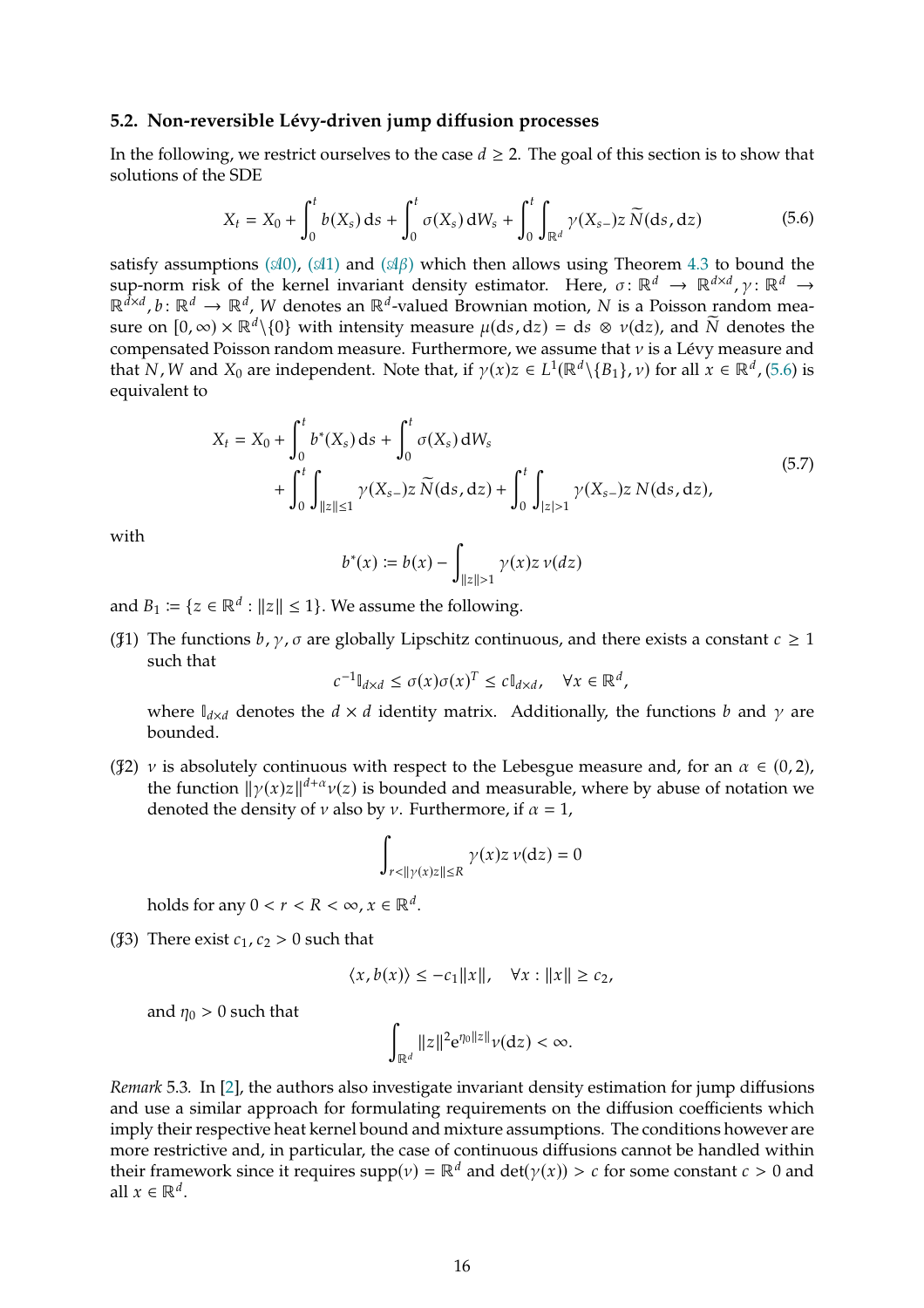### 5.2. Non-reversible Lévy-driven jump diffusion processes

In the following, we restrict ourselves to the case $d \geq 2$. The goal of this section is to show that solutions of the SDE

$$X_t = X_0 + \int_0^t b(X_s)\,\mathrm{d}s + \int_0^t \sigma(X_s)\,\mathrm{d}W_s + \int_0^t \int_{\mathbb{R}^d} \gamma(X_{s-})z\,\widetilde{N}(\mathrm{d}s, \mathrm{d}z) \tag{5.6}$$

satisfy assumptions ($\mathscr{A}0$), ($\mathscr{A}1$) and ($\mathscr{A}\beta$) which then allows using Theorem 4.3 to bound the sup-norm risk of the kernel invariant density estimator. Here, $\sigma\colon \mathbb{R}^d \to \mathbb{R}^{d\times d}$, $\gamma\colon \mathbb{R}^d \to \mathbb{R}^{d\times d}$, $b\colon \mathbb{R}^d \to \mathbb{R}^d$, $W$ denotes an $\mathbb{R}^d$-valued Brownian motion, $N$ is a Poisson random measure on $[0,\infty)\times\mathbb{R}^d\backslash\{0\}$ with intensity measure $\mu(\mathrm{d}s, \mathrm{d}z) = \mathrm{d}s \otimes \nu(\mathrm{d}z)$, and $\widetilde{N}$ denotes the compensated Poisson random measure. Furthermore, we assume that $\nu$ is a Lévy measure and that $N, W$ and $X_0$ are independent. Note that, if $\gamma(x)z \in L^1(\mathbb{R}^d\backslash\{B_1\}, \nu)$ for all $x \in \mathbb{R}^d$, (5.6) is equivalent to

$$\begin{aligned} X_t = X_0 &+ \int_0^t b^*(X_s)\,\mathrm{d}s + \int_0^t \sigma(X_s)\,\mathrm{d}W_s \\ &+ \int_0^t \int_{\|z\|\leq 1} \gamma(X_{s-})z\,\widetilde{N}(\mathrm{d}s, \mathrm{d}z) + \int_0^t \int_{|z|>1} \gamma(X_{s-})z\,N(\mathrm{d}s, \mathrm{d}z), \end{aligned} \tag{5.7}$$

with

$$b^*(x) := b(x) - \int_{\|z\|>1} \gamma(x)z\,\nu(dz)$$

and $B_1 := \{z \in \mathbb{R}^d : \|z\| \leq 1\}$. We assume the following.

($\mathfrak{J}1$) The functions $b, \gamma, \sigma$ are globally Lipschitz continuous, and there exists a constant $c \geq 1$ such that

$$c^{-1}\mathbb{I}_{d\times d} \leq \sigma(x)\sigma(x)^T \leq c\mathbb{I}_{d\times d}, \quad \forall x \in \mathbb{R}^d,$$

where $\mathbb{I}_{d\times d}$ denotes the $d\times d$ identity matrix. Additionally, the functions $b$ and $\gamma$ are bounded.

($\mathfrak{J}2$) $\nu$ is absolutely continuous with respect to the Lebesgue measure and, for an $\alpha \in (0,2)$, the function $\|\gamma(x)z\|^{d+\alpha}\nu(z)$ is bounded and measurable, where by abuse of notation we denoted the density of $\nu$ also by $\nu$. Furthermore, if $\alpha = 1$,

$$\int_{r<\|\gamma(x)z\|\leq R} \gamma(x)z\,\nu(\mathrm{d}z) = 0$$

holds for any $0 < r < R < \infty$, $x \in \mathbb{R}^d$.

($\mathfrak{J}3$) There exist $c_1, c_2 > 0$ such that

$$\langle x, b(x)\rangle \leq -c_1\|x\|, \quad \forall x : \|x\| \geq c_2,$$

and $\eta_0 > 0$ such that

$$\int_{\mathbb{R}^d} \|z\|^2 \mathrm{e}^{\eta_0\|z\|}\nu(\mathrm{d}z) < \infty.$$

*Remark* 5.3. In [2], the authors also investigate invariant density estimation for jump diffusions and use a similar approach for formulating requirements on the diffusion coefficients which imply their respective heat kernel bound and mixture assumptions. The conditions however are more restrictive and, in particular, the case of continuous diffusions cannot be handled within their framework since it requires $\operatorname{supp}(\nu) = \mathbb{R}^d$ and $\det(\gamma(x)) > c$ for some constant $c > 0$ and all $x \in \mathbb{R}^d$.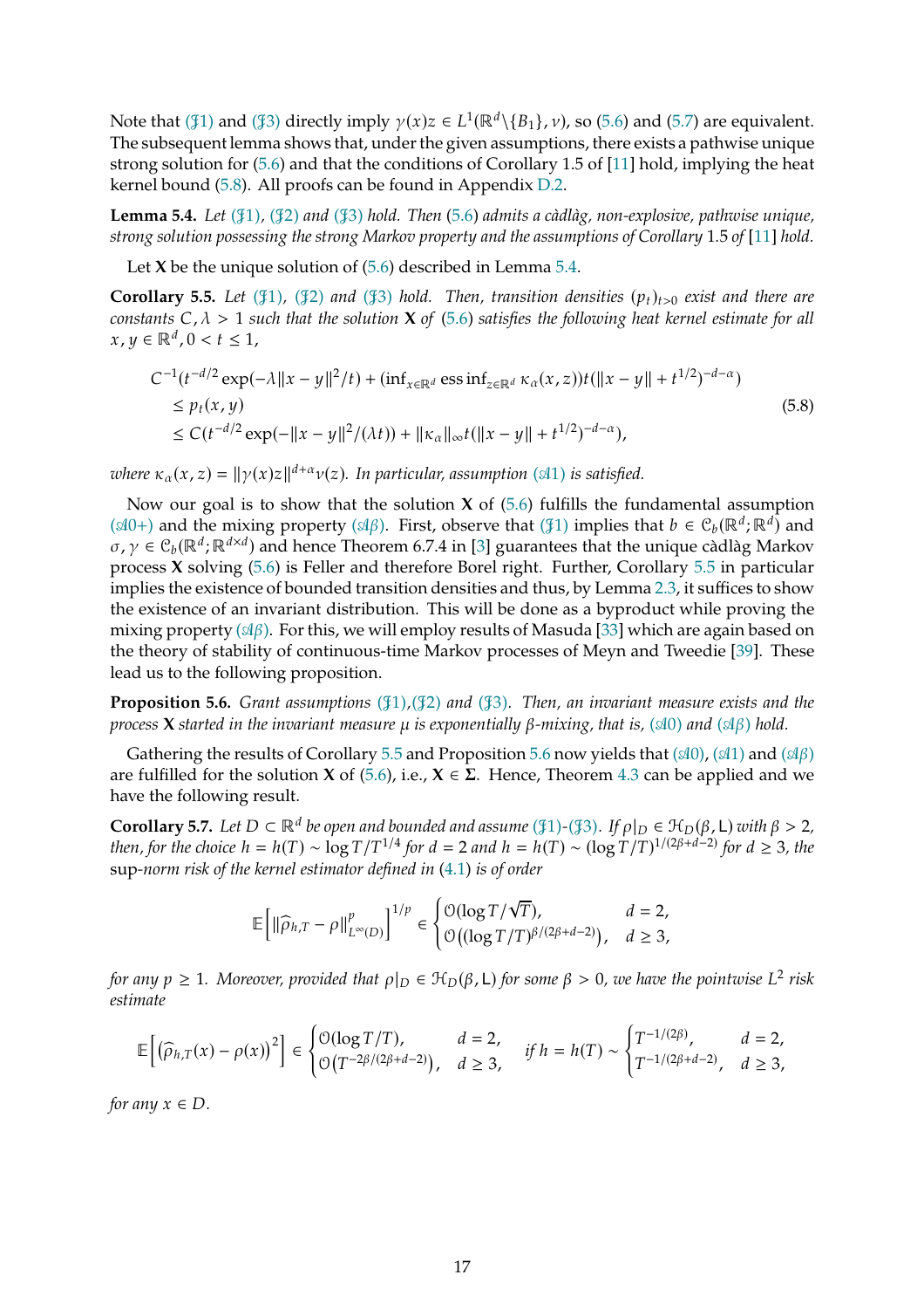Note that ($\mathfrak{J}1$) and ($\mathfrak{J}3$) directly imply $\gamma(x)z \in L^1(\mathbb{R}^d\backslash\{B_1\}, \nu)$, so (5.6) and (5.7) are equivalent. The subsequent lemma shows that, under the given assumptions, there exists a pathwise unique strong solution for (5.6) and that the conditions of Corollary 1.5 of [11] hold, implying the heat kernel bound (5.8). All proofs can be found in Appendix D.2.

**Lemma 5.4.** *Let ($\mathfrak{J}1$), ($\mathfrak{J}2$) and ($\mathfrak{J}3$) hold. Then* (5.6) *admits a càdlàg, non-explosive, pathwise unique, strong solution possessing the strong Markov property and the assumptions of Corollary* 1.5 *of* [11] *hold.*

Let $\mathbf{X}$ be the unique solution of (5.6) described in Lemma 5.4.

**Corollary 5.5.** *Let ($\mathfrak{J}1$), ($\mathfrak{J}2$) and ($\mathfrak{J}3$) hold. Then, transition densities $(p_t)_{t>0}$ exist and there are constants $C, \lambda > 1$ such that the solution $\mathbf{X}$ of* (5.6) *satisfies the following heat kernel estimate for all $x, y \in \mathbb{R}^d, 0 < t \leq 1$,*

$$
\begin{aligned}
&C^{-1}(t^{-d/2}\exp(-\lambda\|x-y\|^2/t) + (\inf_{x\in\mathbb{R}^d}\operatorname{ess\,inf}_{z\in\mathbb{R}^d}\kappa_\alpha(x,z))t(\|x-y\|+t^{1/2})^{-d-\alpha}) \\
&\quad\leq p_t(x,y) \qquad\qquad\qquad\qquad\qquad\qquad\qquad\qquad\qquad\qquad\qquad\qquad (5.8)\\
&\quad\leq C(t^{-d/2}\exp(-\|x-y\|^2/(\lambda t)) + \|\kappa_\alpha\|_\infty t(\|x-y\|+t^{1/2})^{-d-\alpha}),
\end{aligned}
$$

*where $\kappa_\alpha(x,z) = \|\gamma(x)z\|^{d+\alpha}\nu(z)$. In particular, assumption ($\mathscr{A}1$) is satisfied.*

Now our goal is to show that the solution $\mathbf{X}$ of (5.6) fulfills the fundamental assumption ($\mathscr{A}0+$) and the mixing property ($\mathscr{A}\beta$). First, observe that ($\mathfrak{J}1$) implies that $b \in \mathcal{C}_b(\mathbb{R}^d;\mathbb{R}^d)$ and $\sigma, \gamma \in \mathcal{C}_b(\mathbb{R}^d;\mathbb{R}^{d\times d})$ and hence Theorem 6.7.4 in [3] guarantees that the unique càdlàg Markov process $\mathbf{X}$ solving (5.6) is Feller and therefore Borel right. Further, Corollary 5.5 in particular implies the existence of bounded transition densities and thus, by Lemma 2.3, it suffices to show the existence of an invariant distribution. This will be done as a byproduct while proving the mixing property ($\mathscr{A}\beta$). For this, we will employ results of Masuda [33] which are again based on the theory of stability of continuous-time Markov processes of Meyn and Tweedie [39]. These lead us to the following proposition.

**Proposition 5.6.** *Grant assumptions ($\mathfrak{J}1$),($\mathfrak{J}2$) and ($\mathfrak{J}3$). Then, an invariant measure exists and the process $\mathbf{X}$ started in the invariant measure $\mu$ is exponentially $\beta$-mixing, that is, ($\mathscr{A}0$) and ($\mathscr{A}\beta$) hold.*

Gathering the results of Corollary 5.5 and Proposition 5.6 now yields that ($\mathscr{A}0$), ($\mathscr{A}1$) and ($\mathscr{A}\beta$) are fulfilled for the solution $\mathbf{X}$ of (5.6), i.e., $\mathbf{X} \in \mathbf{\Sigma}$. Hence, Theorem 4.3 can be applied and we have the following result.

**Corollary 5.7.** *Let $D \subset \mathbb{R}^d$ be open and bounded and assume ($\mathfrak{J}1$)-($\mathfrak{J}3$). If $\rho|_D \in \mathcal{H}_D(\beta, \mathsf{L})$ with $\beta > 2$, then, for the choice $h = h(T) \sim \log T/T^{1/4}$ for $d = 2$ and $h = h(T) \sim (\log T/T)^{1/(2\beta+d-2)}$ for $d \geq 3$, the* sup*-norm risk of the kernel estimator defined in* (4.1) *is of order*

$$
\mathbb{E}\left[\|\widehat{\rho}_{h,T} - \rho\|_{L^\infty(D)}^p\right]^{1/p} \in \begin{cases} \mathcal{O}(\log T/\sqrt{T}), & d = 2, \\ \mathcal{O}\big((\log T/T)^{\beta/(2\beta+d-2)}\big), & d \geq 3, \end{cases}
$$

*for any $p \geq 1$. Moreover, provided that $\rho|_D \in \mathcal{H}_D(\beta, \mathsf{L})$ for some $\beta > 0$, we have the pointwise $L^2$ risk estimate*

$$
\mathbb{E}\left[\big(\widehat{\rho}_{h,T}(x) - \rho(x)\big)^2\right] \in \begin{cases} \mathcal{O}(\log T/T), & d = 2, \\ \mathcal{O}\big(T^{-2\beta/(2\beta+d-2)}\big), & d \geq 3, \end{cases} \quad \text{if } h = h(T) \sim \begin{cases} T^{-1/(2\beta)}, & d = 2, \\ T^{-1/(2\beta+d-2)}, & d \geq 3, \end{cases}
$$

*for any $x \in D$.*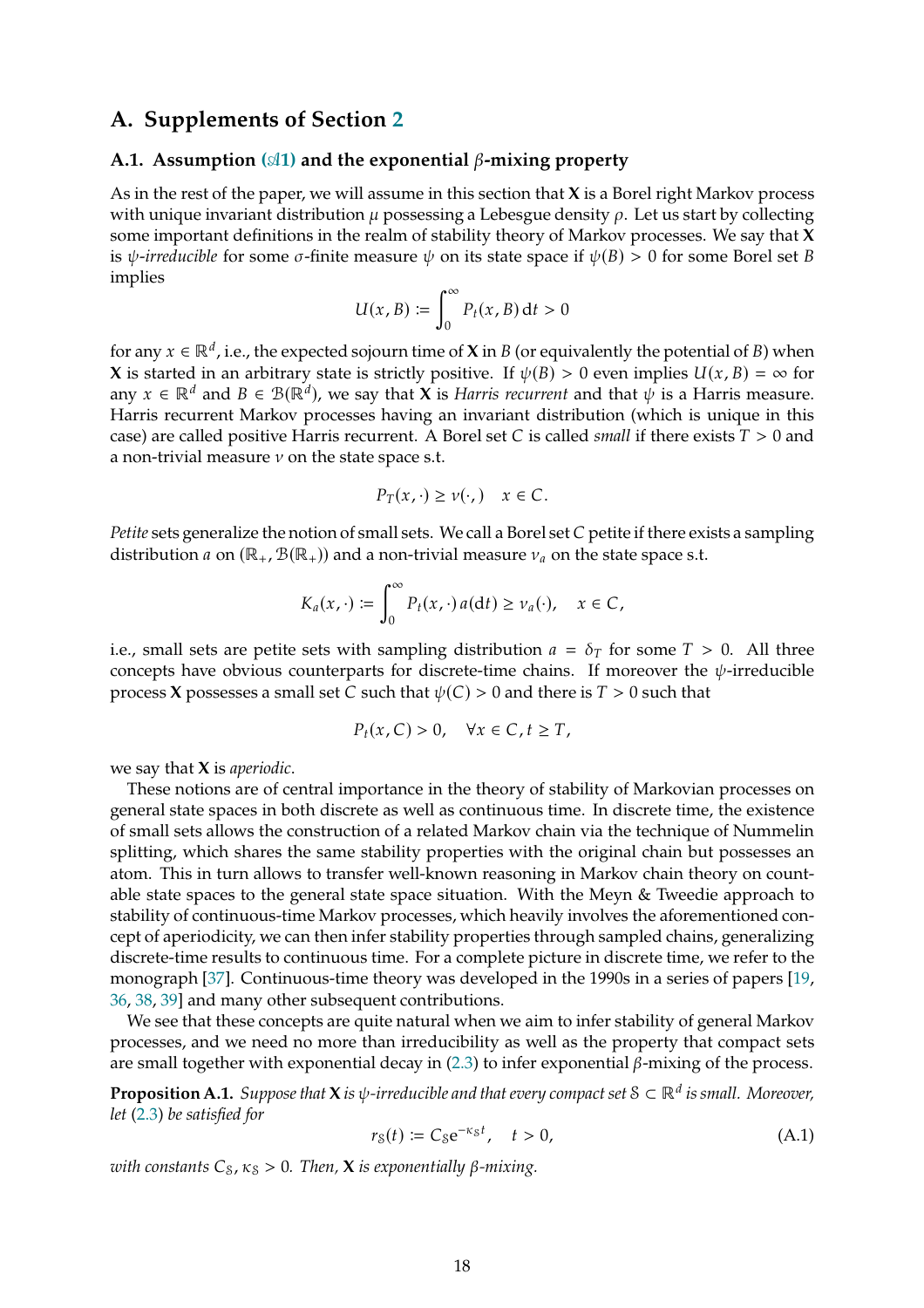## A. Supplements of Section 2

### A.1. Assumption ($\mathscr{A}1$) and the exponential $\beta$-mixing property

As in the rest of the paper, we will assume in this section that $\mathbf{X}$ is a Borel right Markov process with unique invariant distribution $\mu$ possessing a Lebesgue density $\rho$. Let us start by collecting some important definitions in the realm of stability theory of Markov processes. We say that $\mathbf{X}$ is *$\psi$-irreducible* for some $\sigma$-finite measure $\psi$ on its state space if $\psi(B) > 0$ for some Borel set $B$ implies

$$U(x, B) := \int_0^\infty P_t(x, B)\,\mathrm{d}t > 0$$

for any $x \in \mathbb{R}^d$, i.e., the expected sojourn time of $\mathbf{X}$ in $B$ (or equivalently the potential of $B$) when $\mathbf{X}$ is started in an arbitrary state is strictly positive. If $\psi(B) > 0$ even implies $U(x, B) = \infty$ for any $x \in \mathbb{R}^d$ and $B \in \mathcal{B}(\mathbb{R}^d)$, we say that $\mathbf{X}$ is *Harris recurrent* and that $\psi$ is a Harris measure. Harris recurrent Markov processes having an invariant distribution (which is unique in this case) are called positive Harris recurrent. A Borel set $C$ is called *small* if there exists $T > 0$ and a non-trivial measure $\nu$ on the state space s.t.

$$P_T(x, \cdot) \geq \nu(\cdot), \quad x \in C.$$

*Petite* sets generalize the notion of small sets. We call a Borel set $C$ petite if there exists a sampling distribution $a$ on $(\mathbb{R}_+, \mathcal{B}(\mathbb{R}_+))$ and a non-trivial measure $\nu_a$ on the state space s.t.

$$K_a(x, \cdot) := \int_0^\infty P_t(x, \cdot)\, a(\mathrm{d}t) \geq \nu_a(\cdot), \quad x \in C,$$

i.e., small sets are petite sets with sampling distribution $a = \delta_T$ for some $T > 0$. All three concepts have obvious counterparts for discrete-time chains. If moreover the $\psi$-irreducible process $\mathbf{X}$ possesses a small set $C$ such that $\psi(C) > 0$ and there is $T > 0$ such that

$$P_t(x, C) > 0, \quad \forall x \in C, t \geq T,$$

we say that $\mathbf{X}$ is *aperiodic*.

These notions are of central importance in the theory of stability of Markovian processes on general state spaces in both discrete as well as continuous time. In discrete time, the existence of small sets allows the construction of a related Markov chain via the technique of Nummelin splitting, which shares the same stability properties with the original chain but possesses an atom. This in turn allows to transfer well-known reasoning in Markov chain theory on countable state spaces to the general state space situation. With the Meyn & Tweedie approach to stability of continuous-time Markov processes, which heavily involves the aforementioned concept of aperiodicity, we can then infer stability properties through sampled chains, generalizing discrete-time results to continuous time. For a complete picture in discrete time, we refer to the monograph [37]. Continuous-time theory was developed in the 1990s in a series of papers [19, 36, 38, 39] and many other subsequent contributions.

We see that these concepts are quite natural when we aim to infer stability of general Markov processes, and we need no more than irreducibility as well as the property that compact sets are small together with exponential decay in (2.3) to infer exponential $\beta$-mixing of the process.

**Proposition A.1.** *Suppose that $\mathbf{X}$ is $\psi$-irreducible and that every compact set $\mathcal{S} \subset \mathbb{R}^d$ is small. Moreover, let (2.3) be satisfied for*

$$r_{\mathcal{S}}(t) := C_{\mathcal{S}} \mathrm{e}^{-\kappa_{\mathcal{S}} t}, \quad t > 0, \tag{A.1}$$

*with constants $C_{\mathcal{S}}, \kappa_{\mathcal{S}} > 0$. Then, $\mathbf{X}$ is exponentially $\beta$-mixing.*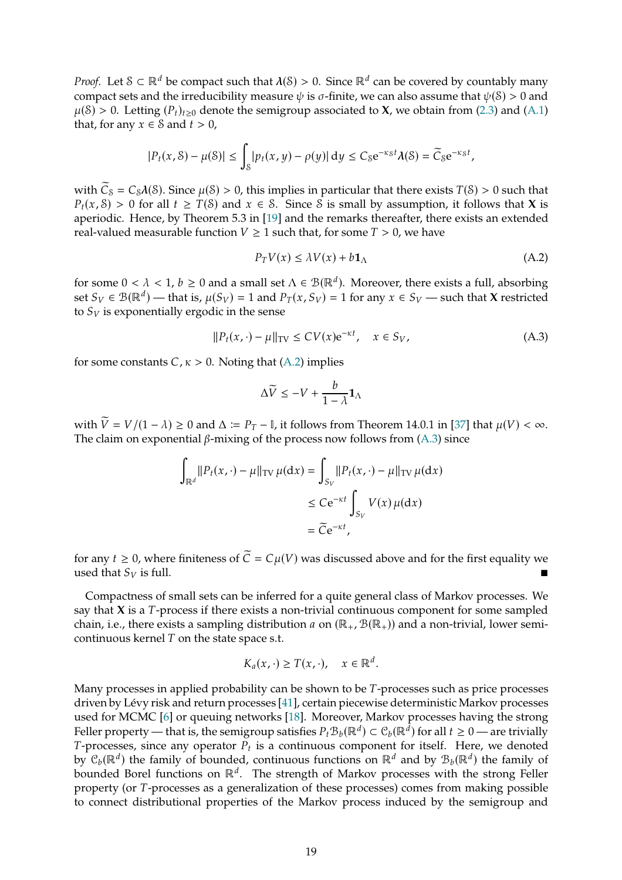*Proof.* Let $\mathcal{S} \subset \mathbb{R}^d$ be compact such that $\boldsymbol{\lambda}(\mathcal{S}) > 0$. Since $\mathbb{R}^d$ can be covered by countably many compact sets and the irreducibility measure $\psi$ is $\sigma$-finite, we can also assume that $\psi(\mathcal{S}) > 0$ and $\mu(\mathcal{S}) > 0$. Letting $(P_t)_{t \geq 0}$ denote the semigroup associated to $\mathbf{X}$, we obtain from (2.3) and (A.1) that, for any $x \in \mathcal{S}$ and $t > 0$,

$$|P_t(x, \mathcal{S}) - \mu(\mathcal{S})| \leq \int_{\mathcal{S}} |p_t(x, y) - \rho(y)| \, \mathrm{d}y \leq C_{\mathcal{S}} \mathrm{e}^{-\kappa_{\mathcal{S}} t} \boldsymbol{\lambda}(\mathcal{S}) = \widetilde{C}_{\mathcal{S}} \mathrm{e}^{-\kappa_{\mathcal{S}} t},$$

with $\widetilde{C}_{\mathcal{S}} = C_{\mathcal{S}} \boldsymbol{\lambda}(\mathcal{S})$. Since $\mu(\mathcal{S}) > 0$, this implies in particular that there exists $T(\mathcal{S}) > 0$ such that $P_t(x, \mathcal{S}) > 0$ for all $t \geq T(\mathcal{S})$ and $x \in \mathcal{S}$. Since $\mathcal{S}$ is small by assumption, it follows that $\mathbf{X}$ is aperiodic. Hence, by Theorem 5.3 in [19] and the remarks thereafter, there exists an extended real-valued measurable function $V \geq 1$ such that, for some $T > 0$, we have

$$P_T V(x) \leq \lambda V(x) + b \mathbf{1}_\Lambda \tag{A.2}$$

for some $0 < \lambda < 1$, $b \geq 0$ and a small set $\Lambda \in \mathcal{B}(\mathbb{R}^d)$. Moreover, there exists a full, absorbing set $S_V \in \mathcal{B}(\mathbb{R}^d)$ — that is, $\mu(S_V) = 1$ and $P_T(x, S_V) = 1$ for any $x \in S_V$ — such that $\mathbf{X}$ restricted to $S_V$ is exponentially ergodic in the sense

$$\|P_t(x, \cdot) - \mu\|_{\mathrm{TV}} \leq C V(x) \mathrm{e}^{-\kappa t}, \quad x \in S_V, \tag{A.3}$$

for some constants $C, \kappa > 0$. Noting that (A.2) implies

$$\Delta \widetilde{V} \leq -V + \frac{b}{1-\lambda} \mathbf{1}_\Lambda$$

with $\widetilde{V} = V/(1-\lambda) \geq 0$ and $\Delta := P_T - \mathbb{I}$, it follows from Theorem 14.0.1 in [37] that $\mu(V) < \infty$. The claim on exponential $\beta$-mixing of the process now follows from (A.3) since

$$\begin{aligned}
\int_{\mathbb{R}^d} \|P_t(x, \cdot) - \mu\|_{\mathrm{TV}} \, \mu(\mathrm{d}x) &= \int_{S_V} \|P_t(x, \cdot) - \mu\|_{\mathrm{TV}} \, \mu(\mathrm{d}x) \\
&\leq C \mathrm{e}^{-\kappa t} \int_{S_V} V(x) \, \mu(\mathrm{d}x) \\
&= \widetilde{C} \mathrm{e}^{-\kappa t},
\end{aligned}$$

for any $t \geq 0$, where finiteness of $\widetilde{C} = C\mu(V)$ was discussed above and for the first equality we used that $S_V$ is full. ∎

Compactness of small sets can be inferred for a quite general class of Markov processes. We say that $\mathbf{X}$ is a $T$-process if there exists a non-trivial continuous component for some sampled chain, i.e., there exists a sampling distribution $a$ on $(\mathbb{R}_+, \mathcal{B}(\mathbb{R}_+))$ and a non-trivial, lower semi-continuous kernel $T$ on the state space s.t.

$$K_a(x, \cdot) \geq T(x, \cdot), \quad x \in \mathbb{R}^d.$$

Many processes in applied probability can be shown to be $T$-processes such as price processes driven by Lévy risk and return processes [41], certain piecewise deterministic Markov processes used for MCMC [6] or queuing networks [18]. Moreover, Markov processes having the strong Feller property — that is, the semigroup satisfies $P_t \mathcal{B}_b(\mathbb{R}^d) \subset \mathcal{C}_b(\mathbb{R}^d)$ for all $t \geq 0$ — are trivially $T$-processes, since any operator $P_t$ is a continuous component for itself. Here, we denoted by $\mathcal{C}_b(\mathbb{R}^d)$ the family of bounded, continuous functions on $\mathbb{R}^d$ and by $\mathcal{B}_b(\mathbb{R}^d)$ the family of bounded Borel functions on $\mathbb{R}^d$. The strength of Markov processes with the strong Feller property (or $T$-processes as a generalization of these processes) comes from making possible to connect distributional properties of the Markov process induced by the semigroup and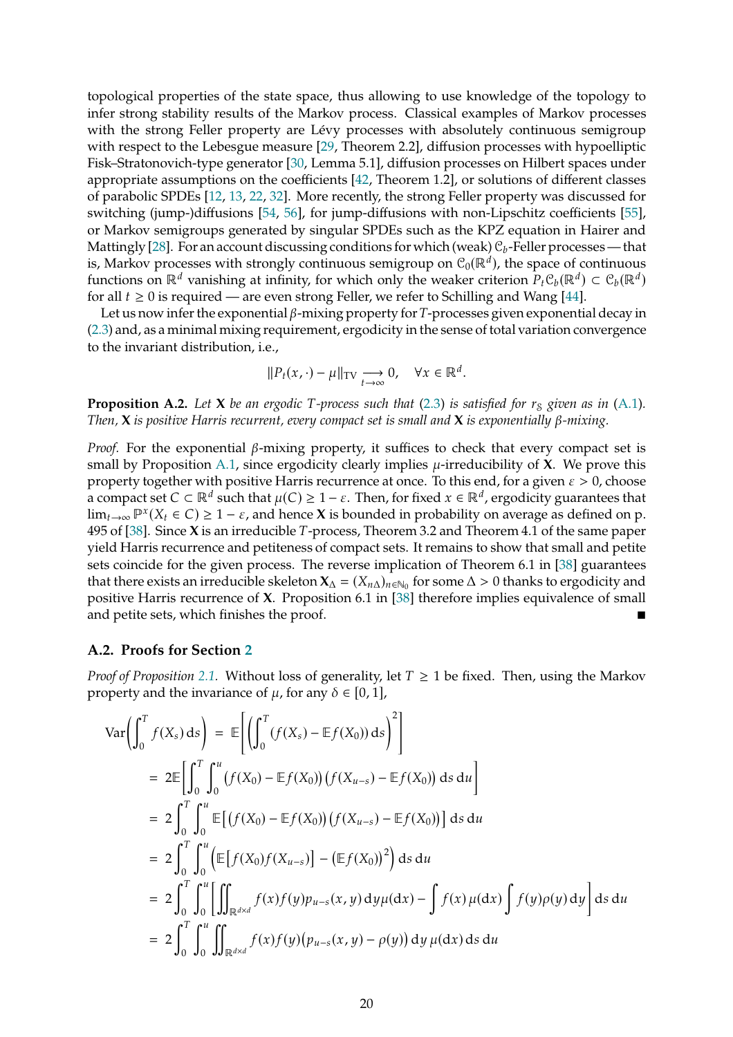topological properties of the state space, thus allowing to use knowledge of the topology to infer strong stability results of the Markov process. Classical examples of Markov processes with the strong Feller property are Lévy processes with absolutely continuous semigroup with respect to the Lebesgue measure [29, Theorem 2.2], diffusion processes with hypoelliptic Fisk–Stratonovich-type generator [30, Lemma 5.1], diffusion processes on Hilbert spaces under appropriate assumptions on the coefficients [42, Theorem 1.2], or solutions of different classes of parabolic SPDEs [12, 13, 22, 32]. More recently, the strong Feller property was discussed for switching (jump-)diffusions [54, 56], for jump-diffusions with non-Lipschitz coefficients [55], or Markov semigroups generated by singular SPDEs such as the KPZ equation in Hairer and Mattingly [28]. For an account discussing conditions for which (weak) $\mathcal{C}_b$-Feller processes — that is, Markov processes with strongly continuous semigroup on $\mathcal{C}_0(\mathbb{R}^d)$, the space of continuous functions on $\mathbb{R}^d$ vanishing at infinity, for which only the weaker criterion $P_t\mathcal{C}_b(\mathbb{R}^d) \subset \mathcal{C}_b(\mathbb{R}^d)$ for all $t \geq 0$ is required — are even strong Feller, we refer to Schilling and Wang [44].

Let us now infer the exponential $\beta$-mixing property for $T$-processes given exponential decay in (2.3) and, as a minimal mixing requirement, ergodicity in the sense of total variation convergence to the invariant distribution, i.e.,

$$\|P_t(x,\cdot) - \mu\|_{\mathrm{TV}} \underset{t\to\infty}{\longrightarrow} 0, \quad \forall x \in \mathbb{R}^d.$$

**Proposition A.2.** *Let* $\mathbf{X}$ *be an ergodic* $T$*-process such that* (2.3) *is satisfied for* $r_{\mathbb{S}}$ *given as in* (A.1)*. Then,* $\mathbf{X}$ *is positive Harris recurrent, every compact set is small and* $\mathbf{X}$ *is exponentially* $\beta$*-mixing.*

*Proof.* For the exponential $\beta$-mixing property, it suffices to check that every compact set is small by Proposition A.1, since ergodicity clearly implies $\mu$-irreducibility of $\mathbf{X}$. We prove this property together with positive Harris recurrence at once. To this end, for a given $\varepsilon > 0$, choose a compact set $C \subset \mathbb{R}^d$ such that $\mu(C) \geq 1 - \varepsilon$. Then, for fixed $x \in \mathbb{R}^d$, ergodicity guarantees that $\lim_{t\to\infty} \mathbb{P}^x(X_t \in C) \geq 1 - \varepsilon$, and hence $\mathbf{X}$ is bounded in probability on average as defined on p. 495 of [38]. Since $\mathbf{X}$ is an irreducible $T$-process, Theorem 3.2 and Theorem 4.1 of the same paper yield Harris recurrence and petiteness of compact sets. It remains to show that small and petite sets coincide for the given process. The reverse implication of Theorem 6.1 in [38] guarantees that there exists an irreducible skeleton $\mathbf{X}_\Delta = (X_{n\Delta})_{n\in\mathbb{N}_0}$ for some $\Delta > 0$ thanks to ergodicity and positive Harris recurrence of $\mathbf{X}$. Proposition 6.1 in [38] therefore implies equivalence of small and petite sets, which finishes the proof. ∎

## A.2. Proofs for Section 2

*Proof of Proposition 2.1.* Without loss of generality, let $T \geq 1$ be fixed. Then, using the Markov property and the invariance of $\mu$, for any $\delta \in [0, 1]$,

$$\begin{aligned}
\operatorname{Var}\Big(\int_0^T f(X_s)\,\mathrm{d}s\Big) &= \mathbb{E}\bigg[\Big(\int_0^T (f(X_s) - \mathbb{E}f(X_0))\,\mathrm{d}s\Big)^2\bigg] \\
&= 2\mathbb{E}\bigg[\int_0^T\int_0^u \big(f(X_0) - \mathbb{E}f(X_0)\big)\big(f(X_{u-s}) - \mathbb{E}f(X_0)\big)\,\mathrm{d}s\,\mathrm{d}u\bigg] \\
&= 2\int_0^T\int_0^u \mathbb{E}\big[\big(f(X_0) - \mathbb{E}f(X_0)\big)\big(f(X_{u-s}) - \mathbb{E}f(X_0)\big)\big]\,\mathrm{d}s\,\mathrm{d}u \\
&= 2\int_0^T\int_0^u \Big(\mathbb{E}\big[f(X_0)f(X_{u-s})\big] - \big(\mathbb{E}f(X_0)\big)^2\Big)\,\mathrm{d}s\,\mathrm{d}u \\
&= 2\int_0^T\int_0^u \bigg[\iint_{\mathbb{R}^{d\times d}} f(x)f(y)p_{u-s}(x,y)\,\mathrm{d}y\mu(\mathrm{d}x) - \int f(x)\,\mu(\mathrm{d}x)\int f(y)\rho(y)\,\mathrm{d}y\bigg]\,\mathrm{d}s\,\mathrm{d}u \\
&= 2\int_0^T\int_0^u \iint_{\mathbb{R}^{d\times d}} f(x)f(y)\big(p_{u-s}(x,y) - \rho(y)\big)\,\mathrm{d}y\,\mu(\mathrm{d}x)\,\mathrm{d}s\,\mathrm{d}u
\end{aligned}$$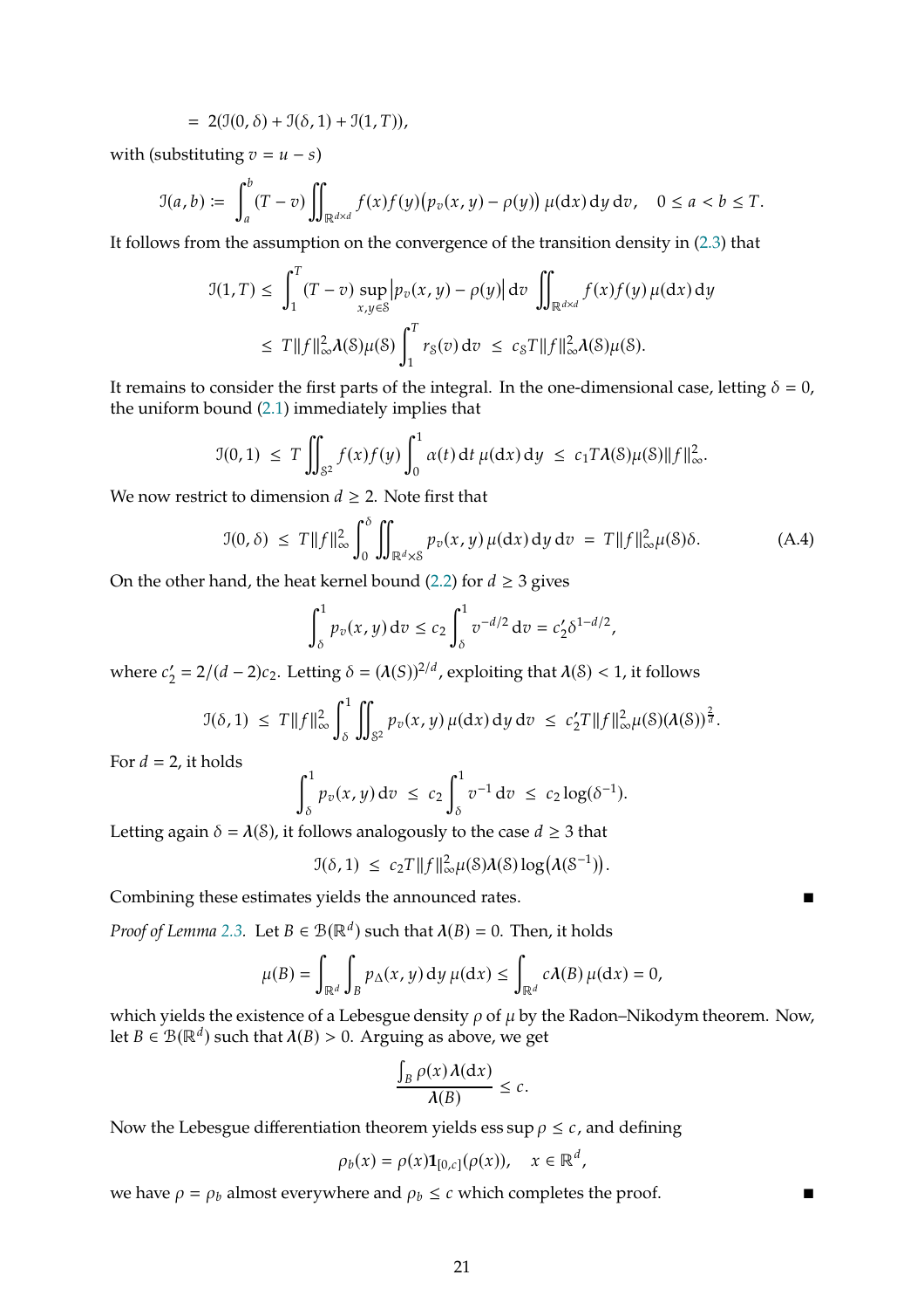$$= 2(\mathcal{I}(0,\delta) + \mathcal{I}(\delta,1) + \mathcal{I}(1,T)),$$

with (substituting $v = u - s$)

$$\mathcal{I}(a,b) := \int_a^b (T-v) \iint_{\mathbb{R}^{d\times d}} f(x)f(y)\big(p_v(x,y) - \rho(y)\big)\,\mu(\mathrm{d}x)\,\mathrm{d}y\,\mathrm{d}v, \quad 0 \le a < b \le T.$$

It follows from the assumption on the convergence of the transition density in (2.3) that

$$\begin{aligned}\mathcal{I}(1,T) &\le \int_1^T (T-v) \sup_{x,y\in\mathcal{S}} \big|p_v(x,y) - \rho(y)\big|\,\mathrm{d}v \iint_{\mathbb{R}^{d\times d}} f(x)f(y)\,\mu(\mathrm{d}x)\,\mathrm{d}y \\ &\le T\|f\|_\infty^2 \boldsymbol{\lambda}(\mathcal{S})\mu(\mathcal{S}) \int_1^T r_{\mathcal{S}}(v)\,\mathrm{d}v \;\le\; c_{\mathcal{S}} T \|f\|_\infty^2 \boldsymbol{\lambda}(\mathcal{S})\mu(\mathcal{S}).\end{aligned}$$

It remains to consider the first parts of the integral. In the one-dimensional case, letting $\delta = 0$, the uniform bound (2.1) immediately implies that

$$\mathcal{I}(0,1) \;\le\; T \iint_{\mathcal{S}^2} f(x)f(y) \int_0^1 \alpha(t)\,\mathrm{d}t\,\mu(\mathrm{d}x)\,\mathrm{d}y \;\le\; c_1 T \boldsymbol{\lambda}(\mathcal{S})\mu(\mathcal{S})\|f\|_\infty^2.$$

We now restrict to dimension $d \ge 2$. Note first that

$$\mathcal{I}(0,\delta) \;\le\; T\|f\|_\infty^2 \int_0^\delta \iint_{\mathbb{R}^d\times\mathcal{S}} p_v(x,y)\,\mu(\mathrm{d}x)\,\mathrm{d}y\,\mathrm{d}v \;=\; T\|f\|_\infty^2 \mu(\mathcal{S})\delta. \tag{A.4}$$

On the other hand, the heat kernel bound (2.2) for $d \ge 3$ gives

$$\int_\delta^1 p_v(x,y)\,\mathrm{d}v \le c_2 \int_\delta^1 v^{-d/2}\,\mathrm{d}v = c_2' \delta^{1-d/2},$$

where $c_2' = 2/(d-2)c_2$. Letting $\delta = (\boldsymbol{\lambda}(S))^{2/d}$, exploiting that $\boldsymbol{\lambda}(\mathcal{S}) < 1$, it follows

$$\mathcal{I}(\delta,1) \;\le\; T\|f\|_\infty^2 \int_\delta^1 \iint_{\mathcal{S}^2} p_v(x,y)\,\mu(\mathrm{d}x)\,\mathrm{d}y\,\mathrm{d}v \;\le\; c_2' T \|f\|_\infty^2 \mu(\mathcal{S})(\boldsymbol{\lambda}(\mathcal{S}))^{\frac{2}{d}}.$$

For $d = 2$, it holds

$$\int_\delta^1 p_v(x,y)\,\mathrm{d}v \;\le\; c_2 \int_\delta^1 v^{-1}\,\mathrm{d}v \;\le\; c_2 \log(\delta^{-1}).$$

Letting again $\delta = \boldsymbol{\lambda}(\mathcal{S})$, it follows analogously to the case $d \ge 3$ that

$$\mathcal{I}(\delta,1) \;\le\; c_2 T \|f\|_\infty^2 \mu(\mathcal{S})\boldsymbol{\lambda}(\mathcal{S}) \log\big(\boldsymbol{\lambda}(\mathcal{S}^{-1})\big).$$

Combining these estimates yields the announced rates. ∎

*Proof of Lemma 2.3.* Let $B \in \mathcal{B}(\mathbb{R}^d)$ such that $\boldsymbol{\lambda}(B) = 0$. Then, it holds

$$\mu(B) = \int_{\mathbb{R}^d} \int_B p_\Delta(x,y)\,\mathrm{d}y\,\mu(\mathrm{d}x) \le \int_{\mathbb{R}^d} c\boldsymbol{\lambda}(B)\,\mu(\mathrm{d}x) = 0,$$

which yields the existence of a Lebesgue density $\rho$ of $\mu$ by the Radon–Nikodym theorem. Now, let $B \in \mathcal{B}(\mathbb{R}^d)$ such that $\boldsymbol{\lambda}(B) > 0$. Arguing as above, we get

$$\frac{\int_B \rho(x)\,\boldsymbol{\lambda}(\mathrm{d}x)}{\boldsymbol{\lambda}(B)} \le c.$$

Now the Lebesgue differentiation theorem yields $\operatorname{ess\,sup} \rho \le c$, and defining

$$\rho_b(x) = \rho(x)\mathbf{1}_{[0,c]}(\rho(x)), \quad x \in \mathbb{R}^d,$$

we have $\rho = \rho_b$ almost everywhere and $\rho_b \le c$ which completes the proof. ∎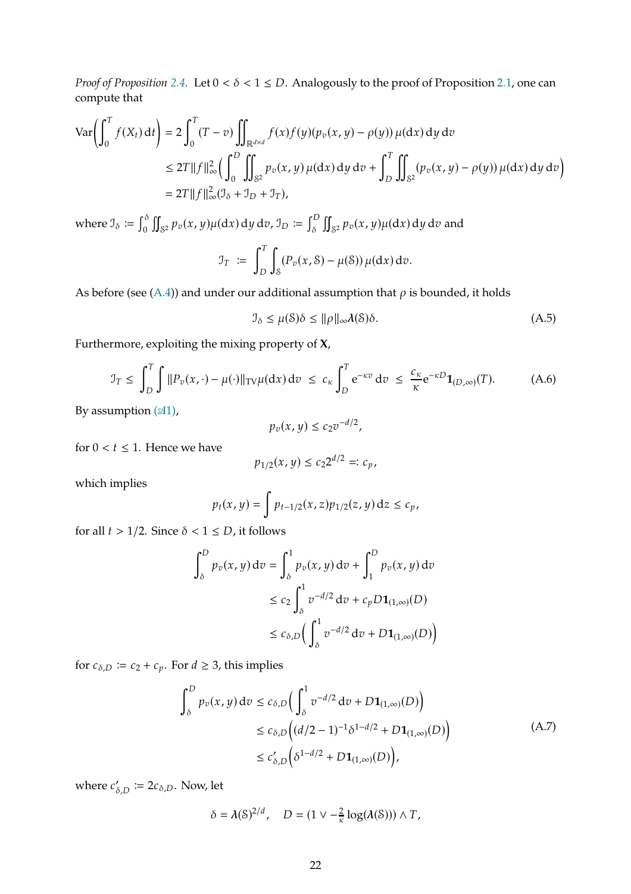*Proof of Proposition 2.4.* Let $0 < \delta < 1 \leq D$. Analogously to the proof of Proposition 2.1, one can compute that

$$
\begin{aligned}
\operatorname{Var}\left(\int_0^T f(X_t)\,\mathrm{d}t\right) &= 2\int_0^T (T-v)\iint_{\mathbb{R}^{d\times d}} f(x)f(y)(p_v(x,y)-\rho(y))\,\mu(\mathrm{d}x)\,\mathrm{d}y\,\mathrm{d}v \\
&\leq 2T\|f\|_\infty^2\Big(\int_0^D \iint_{\mathcal{S}^2} p_v(x,y)\,\mu(\mathrm{d}x)\,\mathrm{d}y\,\mathrm{d}v + \int_D^T \iint_{\mathcal{S}^2} (p_v(x,y)-\rho(y))\,\mu(\mathrm{d}x)\,\mathrm{d}y\,\mathrm{d}v\Big) \\
&= 2T\|f\|_\infty^2(\mathcal{I}_\delta + \mathcal{I}_D + \mathcal{I}_T),
\end{aligned}
$$

where $\mathcal{I}_\delta := \int_0^\delta \iint_{\mathcal{S}^2} p_v(x,y)\mu(\mathrm{d}x)\,\mathrm{d}y\,\mathrm{d}v$, $\mathcal{I}_D := \int_\delta^D \iint_{\mathcal{S}^2} p_v(x,y)\mu(\mathrm{d}x)\,\mathrm{d}y\,\mathrm{d}v$ and

$$
\mathcal{I}_T \;:=\; \int_D^T \int_{\mathcal{S}} (P_v(x,\mathcal{S}) - \mu(\mathcal{S}))\,\mu(\mathrm{d}x)\,\mathrm{d}v.
$$

As before (see (A.4)) and under our additional assumption that $\rho$ is bounded, it holds

$$
\mathcal{I}_\delta \leq \mu(\mathcal{S})\delta \leq \|\rho\|_\infty \boldsymbol{\lambda}(\mathcal{S})\delta. \tag{A.5}
$$

Furthermore, exploiting the mixing property of $\mathbf{X}$,

$$
\mathcal{I}_T \leq \int_D^T \int \|P_v(x,\cdot) - \mu(\cdot)\|_{\mathrm{TV}}\mu(\mathrm{d}x)\,\mathrm{d}v \;\leq\; c_\kappa \int_D^T \mathrm{e}^{-\kappa v}\,\mathrm{d}v \;\leq\; \frac{c_\kappa}{\kappa}\mathrm{e}^{-\kappa D}\mathbf{1}_{(D,\infty)}(T). \tag{A.6}
$$

By assumption ($\mathscr{A}1$),

$$
p_v(x,y) \leq c_2 v^{-d/2},
$$

for $0 < t \leq 1$. Hence we have

$$
p_{1/2}(x,y) \leq c_2 2^{d/2} =: c_p,
$$

which implies

$$
p_t(x,y) = \int p_{t-1/2}(x,z)p_{1/2}(z,y)\,\mathrm{d}z \leq c_p,
$$

for all $t > 1/2$. Since $\delta < 1 \leq D$, it follows

$$
\begin{aligned}
\int_\delta^D p_v(x,y)\,\mathrm{d}v &= \int_\delta^1 p_v(x,y)\,\mathrm{d}v + \int_1^D p_v(x,y)\,\mathrm{d}v \\
&\leq c_2 \int_\delta^1 v^{-d/2}\,\mathrm{d}v + c_p D\mathbf{1}_{(1,\infty)}(D) \\
&\leq c_{\delta,D}\Big(\int_\delta^1 v^{-d/2}\,\mathrm{d}v + D\mathbf{1}_{(1,\infty)}(D)\Big)
\end{aligned}
$$

for $c_{\delta,D} := c_2 + c_p$. For $d \geq 3$, this implies

$$
\begin{aligned}
\int_\delta^D p_v(x,y)\,\mathrm{d}v &\leq c_{\delta,D}\Big(\int_\delta^1 v^{-d/2}\,\mathrm{d}v + D\mathbf{1}_{(1,\infty)}(D)\Big) \\
&\leq c_{\delta,D}\Big((d/2-1)^{-1}\delta^{1-d/2} + D\mathbf{1}_{(1,\infty)}(D)\Big) \\
&\leq c'_{\delta,D}\Big(\delta^{1-d/2} + D\mathbf{1}_{(1,\infty)}(D)\Big),
\end{aligned} \tag{A.7}
$$

where $c'_{\delta,D} := 2c_{\delta,D}$. Now, let

$$
\delta = \boldsymbol{\lambda}(\mathcal{S})^{2/d}, \quad D = (1 \vee -\tfrac{2}{\kappa}\log(\boldsymbol{\lambda}(\mathcal{S}))) \wedge T,
$$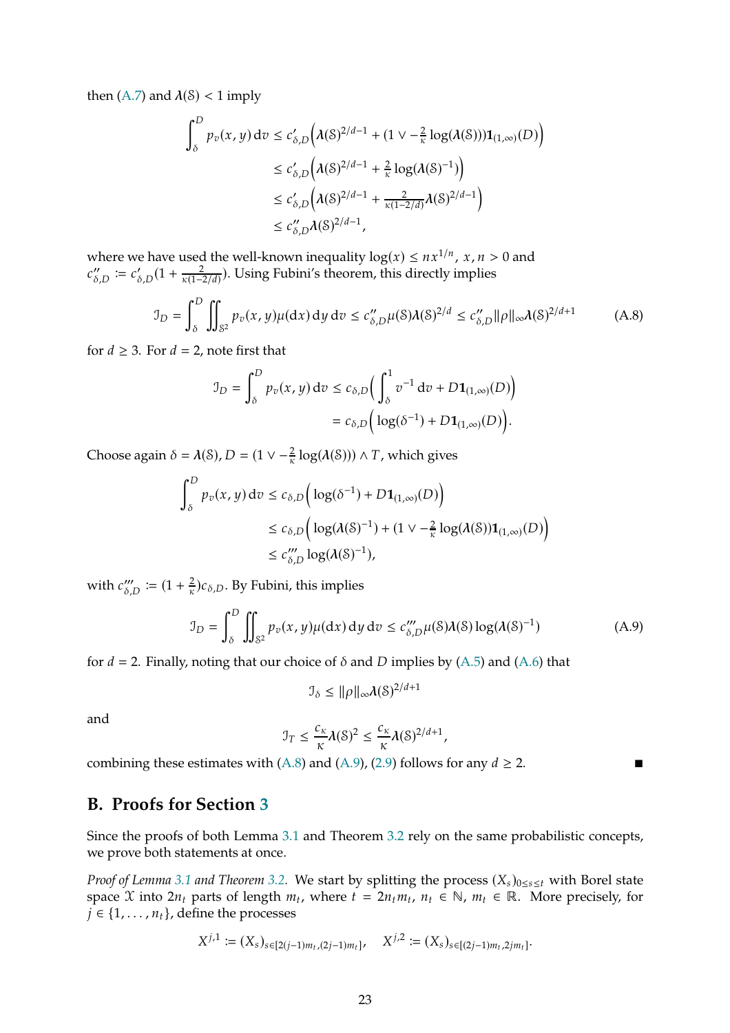then (A.7) and $\lambda(\mathcal{S}) < 1$ imply

$$
\begin{aligned}
\int_\delta^D p_v(x,y)\,\mathrm{d}v &\le c'_{\delta,D}\Big(\lambda(\mathcal{S})^{2/d-1} + (1 \vee -\tfrac{2}{\kappa}\log(\lambda(\mathcal{S})))\mathbf{1}_{(1,\infty)}(D)\Big) \\
&\le c'_{\delta,D}\Big(\lambda(\mathcal{S})^{2/d-1} + \tfrac{2}{\kappa}\log(\lambda(\mathcal{S})^{-1})\Big) \\
&\le c'_{\delta,D}\Big(\lambda(\mathcal{S})^{2/d-1} + \tfrac{2}{\kappa(1-2/d)}\lambda(\mathcal{S})^{2/d-1}\Big) \\
&\le c''_{\delta,D}\lambda(\mathcal{S})^{2/d-1},
\end{aligned}
$$

where we have used the well-known inequality $\log(x) \le n x^{1/n}$, $x, n > 0$ and $c''_{\delta,D} := c'_{\delta,D}(1 + \frac{2}{\kappa(1-2/d)})$. Using Fubini's theorem, this directly implies

$$
\mathcal{I}_D = \int_\delta^D \iint_{\mathcal{S}^2} p_v(x,y)\mu(\mathrm{d}x)\,\mathrm{d}y\,\mathrm{d}v \le c''_{\delta,D}\mu(\mathcal{S})\lambda(\mathcal{S})^{2/d} \le c''_{\delta,D}\|\rho\|_\infty\lambda(\mathcal{S})^{2/d+1} \tag{A.8}
$$

for $d \ge 3$. For $d = 2$, note first that

$$
\begin{aligned}
\mathcal{I}_D = \int_\delta^D p_v(x,y)\,\mathrm{d}v &\le c_{\delta,D}\Big(\int_\delta^1 v^{-1}\,\mathrm{d}v + D\mathbf{1}_{(1,\infty)}(D)\Big) \\
&= c_{\delta,D}\Big(\log(\delta^{-1}) + D\mathbf{1}_{(1,\infty)}(D)\Big).
\end{aligned}
$$

Choose again $\delta = \lambda(\mathcal{S})$, $D = (1 \vee -\frac{2}{\kappa}\log(\lambda(\mathcal{S}))) \wedge T$, which gives

$$
\begin{aligned}
\int_\delta^D p_v(x,y)\,\mathrm{d}v &\le c_{\delta,D}\Big(\log(\delta^{-1}) + D\mathbf{1}_{(1,\infty)}(D)\Big) \\
&\le c_{\delta,D}\Big(\log(\lambda(\mathcal{S})^{-1}) + (1 \vee -\tfrac{2}{\kappa}\log(\lambda(\mathcal{S}))\mathbf{1}_{(1,\infty)}(D)\Big) \\
&\le c'''_{\delta,D}\log(\lambda(\mathcal{S})^{-1}),
\end{aligned}
$$

with $c'''_{\delta,D} := (1 + \frac{2}{\kappa})c_{\delta,D}$. By Fubini, this implies

$$
\mathcal{I}_D = \int_\delta^D \iint_{\mathcal{S}^2} p_v(x,y)\mu(\mathrm{d}x)\,\mathrm{d}y\,\mathrm{d}v \le c'''_{\delta,D}\mu(\mathcal{S})\lambda(\mathcal{S})\log(\lambda(\mathcal{S})^{-1}) \tag{A.9}
$$

for $d = 2$. Finally, noting that our choice of $\delta$ and $D$ implies by (A.5) and (A.6) that

$$
\mathcal{I}_\delta \le \|\rho\|_\infty\lambda(\mathcal{S})^{2/d+1}
$$

and

$$
\mathcal{I}_T \le \frac{c_\kappa}{\kappa}\lambda(\mathcal{S})^2 \le \frac{c_\kappa}{\kappa}\lambda(\mathcal{S})^{2/d+1},
$$

combining these estimates with (A.8) and (A.9), (2.9) follows for any $d \ge 2$. ∎

## B. Proofs for Section 3

Since the proofs of both Lemma 3.1 and Theorem 3.2 rely on the same probabilistic concepts, we prove both statements at once.

*Proof of Lemma 3.1 and Theorem 3.2.* We start by splitting the process $(X_s)_{0\le s\le t}$ with Borel state space $\mathcal{X}$ into $2n_t$ parts of length $m_t$, where $t = 2n_t m_t$, $n_t \in \mathbb{N}$, $m_t \in \mathbb{R}$. More precisely, for $j \in \{1, \dots, n_t\}$, define the processes

$$
X^{j,1} := (X_s)_{s\in[2(j-1)m_t,(2j-1)m_t]}, \quad X^{j,2} := (X_s)_{s\in[(2j-1)m_t,2jm_t]}.
$$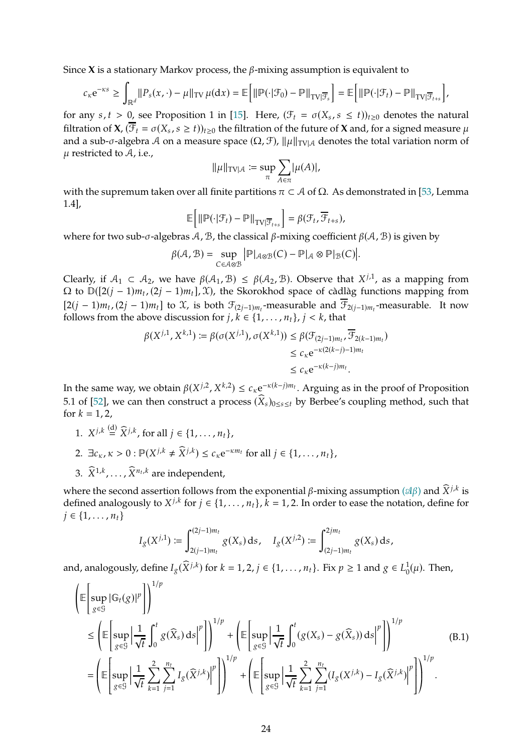Since $\mathbf{X}$ is a stationary Markov process, the $\beta$-mixing assumption is equivalent to

$$c_\kappa \mathrm{e}^{-\kappa s} \geq \int_{\mathbb{R}^d} \|P_s(x,\cdot) - \mu\|_{\mathrm{TV}}\, \mu(\mathrm{d}x) = \mathbb{E}\Big[\|\mathbb{P}(\cdot|\mathcal{F}_0) - \mathbb{P}\|_{\mathrm{TV}|\overline{\mathcal{F}}_s}\Big] = \mathbb{E}\Big[\|\mathbb{P}(\cdot|\mathcal{F}_t) - \mathbb{P}\|_{\mathrm{TV}|\overline{\mathcal{F}}_{t+s}}\Big],$$

for any $s,t > 0$, see Proposition 1 in [15]. Here, $(\mathcal{F}_t = \sigma(X_s, s \leq t))_{t\geq 0}$ denotes the natural filtration of $\mathbf{X}$, $(\overline{\mathcal{F}}_t = \sigma(X_s, s \geq t))_{t\geq 0}$ the filtration of the future of $\mathbf{X}$ and, for a signed measure $\mu$ and a sub-$\sigma$-algebra $\mathcal{A}$ on a measure space $(\Omega, \mathcal{F})$, $\|\mu\|_{\mathrm{TV}|\mathcal{A}}$ denotes the total variation norm of $\mu$ restricted to $\mathcal{A}$, i.e.,

$$\|\mu\|_{\mathrm{TV}|\mathcal{A}} := \sup_\pi \sum_{A\in\pi} |\mu(A)|,$$

with the supremum taken over all finite partitions $\pi \subset \mathcal{A}$ of $\Omega$. As demonstrated in [53, Lemma 1.4],

$$\mathbb{E}\Big[\|\mathbb{P}(\cdot|\mathcal{F}_t) - \mathbb{P}\|_{\mathrm{TV}|\overline{\mathcal{F}}_{t+s}}\Big] = \beta(\mathcal{F}_t, \overline{\mathcal{F}}_{t+s}),$$

where for two sub-$\sigma$-algebras $\mathcal{A}, \mathcal{B}$, the classical $\beta$-mixing coefficient $\beta(\mathcal{A},\mathcal{B})$ is given by

$$\beta(\mathcal{A},\mathcal{B}) = \sup_{C\in\mathcal{A}\otimes\mathcal{B}} \Big|\mathbb{P}|_{\mathcal{A}\otimes\mathcal{B}}(C) - \mathbb{P}|_{\mathcal{A}} \otimes \mathbb{P}|_{\mathcal{B}}(C)\Big|.$$

Clearly, if $\mathcal{A}_1 \subset \mathcal{A}_2$, we have $\beta(\mathcal{A}_1,\mathcal{B}) \leq \beta(\mathcal{A}_2,\mathcal{B})$. Observe that $X^{j,1}$, as a mapping from $\Omega$ to $\mathbb{D}([2(j-1)m_t,(2j-1)m_t],\mathcal{X})$, the Skorokhod space of càdlàg functions mapping from $[2(j-1)m_t,(2j-1)m_t]$ to $\mathcal{X}$, is both $\mathcal{F}_{(2j-1)m_t}$-measurable and $\overline{\mathcal{F}}_{2(j-1)m_t}$-measurable. It now follows from the above discussion for $j,k \in \{1,\ldots,n_t\}$, $j<k$, that

$$\begin{aligned}
\beta(X^{j,1}, X^{k,1}) := \beta(\sigma(X^{j,1}),\sigma(X^{k,1})) &\leq \beta(\mathcal{F}_{(2j-1)m_t}, \overline{\mathcal{F}}_{2(k-1)m_t}) \\
&\leq c_\kappa \mathrm{e}^{-\kappa(2(k-j)-1)m_t} \\
&\leq c_\kappa \mathrm{e}^{-\kappa(k-j)m_t}.
\end{aligned}$$

In the same way, we obtain $\beta(X^{j,2},X^{k,2}) \leq c_\kappa \mathrm{e}^{-\kappa(k-j)m_t}$. Arguing as in the proof of Proposition 5.1 of [52], we can then construct a process $(\widehat{X}_s)_{0\leq s\leq t}$ by Berbee's coupling method, such that for $k=1,2$,

1. $X^{j,k} \overset{(\mathrm{d})}{=} \widehat{X}^{j,k}$, for all $j \in \{1,\ldots,n_t\}$,
2. $\exists c_\kappa, \kappa > 0 : \mathbb{P}(X^{j,k} \neq \widehat{X}^{j,k}) \leq c_\kappa \mathrm{e}^{-\kappa m_t}$ for all $j \in \{1,\ldots,n_t\}$,
3. $\widehat{X}^{1,k},\ldots,\widehat{X}^{n_t,k}$ are independent,

where the second assertion follows from the exponential $\beta$-mixing assumption ($\mathscr{A}\beta$) and $\widehat{X}^{j,k}$ is defined analogously to $X^{j,k}$ for $j \in \{1,\ldots,n_t\}$, $k=1,2$. In order to ease the notation, define for $j \in \{1,\ldots,n_t\}$

$$I_g(X^{j,1}) := \int_{2(j-1)m_t}^{(2j-1)m_t} g(X_s)\,\mathrm{d}s, \quad I_g(X^{j,2}) := \int_{(2j-1)m_t}^{2jm_t} g(X_s)\,\mathrm{d}s,$$

and, analogously, define $I_g(\widehat{X}^{j,k})$ for $k=1,2$, $j \in \{1,\ldots,n_t\}$. Fix $p \geq 1$ and $g \in L_0^1(\mu)$. Then,

$$\begin{aligned}
&\left(\mathbb{E}\left[\sup_{g\in\mathcal{G}} |\mathbb{G}_t(g)|^p\right]\right)^{1/p} \\
&\leq \left(\mathbb{E}\left[\sup_{g\in\mathcal{G}}\left|\frac{1}{\sqrt{t}}\int_0^t g(\widehat{X}_s)\,\mathrm{d}s\right|^p\right]\right)^{1/p} + \left(\mathbb{E}\left[\sup_{g\in\mathcal{G}}\left|\frac{1}{\sqrt{t}}\int_0^t (g(X_s) - g(\widehat{X}_s))\,\mathrm{d}s\right|^p\right]\right)^{1/p} \qquad \text{(B.1)} \\
&= \left(\mathbb{E}\left[\sup_{g\in\mathcal{G}}\left|\frac{1}{\sqrt{t}}\sum_{k=1}^2\sum_{j=1}^{n_t} I_g(\widehat{X}^{j,k})\right|^p\right]\right)^{1/p} + \left(\mathbb{E}\left[\sup_{g\in\mathcal{G}}\left|\frac{1}{\sqrt{t}}\sum_{k=1}^2\sum_{j=1}^{n_t}(I_g(X^{j,k}) - I_g(\widehat{X}^{j,k})\right|^p\right]\right)^{1/p}.
\end{aligned}$$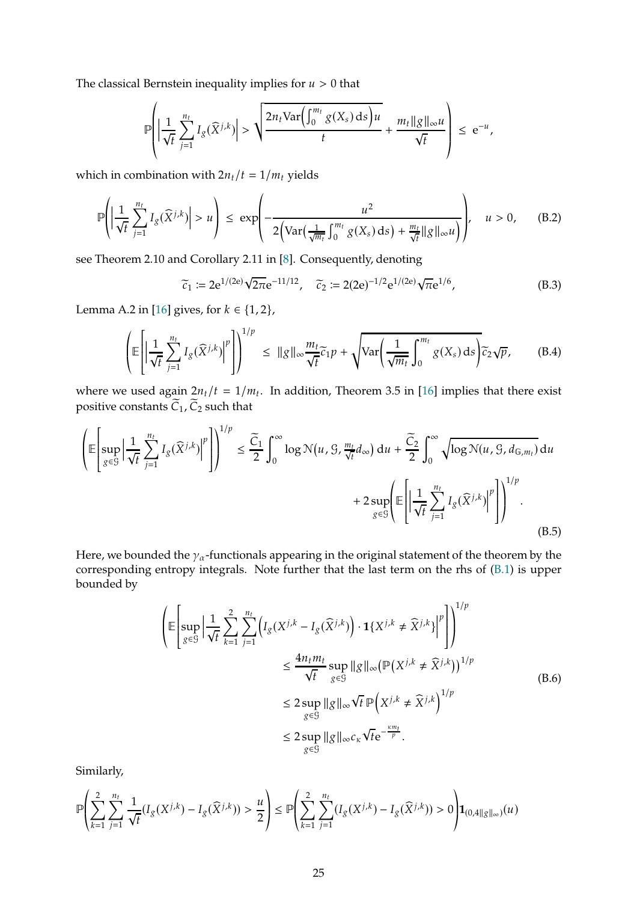The classical Bernstein inequality implies for $u > 0$ that

$$\mathbb{P}\left(\Big|\frac{1}{\sqrt{t}}\sum_{j=1}^{n_t} I_g(\widehat{X}^{j,k})\Big| > \sqrt{\frac{2n_t \mathrm{Var}\Big(\int_0^{m_t} g(X_s)\,\mathrm{d}s\Big)u}{t}} + \frac{m_t\|g\|_\infty u}{\sqrt{t}}\right) \leq \mathrm{e}^{-u},$$

which in combination with $2n_t/t = 1/m_t$ yields

$$\mathbb{P}\left(\Big|\frac{1}{\sqrt{t}}\sum_{j=1}^{n_t} I_g(\widehat{X}^{j,k})\Big| > u\right) \leq \exp\left(-\frac{u^2}{2\Big(\mathrm{Var}\big(\frac{1}{\sqrt{m_t}}\int_0^{m_t} g(X_s)\,\mathrm{d}s\big) + \frac{m_t}{\sqrt{t}}\|g\|_\infty u\Big)}\right), \quad u > 0, \tag{B.2}$$

see Theorem 2.10 and Corollary 2.11 in [8]. Consequently, denoting

$$\widetilde{c}_1 := 2\mathrm{e}^{1/(2\mathrm{e})}\sqrt{2\pi}\mathrm{e}^{-11/12}, \quad \widetilde{c}_2 := 2(2\mathrm{e})^{-1/2}\mathrm{e}^{1/(2\mathrm{e})}\sqrt{\pi}\mathrm{e}^{1/6}, \tag{B.3}$$

Lemma A.2 in [16] gives, for $k \in \{1, 2\}$,

$$\left(\mathbb{E}\left[\Big|\frac{1}{\sqrt{t}}\sum_{j=1}^{n_t} I_g(\widehat{X}^{j,k})\Big|^p\right]\right)^{1/p} \leq \|g\|_\infty \frac{m_t}{\sqrt{t}}\widetilde{c}_1 p + \sqrt{\mathrm{Var}\Big(\frac{1}{\sqrt{m_t}}\int_0^{m_t} g(X_s)\,\mathrm{d}s\Big)}\,\widetilde{c}_2\sqrt{p}, \tag{B.4}$$

where we used again $2n_t/t = 1/m_t$. In addition, Theorem 3.5 in [16] implies that there exist positive constants $\widetilde{C}_1, \widetilde{C}_2$ such that

$$\begin{aligned}\left(\mathbb{E}\left[\sup_{g\in\mathcal{G}}\Big|\frac{1}{\sqrt{t}}\sum_{j=1}^{n_t} I_g(\widehat{X}^{j,k})\Big|^p\right]\right)^{1/p} &\leq \frac{\widetilde{C}_1}{2}\int_0^\infty \log\mathcal{N}\big(u, \mathcal{G}, \tfrac{m_t}{\sqrt{t}}d_\infty\big)\,\mathrm{d}u + \frac{\widetilde{C}_2}{2}\int_0^\infty \sqrt{\log\mathcal{N}(u, \mathcal{G}, d_{\mathbb{G},m_t})}\,\mathrm{d}u \\ &\quad + 2\sup_{g\in\mathcal{G}}\left(\mathbb{E}\left[\Big|\frac{1}{\sqrt{t}}\sum_{j=1}^{n_t} I_g(\widehat{X}^{j,k})\Big|^p\right]\right)^{1/p}.\end{aligned} \tag{B.5}$$

Here, we bounded the $\gamma_\alpha$-functionals appearing in the original statement of the theorem by the corresponding entropy integrals. Note further that the last term on the rhs of (B.1) is upper bounded by

$$\begin{aligned}\left(\mathbb{E}\left[\sup_{g\in\mathcal{G}}\Big|\frac{1}{\sqrt{t}}\sum_{k=1}^{2}\sum_{j=1}^{n_t}\Big(I_g(X^{j,k} - I_g(\widehat{X}^{j,k})\Big)\cdot\mathbf{1}\{X^{j,k} \neq \widehat{X}^{j,k}\}\Big|^p\right]\right)^{1/p} \\ \leq \frac{4n_t m_t}{\sqrt{t}}\sup_{g\in\mathcal{G}}\|g\|_\infty\big(\mathbb{P}(X^{j,k} \neq \widehat{X}^{j,k})\big)^{1/p} \\ \leq 2\sup_{g\in\mathcal{G}}\|g\|_\infty\sqrt{t}\,\mathbb{P}\Big(X^{j,k} \neq \widehat{X}^{j,k}\Big)^{1/p} \\ \leq 2\sup_{g\in\mathcal{G}}\|g\|_\infty c_\kappa\sqrt{t}\mathrm{e}^{-\frac{\kappa m_t}{p}}.\end{aligned} \tag{B.6}$$

Similarly,

$$\mathbb{P}\left(\sum_{k=1}^{2}\sum_{j=1}^{n_t}\frac{1}{\sqrt{t}}(I_g(X^{j,k}) - I_g(\widehat{X}^{j,k})) > \frac{u}{2}\right) \leq \mathbb{P}\left(\sum_{k=1}^{2}\sum_{j=1}^{n_t}(I_g(X^{j,k}) - I_g(\widehat{X}^{j,k})) > 0\right)\mathbf{1}_{(0,4\|g\|_\infty)}(u)$$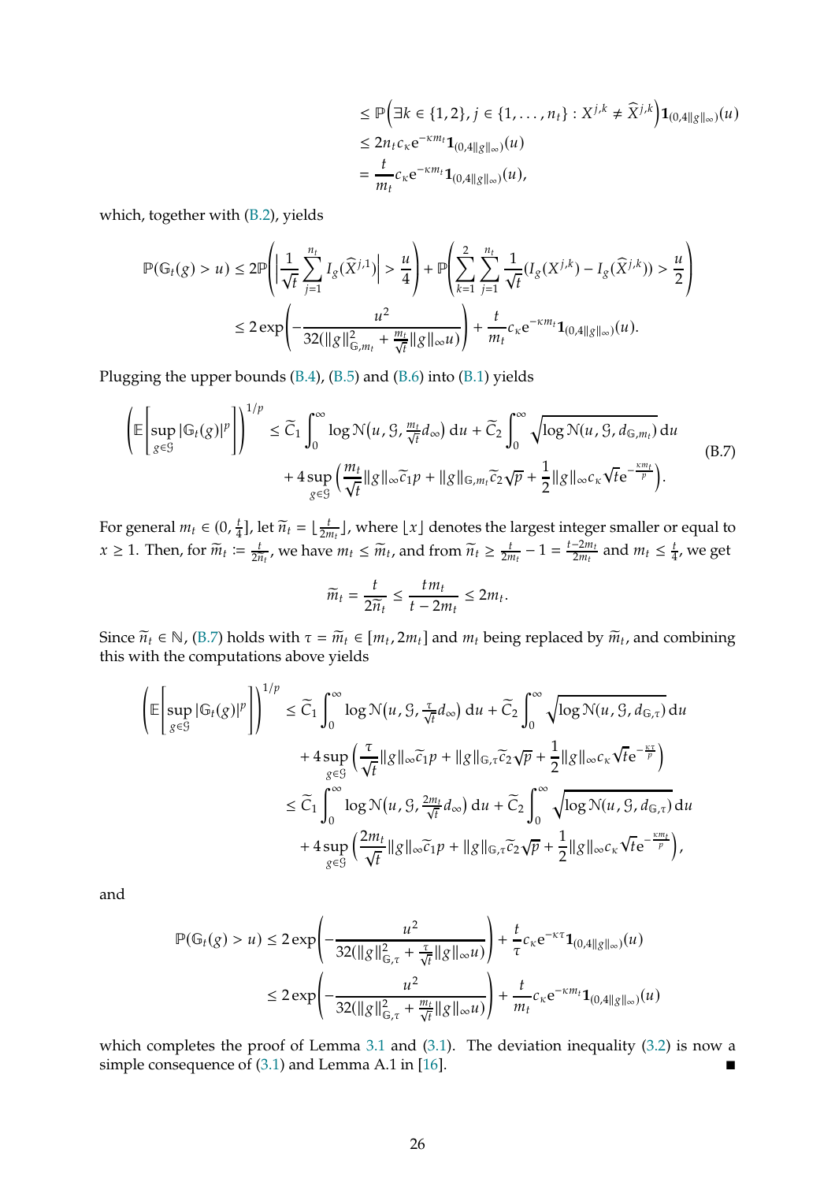$$
\begin{aligned}
&\leq \mathbb{P}\Big(\exists k \in \{1,2\}, j \in \{1,\dots,n_t\} : X^{j,k} \neq \widehat{X}^{j,k}\Big)\mathbf{1}_{(0,4\|g\|_\infty)}(u) \\
&\leq 2n_t c_\kappa \mathrm{e}^{-\kappa m_t}\mathbf{1}_{(0,4\|g\|_\infty)}(u) \\
&= \frac{t}{m_t} c_\kappa \mathrm{e}^{-\kappa m_t}\mathbf{1}_{(0,4\|g\|_\infty)}(u),
\end{aligned}
$$

which, together with (B.2), yields

$$
\begin{aligned}
\mathbb{P}(\mathbb{G}_t(g) > u) &\leq 2\mathbb{P}\left(\left|\frac{1}{\sqrt{t}}\sum_{j=1}^{n_t} I_g(\widehat{X}^{j,1})\right| > \frac{u}{4}\right) + \mathbb{P}\left(\sum_{k=1}^{2}\sum_{j=1}^{n_t}\frac{1}{\sqrt{t}}(I_g(X^{j,k}) - I_g(\widehat{X}^{j,k})) > \frac{u}{2}\right) \\
&\leq 2\exp\left(-\frac{u^2}{32(\|g\|^2_{\mathbb{G},m_t} + \frac{m_t}{\sqrt{t}}\|g\|_\infty u)}\right) + \frac{t}{m_t} c_\kappa \mathrm{e}^{-\kappa m_t}\mathbf{1}_{(0,4\|g\|_\infty)}(u).
\end{aligned}
$$

Plugging the upper bounds (B.4), (B.5) and (B.6) into (B.1) yields

$$
\begin{aligned}
\left(\mathbb{E}\left[\sup_{g\in\mathcal{G}}|\mathbb{G}_t(g)|^p\right]\right)^{1/p} &\leq \widetilde{C}_1\int_0^\infty \log\mathcal{N}\big(u,\mathcal{G},\tfrac{m_t}{\sqrt{t}}d_\infty\big)\,\mathrm{d}u + \widetilde{C}_2\int_0^\infty\sqrt{\log\mathcal{N}(u,\mathcal{G},d_{\mathbb{G},m_t})}\,\mathrm{d}u \\
&\quad + 4\sup_{g\in\mathcal{G}}\Big(\frac{m_t}{\sqrt{t}}\|g\|_\infty\widetilde{c}_1 p + \|g\|_{\mathbb{G},m_t}\widetilde{c}_2\sqrt{p} + \frac{1}{2}\|g\|_\infty c_\kappa\sqrt{t}\mathrm{e}^{-\frac{\kappa m_t}{p}}\Big).
\end{aligned}
\tag{B.7}
$$

For general $m_t \in (0,\frac{t}{4}]$, let $\widetilde{n}_t = \lfloor\frac{t}{2m_t}\rfloor$, where $\lfloor x\rfloor$ denotes the largest integer smaller or equal to $x \geq 1$. Then, for $\widetilde{m}_t := \frac{t}{2\widetilde{n}_t}$, we have $m_t \leq \widetilde{m}_t$, and from $\widetilde{n}_t \geq \frac{t}{2m_t} - 1 = \frac{t-2m_t}{2m_t}$ and $m_t \leq \frac{t}{4}$, we get

$$
\widetilde{m}_t = \frac{t}{2\widetilde{n}_t} \leq \frac{tm_t}{t-2m_t} \leq 2m_t.
$$

Since $\widetilde{n}_t \in \mathbb{N}$, (B.7) holds with $\tau = \widetilde{m}_t \in [m_t, 2m_t]$ and $m_t$ being replaced by $\widetilde{m}_t$, and combining this with the computations above yields

$$
\begin{aligned}
\left(\mathbb{E}\left[\sup_{g\in\mathcal{G}}|\mathbb{G}_t(g)|^p\right]\right)^{1/p} &\leq \widetilde{C}_1\int_0^\infty \log\mathcal{N}\big(u,\mathcal{G},\tfrac{\tau}{\sqrt{t}}d_\infty\big)\,\mathrm{d}u + \widetilde{C}_2\int_0^\infty\sqrt{\log\mathcal{N}(u,\mathcal{G},d_{\mathbb{G},\tau})}\,\mathrm{d}u \\
&\quad + 4\sup_{g\in\mathcal{G}}\Big(\frac{\tau}{\sqrt{t}}\|g\|_\infty\widetilde{c}_1 p + \|g\|_{\mathbb{G},\tau}\widetilde{c}_2\sqrt{p} + \frac{1}{2}\|g\|_\infty c_\kappa\sqrt{t}\mathrm{e}^{-\frac{\kappa\tau}{p}}\Big) \\
&\leq \widetilde{C}_1\int_0^\infty \log\mathcal{N}\big(u,\mathcal{G},\tfrac{2m_t}{\sqrt{t}}d_\infty\big)\,\mathrm{d}u + \widetilde{C}_2\int_0^\infty\sqrt{\log\mathcal{N}(u,\mathcal{G},d_{\mathbb{G},\tau})}\,\mathrm{d}u \\
&\quad + 4\sup_{g\in\mathcal{G}}\Big(\frac{2m_t}{\sqrt{t}}\|g\|_\infty\widetilde{c}_1 p + \|g\|_{\mathbb{G},\tau}\widetilde{c}_2\sqrt{p} + \frac{1}{2}\|g\|_\infty c_\kappa\sqrt{t}\mathrm{e}^{-\frac{\kappa m_t}{p}}\Big),
\end{aligned}
$$

and

$$
\begin{aligned}
\mathbb{P}(\mathbb{G}_t(g) > u) &\leq 2\exp\left(-\frac{u^2}{32(\|g\|^2_{\mathbb{G},\tau} + \frac{\tau}{\sqrt{t}}\|g\|_\infty u)}\right) + \frac{t}{\tau}c_\kappa\mathrm{e}^{-\kappa\tau}\mathbf{1}_{(0,4\|g\|_\infty)}(u) \\
&\leq 2\exp\left(-\frac{u^2}{32(\|g\|^2_{\mathbb{G},\tau} + \frac{m_t}{\sqrt{t}}\|g\|_\infty u)}\right) + \frac{t}{m_t}c_\kappa\mathrm{e}^{-\kappa m_t}\mathbf{1}_{(0,4\|g\|_\infty)}(u)
\end{aligned}
$$

which completes the proof of Lemma 3.1 and (3.1). The deviation inequality (3.2) is now a simple consequence of (3.1) and Lemma A.1 in [16]. ∎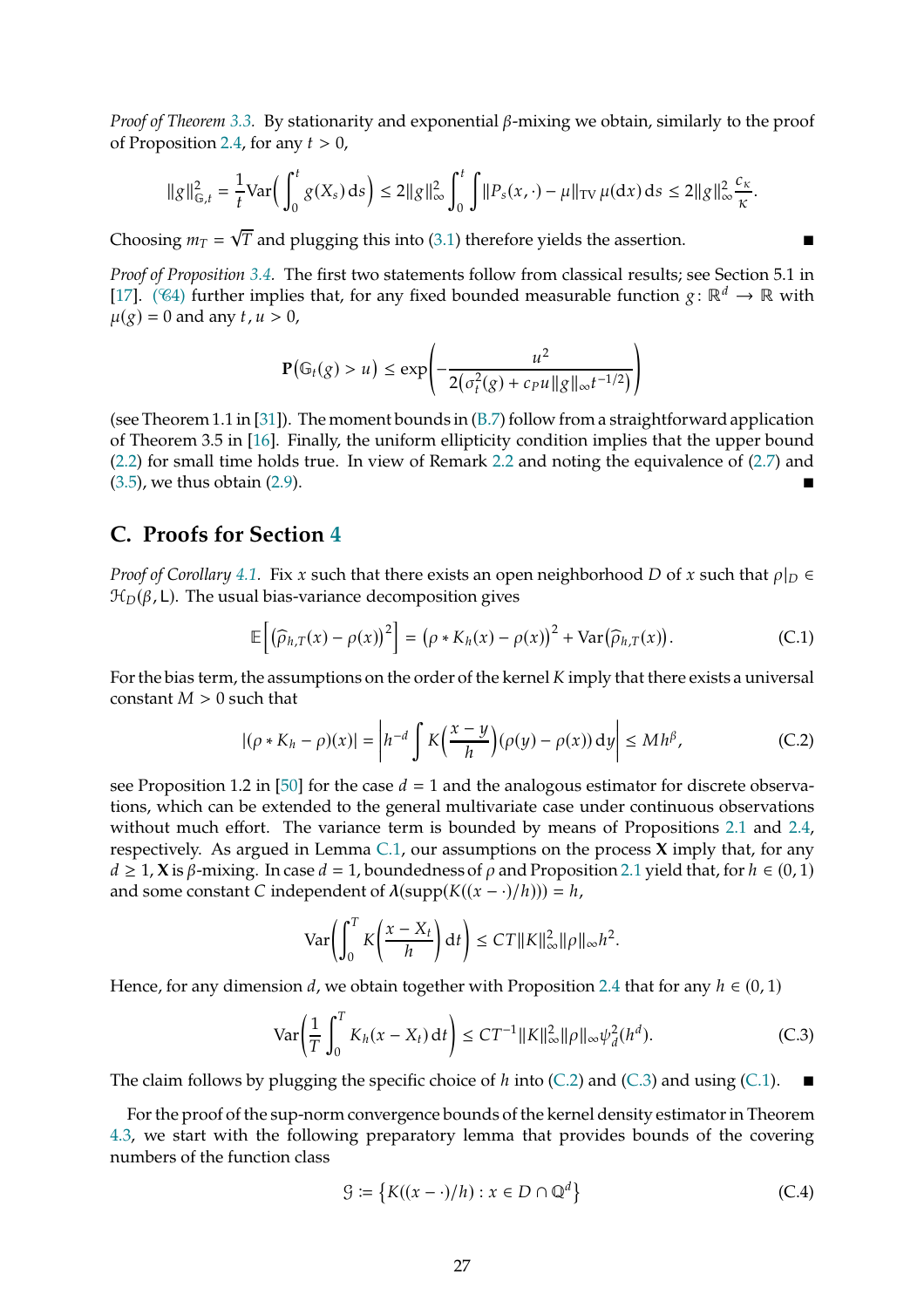*Proof of Theorem 3.3.* By stationarity and exponential $\beta$-mixing we obtain, similarly to the proof of Proposition 2.4, for any $t > 0$,

$$\|g\|_{\mathbb{G},t}^2 = \frac{1}{t}\mathrm{Var}\Big(\int_0^t g(X_s)\,\mathrm{d}s\Big) \le 2\|g\|_\infty^2 \int_0^t \int \|P_s(x,\cdot) - \mu\|_{\mathrm{TV}}\,\mu(\mathrm{d}x)\,\mathrm{d}s \le 2\|g\|_\infty^2 \frac{c_\kappa}{\kappa}.$$

Choosing $m_T = \sqrt{T}$ and plugging this into (3.1) therefore yields the assertion. ∎

*Proof of Proposition 3.4.* The first two statements follow from classical results; see Section 5.1 in [17]. ($\mathscr{C}4$) further implies that, for any fixed bounded measurable function $g\colon \mathbb{R}^d \to \mathbb{R}$ with $\mu(g) = 0$ and any $t, u > 0$,

$$\mathbf{P}\big(\mathbb{G}_t(g) > u\big) \le \exp\left(-\frac{u^2}{2\big(\sigma_t^2(g) + c_P u \|g\|_\infty t^{-1/2}\big)}\right)$$

(see Theorem 1.1 in [31]). The moment bounds in (B.7) follow from a straightforward application of Theorem 3.5 in [16]. Finally, the uniform ellipticity condition implies that the upper bound (2.2) for small time holds true. In view of Remark 2.2 and noting the equivalence of (2.7) and (3.5), we thus obtain (2.9). ∎

## C. Proofs for Section 4

*Proof of Corollary 4.1.* Fix $x$ such that there exists an open neighborhood $D$ of $x$ such that $\rho|_D \in \mathcal{H}_D(\beta, \mathsf{L})$. The usual bias-variance decomposition gives

$$\mathbb{E}\Big[\big(\widehat{\rho}_{h,T}(x) - \rho(x)\big)^2\Big] = \big(\rho * K_h(x) - \rho(x)\big)^2 + \mathrm{Var}\big(\widehat{\rho}_{h,T}(x)\big). \tag{C.1}$$

For the bias term, the assumptions on the order of the kernel $K$ imply that there exists a universal constant $M > 0$ such that

$$|(\rho * K_h - \rho)(x)| = \left|h^{-d}\int K\Big(\frac{x-y}{h}\Big)(\rho(y) - \rho(x))\,\mathrm{d}y\right| \le M h^\beta, \tag{C.2}$$

see Proposition 1.2 in [50] for the case $d = 1$ and the analogous estimator for discrete observations, which can be extended to the general multivariate case under continuous observations without much effort. The variance term is bounded by means of Propositions 2.1 and 2.4, respectively. As argued in Lemma C.1, our assumptions on the process $\mathbf{X}$ imply that, for any $d \ge 1$, $\mathbf{X}$ is $\beta$-mixing. In case $d = 1$, boundedness of $\rho$ and Proposition 2.1 yield that, for $h \in (0,1)$ and some constant $C$ independent of $\boldsymbol{\lambda}(\mathrm{supp}(K((x-\cdot)/h))) = h$,

$$\mathrm{Var}\Big(\int_0^T K\Big(\frac{x - X_t}{h}\Big)\,\mathrm{d}t\Big) \le CT\|K\|_\infty^2 \|\rho\|_\infty h^2.$$

Hence, for any dimension $d$, we obtain together with Proposition 2.4 that for any $h \in (0,1)$

$$\mathrm{Var}\Big(\frac{1}{T}\int_0^T K_h(x - X_t)\,\mathrm{d}t\Big) \le CT^{-1}\|K\|_\infty^2 \|\rho\|_\infty \psi_d^2(h^d). \tag{C.3}$$

The claim follows by plugging the specific choice of $h$ into (C.2) and (C.3) and using (C.1). ∎

For the proof of the sup-norm convergence bounds of the kernel density estimator in Theorem 4.3, we start with the following preparatory lemma that provides bounds of the covering numbers of the function class

$$\mathcal{G} := \big\{K((x - \cdot)/h) : x \in D \cap \mathbb{Q}^d\big\} \tag{C.4}$$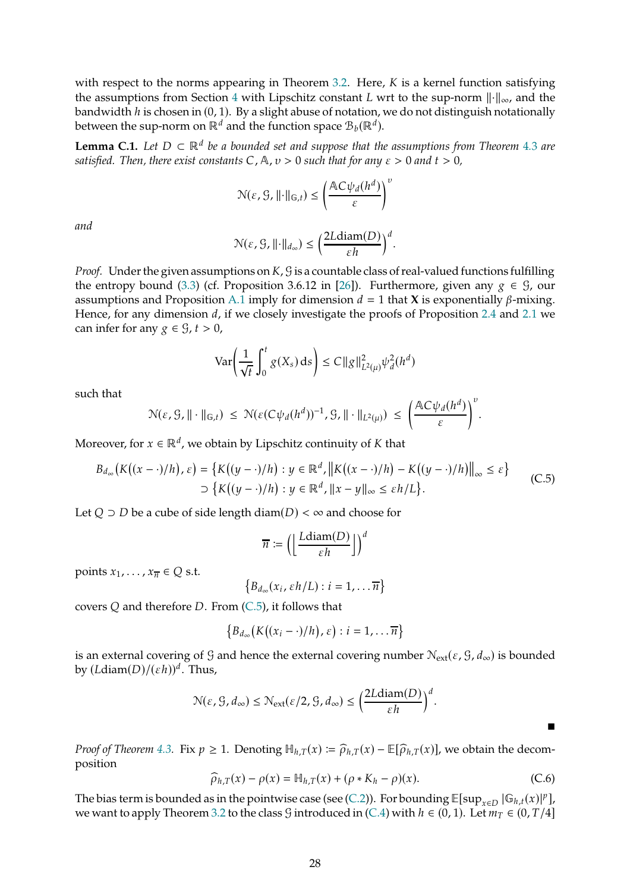with respect to the norms appearing in Theorem 3.2. Here, $K$ is a kernel function satisfying the assumptions from Section 4 with Lipschitz constant $L$ wrt to the sup-norm $\|\cdot\|_\infty$, and the bandwidth $h$ is chosen in $(0,1)$. By a slight abuse of notation, we do not distinguish notationally between the sup-norm on $\mathbb{R}^d$ and the function space $\mathcal{B}_b(\mathbb{R}^d)$.

**Lemma C.1.** *Let $D \subset \mathbb{R}^d$ be a bounded set and suppose that the assumptions from Theorem 4.3 are satisfied. Then, there exist constants $C, \mathbb{A}, \upsilon > 0$ such that for any $\varepsilon > 0$ and $t > 0$,*

$$\mathcal{N}(\varepsilon, \mathcal{G}, \|\cdot\|_{\mathbb{G},t}) \leq \left(\frac{\mathbb{A} C \psi_d(h^d)}{\varepsilon}\right)^{\upsilon}$$

*and*

$$\mathcal{N}(\varepsilon, \mathcal{G}, \|\cdot\|_{d_\infty}) \leq \left(\frac{2L\mathrm{diam}(D)}{\varepsilon h}\right)^{d}.$$

*Proof.* Under the given assumptions on $K$, $\mathcal{G}$ is a countable class of real-valued functions fulfilling the entropy bound (3.3) (cf. Proposition 3.6.12 in [26]). Furthermore, given any $g \in \mathcal{G}$, our assumptions and Proposition A.1 imply for dimension $d = 1$ that $\mathbf{X}$ is exponentially $\beta$-mixing. Hence, for any dimension $d$, if we closely investigate the proofs of Proposition 2.4 and 2.1 we can infer for any $g \in \mathcal{G}$, $t > 0$,

$$\mathrm{Var}\left(\frac{1}{\sqrt{t}}\int_0^t g(X_s)\,\mathrm{d}s\right) \leq C\|g\|^2_{L^2(\mu)}\psi_d^2(h^d)$$

such that

$$\mathcal{N}(\varepsilon, \mathcal{G}, \|\cdot\|_{\mathbb{G},t}) \;\leq\; \mathcal{N}(\varepsilon(C\psi_d(h^d))^{-1}, \mathcal{G}, \|\cdot\|_{L^2(\mu)}) \;\leq\; \left(\frac{\mathbb{A} C \psi_d(h^d)}{\varepsilon}\right)^{\upsilon}.$$

Moreover, for $x \in \mathbb{R}^d$, we obtain by Lipschitz continuity of $K$ that

$$\begin{aligned} B_{d_\infty}\big(K((x-\cdot)/h), \varepsilon\big) &= \big\{K((y-\cdot)/h) : y \in \mathbb{R}^d, \big\|K((x-\cdot)/h) - K((y-\cdot)/h)\big\|_\infty \leq \varepsilon\big\} \\ &\supset \big\{K((y-\cdot)/h) : y \in \mathbb{R}^d, \|x-y\|_\infty \leq \varepsilon h/L\big\}. \end{aligned} \tag{C.5}$$

Let $Q \supset D$ be a cube of side length $\mathrm{diam}(D) < \infty$ and choose for

$$\overline{n} := \left(\Big\lfloor \frac{L\mathrm{diam}(D)}{\varepsilon h}\Big\rfloor\right)^d$$

points $x_1, \ldots, x_{\overline{n}} \in Q$ s.t.

$$\big\{B_{d_\infty}(x_i, \varepsilon h/L) : i = 1, \ldots \overline{n}\big\}$$

covers $Q$ and therefore $D$. From (C.5), it follows that

$$\big\{B_{d_\infty}\big(K((x_i-\cdot)/h), \varepsilon\big) : i = 1, \ldots \overline{n}\big\}$$

is an external covering of $\mathcal{G}$ and hence the external covering number $\mathcal{N}_{\mathrm{ext}}(\varepsilon, \mathcal{G}, d_\infty)$ is bounded by $(L\mathrm{diam}(D)/(\varepsilon h))^d$. Thus,

$$\mathcal{N}(\varepsilon, \mathcal{G}, d_\infty) \leq \mathcal{N}_{\mathrm{ext}}(\varepsilon/2, \mathcal{G}, d_\infty) \leq \left(\frac{2L\mathrm{diam}(D)}{\varepsilon h}\right)^d.$$

∎

*Proof of Theorem 4.3.* Fix $p \geq 1$. Denoting $\mathbb{H}_{h,T}(x) := \widehat{\rho}_{h,T}(x) - \mathbb{E}[\widehat{\rho}_{h,T}(x)]$, we obtain the decomposition

$$\widehat{\rho}_{h,T}(x) - \rho(x) = \mathbb{H}_{h,T}(x) + (\rho * K_h - \rho)(x). \tag{C.6}$$

The bias term is bounded as in the pointwise case (see (C.2)). For bounding $\mathbb{E}[\sup_{x\in D}|\mathbb{G}_{h,t}(x)|^p]$, we want to apply Theorem 3.2 to the class $\mathcal{G}$ introduced in (C.4) with $h \in (0,1)$. Let $m_T \in (0, T/4]$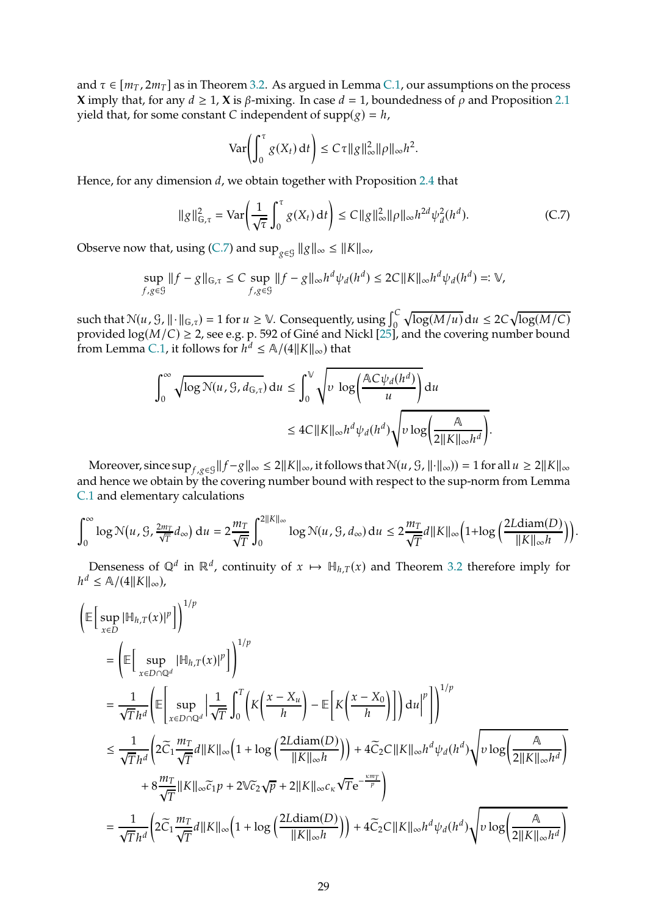and $\tau \in [m_T, 2m_T]$ as in Theorem 3.2. As argued in Lemma C.1, our assumptions on the process $\mathbf{X}$ imply that, for any $d \geq 1$, $\mathbf{X}$ is $\beta$-mixing. In case $d = 1$, boundedness of $\rho$ and Proposition 2.1 yield that, for some constant $C$ independent of $\operatorname{supp}(g) = h$,

$$\operatorname{Var}\bigg(\int_0^\tau g(X_t)\,\mathrm{d}t\bigg) \leq C\tau \|g\|_\infty^2 \|\rho\|_\infty h^2.$$

Hence, for any dimension $d$, we obtain together with Proposition 2.4 that

$$\|g\|_{\mathbb{G},\tau}^2 = \operatorname{Var}\bigg(\frac{1}{\sqrt{\tau}}\int_0^\tau g(X_t)\,\mathrm{d}t\bigg) \leq C\|g\|_\infty^2 \|\rho\|_\infty h^{2d}\psi_d^2(h^d). \tag{C.7}$$

Observe now that, using (C.7) and $\sup_{g\in\mathcal{G}}\|g\|_\infty \leq \|K\|_\infty$,

$$\sup_{f,g\in\mathcal{G}} \|f-g\|_{\mathbb{G},\tau} \leq C \sup_{f,g\in\mathcal{G}} \|f-g\|_\infty h^d\psi_d(h^d) \leq 2C\|K\|_\infty h^d \psi_d(h^d) =: \mathbb{V},$$

such that $\mathcal{N}(u,\mathcal{G},\|\cdot\|_{\mathbb{G},\tau}) = 1$ for $u \geq \mathbb{V}$. Consequently, using $\int_0^C \sqrt{\log(M/u)}\,\mathrm{d}u \leq 2C\sqrt{\log(M/C)}$ provided $\log(M/C) \geq 2$, see e.g. p. 592 of Giné and Nickl [25], and the covering number bound from Lemma C.1, it follows for $h^d \leq \mathbb{A}/(4\|K\|_\infty)$ that

$$\begin{aligned}
\int_0^\infty \sqrt{\log \mathcal{N}(u,\mathcal{G},d_{\mathbb{G},\tau})}\,\mathrm{d}u &\leq \int_0^{\mathbb{V}} \sqrt{v\,\log\bigg(\frac{\mathbb{A}C\psi_d(h^d)}{u}\bigg)}\,\mathrm{d}u \\
&\leq 4C\|K\|_\infty h^d\psi_d(h^d)\sqrt{v\log\bigg(\frac{\mathbb{A}}{2\|K\|_\infty h^d}\bigg)}.
\end{aligned}$$

Moreover, since $\sup_{f,g\in\mathcal{G}}\|f-g\|_\infty \leq 2\|K\|_\infty$, it follows that $\mathcal{N}(u,\mathcal{G},\|\cdot\|_\infty)) = 1$ for all $u \geq 2\|K\|_\infty$ and hence we obtain by the covering number bound with respect to the sup-norm from Lemma C.1 and elementary calculations

$$\int_0^\infty \log\mathcal{N}\big(u,\mathcal{G},\tfrac{2m_T}{\sqrt{T}}d_\infty\big)\,\mathrm{d}u = 2\frac{m_T}{\sqrt{T}}\int_0^{2\|K\|_\infty}\log\mathcal{N}(u,\mathcal{G},d_\infty)\,\mathrm{d}u \leq 2\frac{m_T}{\sqrt{T}}d\|K\|_\infty\Big(1+\log\Big(\frac{2L\operatorname{diam}(D)}{\|K\|_\infty h}\Big)\Big).$$

Denseness of $\mathbb{Q}^d$ in $\mathbb{R}^d$, continuity of $x \mapsto \mathbb{H}_{h,T}(x)$ and Theorem 3.2 therefore imply for $h^d \leq \mathbb{A}/(4\|K\|_\infty)$,

$$\begin{aligned}
&\bigg(\mathbb{E}\Big[\sup_{x\in D}|\mathbb{H}_{h,T}(x)|^p\Big]\bigg)^{1/p} \\
&\quad= \bigg(\mathbb{E}\Big[\sup_{x\in D\cap\mathbb{Q}^d}|\mathbb{H}_{h,T}(x)|^p\Big]\bigg)^{1/p} \\
&\quad= \frac{1}{\sqrt{T}h^d}\bigg(\mathbb{E}\bigg[\sup_{x\in D\cap\mathbb{Q}^d}\bigg|\frac{1}{\sqrt{T}}\int_0^T\bigg(K\Big(\frac{x-X_u}{h}\Big)-\mathbb{E}\Big[K\Big(\frac{x-X_0}{h}\Big)\Big]\bigg)\,\mathrm{d}u\bigg|^p\bigg]\bigg)^{1/p} \\
&\quad\leq \frac{1}{\sqrt{T}h^d}\bigg(2\widetilde{C}_1\frac{m_T}{\sqrt{T}}d\|K\|_\infty\Big(1+\log\Big(\frac{2L\operatorname{diam}(D)}{\|K\|_\infty h}\Big)\Big) + 4\widetilde{C}_2 C\|K\|_\infty h^d\psi_d(h^d)\sqrt{v\log\bigg(\frac{\mathbb{A}}{2\|K\|_\infty h^d}\bigg)} \\
&\qquad + 8\frac{m_T}{\sqrt{T}}\|K\|_\infty\widetilde{c}_1 p + 2\mathbb{V}\widetilde{c}_2\sqrt{p} + 2\|K\|_\infty c_\kappa\sqrt{T}\mathrm{e}^{-\frac{\kappa m_T}{p}}\bigg) \\
&\quad= \frac{1}{\sqrt{T}h^d}\bigg(2\widetilde{C}_1\frac{m_T}{\sqrt{T}}d\|K\|_\infty\Big(1+\log\Big(\frac{2L\operatorname{diam}(D)}{\|K\|_\infty h}\Big)\Big) + 4\widetilde{C}_2 C\|K\|_\infty h^d\psi_d(h^d)\sqrt{v\log\bigg(\frac{\mathbb{A}}{2\|K\|_\infty h^d}\bigg)}
\end{aligned}$$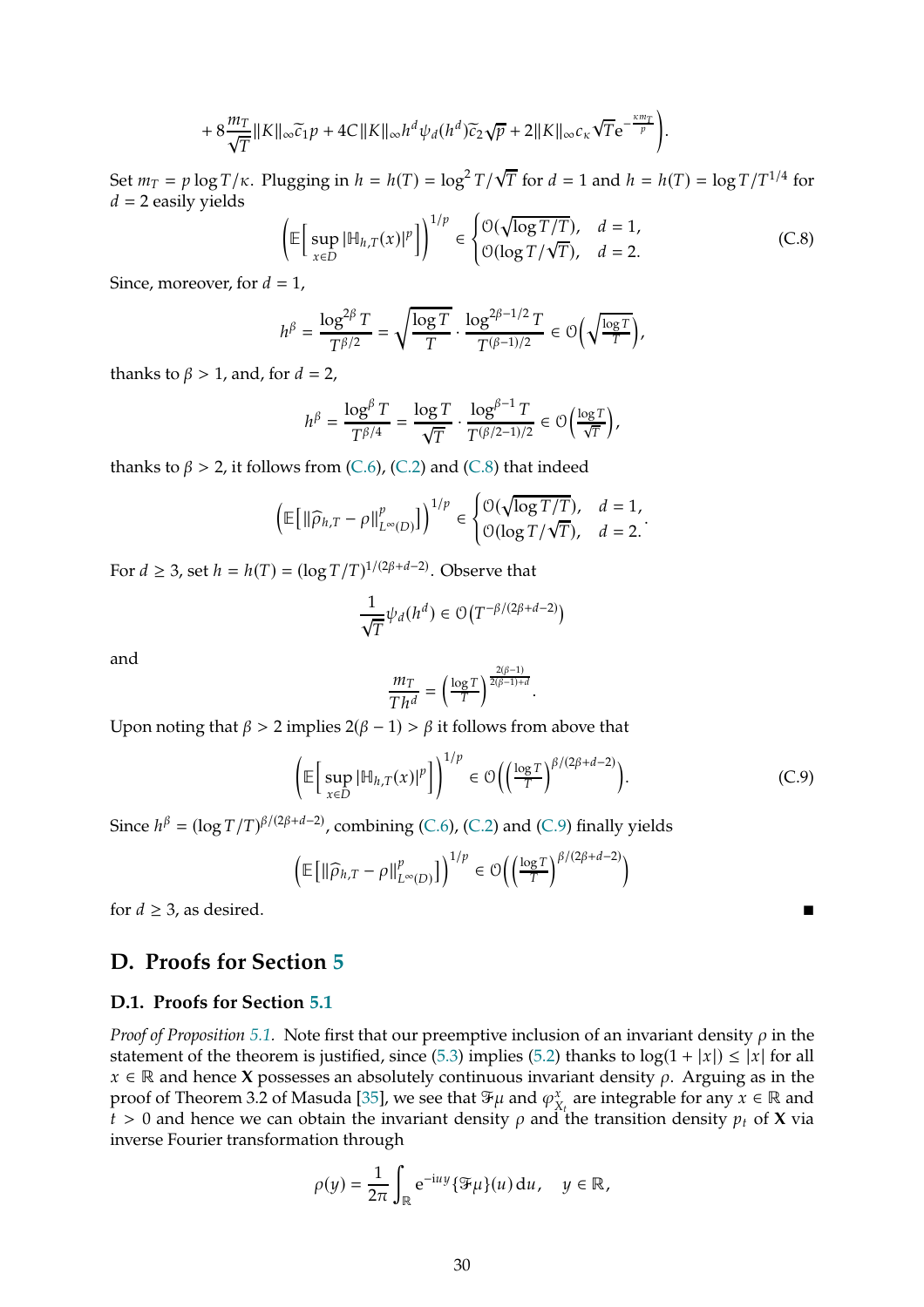$$+ 8\frac{m_T}{\sqrt{T}}\|K\|_\infty \widetilde{c}_1 p + 4C\|K\|_\infty h^d \psi_d(h^d)\widetilde{c}_2\sqrt{p} + 2\|K\|_\infty c_\kappa \sqrt{T}\mathrm{e}^{-\frac{\kappa m_T}{p}}\Bigg).$$

Set $m_T = p\log T/\kappa$. Plugging in $h = h(T) = \log^2 T/\sqrt{T}$ for $d = 1$ and $h = h(T) = \log T/T^{1/4}$ for $d = 2$ easily yields

$$\left(\mathbb{E}\Big[\sup_{x\in D}|\mathbb{H}_{h,T}(x)|^p\Big]\right)^{1/p} \in \begin{cases}\mathcal{O}(\sqrt{\log T/T}), & d = 1,\\ \mathcal{O}(\log T/\sqrt{T}), & d = 2.\end{cases} \tag{C.8}$$

Since, moreover, for $d = 1$,

$$h^\beta = \frac{\log^{2\beta} T}{T^{\beta/2}} = \sqrt{\frac{\log T}{T}}\cdot\frac{\log^{2\beta-1/2} T}{T^{(\beta-1)/2}} \in \mathcal{O}\Big(\sqrt{\tfrac{\log T}{T}}\Big),$$

thanks to $\beta > 1$, and, for $d = 2$,

$$h^\beta = \frac{\log^{\beta} T}{T^{\beta/4}} = \frac{\log T}{\sqrt{T}}\cdot\frac{\log^{\beta-1} T}{T^{(\beta/2-1)/2}} \in \mathcal{O}\Big(\tfrac{\log T}{\sqrt{T}}\Big),$$

thanks to $\beta > 2$, it follows from (C.6), (C.2) and (C.8) that indeed

$$\left(\mathbb{E}\big[\|\widehat{\rho}_{h,T}-\rho\|^p_{L^\infty(D)}\big]\right)^{1/p} \in \begin{cases}\mathcal{O}(\sqrt{\log T/T}), & d = 1,\\ \mathcal{O}(\log T/\sqrt{T}), & d = 2.\end{cases}$$

For $d \geq 3$, set $h = h(T) = (\log T/T)^{1/(2\beta+d-2)}$. Observe that

$$\frac{1}{\sqrt{T}}\psi_d(h^d) \in \mathcal{O}\big(T^{-\beta/(2\beta+d-2)}\big)$$

and

$$\frac{m_T}{Th^d} = \Big(\tfrac{\log T}{T}\Big)^{\frac{2(\beta-1)}{2(\beta-1)+d}}.$$

Upon noting that $\beta > 2$ implies $2(\beta-1) > \beta$ it follows from above that

$$\left(\mathbb{E}\Big[\sup_{x\in D}|\mathbb{H}_{h,T}(x)|^p\Big]\right)^{1/p} \in \mathcal{O}\Big(\Big(\tfrac{\log T}{T}\Big)^{\beta/(2\beta+d-2)}\Big). \tag{C.9}$$

Since $h^\beta = (\log T/T)^{\beta/(2\beta+d-2)}$, combining (C.6), (C.2) and (C.9) finally yields

$$\left(\mathbb{E}\big[\|\widehat{\rho}_{h,T}-\rho\|^p_{L^\infty(D)}\big]\right)^{1/p} \in \mathcal{O}\Big(\Big(\tfrac{\log T}{T}\Big)^{\beta/(2\beta+d-2)}\Big)$$

for $d \geq 3$, as desired. ∎

# D. Proofs for Section 5

## D.1. Proofs for Section 5.1

*Proof of Proposition 5.1.* Note first that our preemptive inclusion of an invariant density $\rho$ in the statement of the theorem is justified, since (5.3) implies (5.2) thanks to $\log(1+|x|) \leq |x|$ for all $x \in \mathbb{R}$ and hence $\mathbf{X}$ possesses an absolutely continuous invariant density $\rho$. Arguing as in the proof of Theorem 3.2 of Masuda [35], we see that $\mathcal{F}\mu$ and $\varphi^x_{X_t}$ are integrable for any $x \in \mathbb{R}$ and $t > 0$ and hence we can obtain the invariant density $\rho$ and the transition density $p_t$ of $\mathbf{X}$ via inverse Fourier transformation through

$$\rho(y) = \frac{1}{2\pi}\int_{\mathbb{R}} \mathrm{e}^{-\mathrm{i}uy}\{\mathcal{F}\mu\}(u)\,\mathrm{d}u, \quad y \in \mathbb{R},$$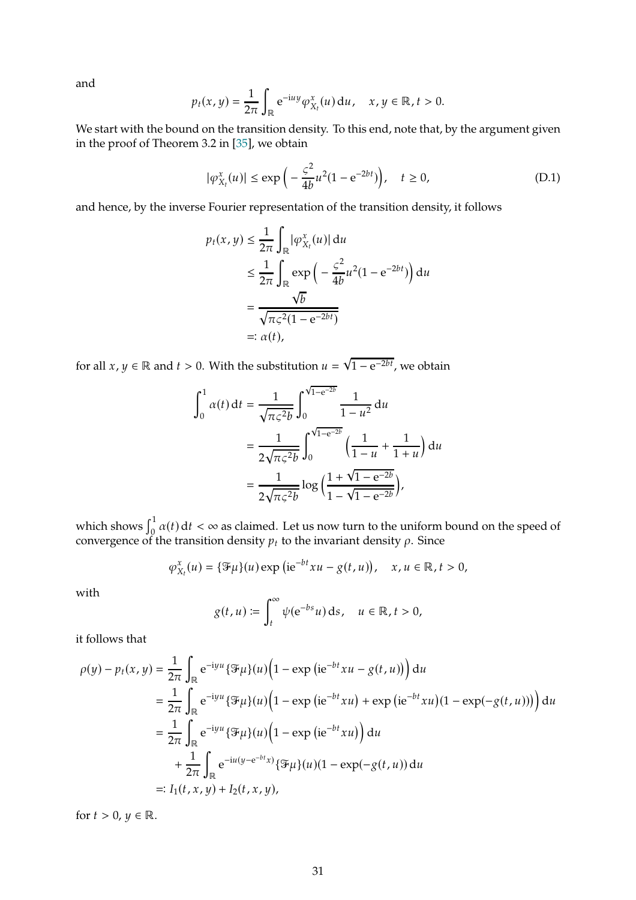and

$$p_t(x,y) = \frac{1}{2\pi}\int_{\mathbb{R}} \mathrm{e}^{-\mathrm{i}uy}\varphi_{X_t}^x(u)\,\mathrm{d}u, \quad x,y\in\mathbb{R}, t>0.$$

We start with the bound on the transition density. To this end, note that, by the argument given in the proof of Theorem 3.2 in [35], we obtain

$$|\varphi_{X_t}^x(u)| \leq \exp\Big(-\frac{\varsigma^2}{4b}u^2(1-\mathrm{e}^{-2bt})\Big), \quad t\geq 0, \tag{D.1}$$

and hence, by the inverse Fourier representation of the transition density, it follows

$$\begin{aligned}
p_t(x,y) &\leq \frac{1}{2\pi}\int_{\mathbb{R}} |\varphi_{X_t}^x(u)|\,\mathrm{d}u \\
&\leq \frac{1}{2\pi}\int_{\mathbb{R}} \exp\Big(-\frac{\varsigma^2}{4b}u^2(1-\mathrm{e}^{-2bt})\Big)\,\mathrm{d}u \\
&= \frac{\sqrt{b}}{\sqrt{\pi\varsigma^2(1-\mathrm{e}^{-2bt})}} \\
&=: \alpha(t),
\end{aligned}$$

for all $x,y\in\mathbb{R}$ and $t>0$. With the substitution $u=\sqrt{1-\mathrm{e}^{-2bt}}$, we obtain

$$\begin{aligned}
\int_0^1 \alpha(t)\,\mathrm{d}t &= \frac{1}{\sqrt{\pi\varsigma^2 b}}\int_0^{\sqrt{1-\mathrm{e}^{-2b}}} \frac{1}{1-u^2}\,\mathrm{d}u \\
&= \frac{1}{2\sqrt{\pi\varsigma^2 b}}\int_0^{\sqrt{1-\mathrm{e}^{-2b}}} \Big(\frac{1}{1-u}+\frac{1}{1+u}\Big)\,\mathrm{d}u \\
&= \frac{1}{2\sqrt{\pi\varsigma^2 b}}\log\Big(\frac{1+\sqrt{1-\mathrm{e}^{-2b}}}{1-\sqrt{1-\mathrm{e}^{-2b}}}\Big),
\end{aligned}$$

which shows $\int_0^1\alpha(t)\,\mathrm{d}t<\infty$ as claimed. Let us now turn to the uniform bound on the speed of convergence of the transition density $p_t$ to the invariant density $\rho$. Since

$$\varphi_{X_t}^x(u) = \{\mathfrak{F}\mu\}(u)\exp\big(\mathrm{i}\mathrm{e}^{-bt}xu - g(t,u)\big), \quad x,u\in\mathbb{R}, t>0,$$

with

$$g(t,u) := \int_t^\infty \psi(\mathrm{e}^{-bs}u)\,\mathrm{d}s, \quad u\in\mathbb{R}, t>0,$$

it follows that

$$\begin{aligned}
\rho(y)-p_t(x,y) &= \frac{1}{2\pi}\int_{\mathbb{R}} \mathrm{e}^{-\mathrm{i}yu}\{\mathfrak{F}\mu\}(u)\Big(1-\exp\big(\mathrm{i}\mathrm{e}^{-bt}xu-g(t,u)\big)\Big)\,\mathrm{d}u \\
&= \frac{1}{2\pi}\int_{\mathbb{R}} \mathrm{e}^{-\mathrm{i}yu}\{\mathfrak{F}\mu\}(u)\Big(1-\exp\big(\mathrm{i}\mathrm{e}^{-bt}xu\big)+\exp\big(\mathrm{i}\mathrm{e}^{-bt}xu\big)(1-\exp(-g(t,u)))\Big)\,\mathrm{d}u \\
&= \frac{1}{2\pi}\int_{\mathbb{R}} \mathrm{e}^{-\mathrm{i}yu}\{\mathfrak{F}\mu\}(u)\Big(1-\exp\big(\mathrm{i}\mathrm{e}^{-bt}xu\big)\Big)\,\mathrm{d}u \\
&\quad + \frac{1}{2\pi}\int_{\mathbb{R}} \mathrm{e}^{-\mathrm{i}u(y-\mathrm{e}^{-bt}x)}\{\mathfrak{F}\mu\}(u)(1-\exp(-g(t,u))\,\mathrm{d}u \\
&=: I_1(t,x,y)+I_2(t,x,y),
\end{aligned}$$

for $t>0$, $y\in\mathbb{R}$.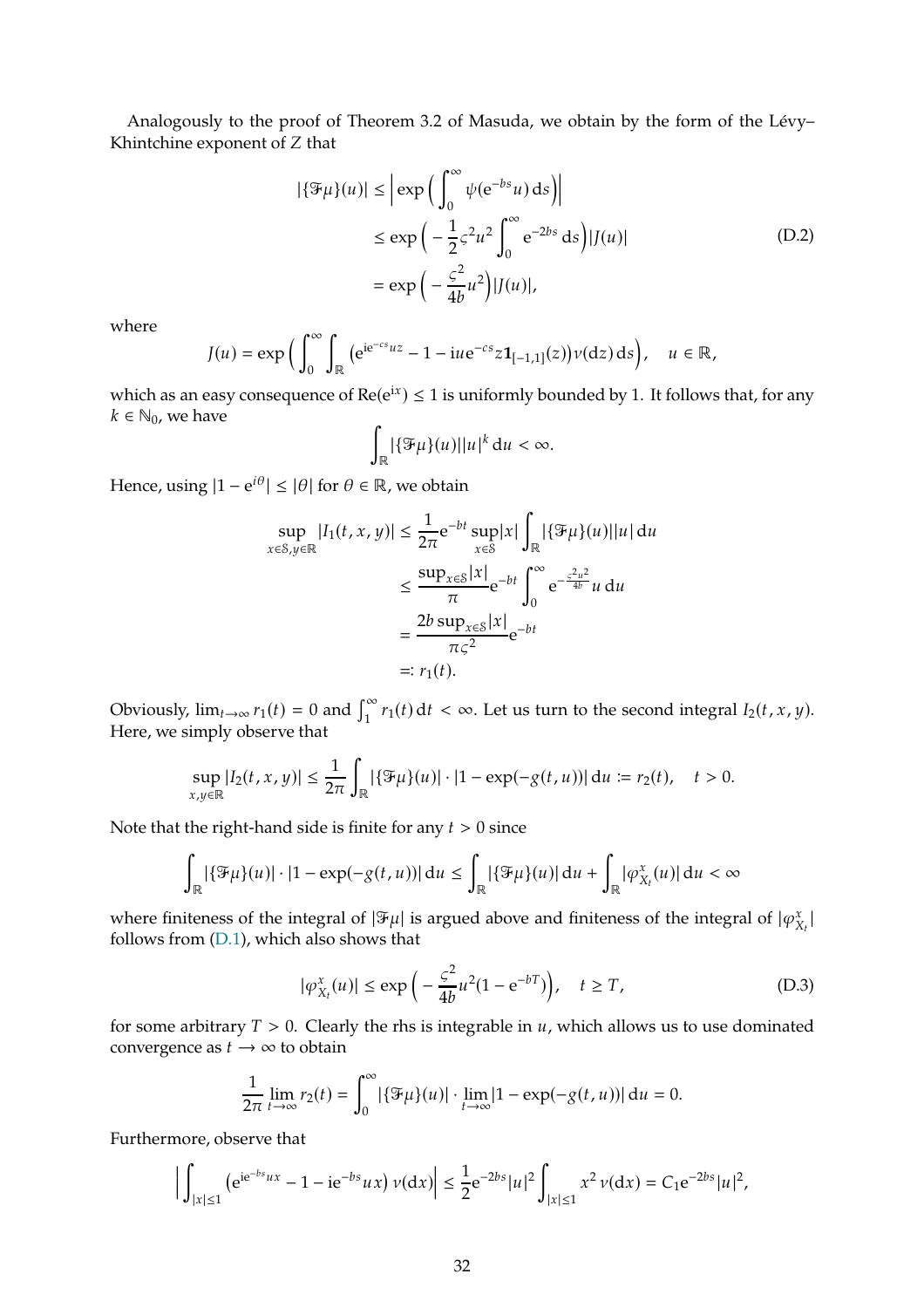Analogously to the proof of Theorem 3.2 of Masuda, we obtain by the form of the Lévy–Khintchine exponent of $Z$ that

$$
\begin{aligned}
|\{\mathcal{F}\mu\}(u)| &\le \Big|\exp\Big(\int_0^\infty \psi(\mathrm{e}^{-bs}u)\,\mathrm{d}s\Big)\Big| \\
&\le \exp\Big(-\frac{1}{2}\varsigma^2 u^2 \int_0^\infty \mathrm{e}^{-2bs}\,\mathrm{d}s\Big)|J(u)| \\
&= \exp\Big(-\frac{\varsigma^2}{4b}u^2\Big)|J(u)|,
\end{aligned}
\tag{D.2}
$$

where

$$
J(u) = \exp\Big(\int_0^\infty \int_{\mathbb{R}} \big(\mathrm{e}^{\mathrm{i}\mathrm{e}^{-cs}uz} - 1 - \mathrm{i}u\mathrm{e}^{-cs}z\mathbf{1}_{[-1,1]}(z)\big)\nu(\mathrm{d}z)\,\mathrm{d}s\Big), \quad u \in \mathbb{R},
$$

which as an easy consequence of $\mathrm{Re}(\mathrm{e}^{\mathrm{i}x}) \le 1$ is uniformly bounded by 1. It follows that, for any $k \in \mathbb{N}_0$, we have

$$
\int_{\mathbb{R}} |\{\mathcal{F}\mu\}(u)||u|^k\,\mathrm{d}u < \infty.
$$

Hence, using $|1 - \mathrm{e}^{i\theta}| \le |\theta|$ for $\theta \in \mathbb{R}$, we obtain

$$
\begin{aligned}
\sup_{x\in\mathcal{S}, y\in\mathbb{R}} |I_1(t,x,y)| &\le \frac{1}{2\pi}\mathrm{e}^{-bt}\sup_{x\in\mathcal{S}}|x| \int_{\mathbb{R}} |\{\mathcal{F}\mu\}(u)||u|\,\mathrm{d}u \\
&\le \frac{\sup_{x\in\mathcal{S}}|x|}{\pi}\mathrm{e}^{-bt}\int_0^\infty \mathrm{e}^{-\frac{\varsigma^2 u^2}{4b}}\,u\,\mathrm{d}u \\
&= \frac{2b\sup_{x\in\mathcal{S}}|x|}{\pi\varsigma^2}\mathrm{e}^{-bt} \\
&=: r_1(t).
\end{aligned}
$$

Obviously, $\lim_{t\to\infty} r_1(t) = 0$ and $\int_1^\infty r_1(t)\,\mathrm{d}t < \infty$. Let us turn to the second integral $I_2(t,x,y)$. Here, we simply observe that

$$
\sup_{x,y\in\mathbb{R}} |I_2(t,x,y)| \le \frac{1}{2\pi}\int_{\mathbb{R}} |\{\mathcal{F}\mu\}(u)| \cdot |1 - \exp(-g(t,u))|\,\mathrm{d}u := r_2(t), \quad t > 0.
$$

Note that the right-hand side is finite for any $t > 0$ since

$$
\int_{\mathbb{R}} |\{\mathcal{F}\mu\}(u)| \cdot |1 - \exp(-g(t,u))|\,\mathrm{d}u \le \int_{\mathbb{R}} |\{\mathcal{F}\mu\}(u)|\,\mathrm{d}u + \int_{\mathbb{R}} |\varphi^x_{X_t}(u)|\,\mathrm{d}u < \infty
$$

where finiteness of the integral of $|\mathcal{F}\mu|$ is argued above and finiteness of the integral of $|\varphi^x_{X_t}|$ follows from (D.1), which also shows that

$$
|\varphi^x_{X_t}(u)| \le \exp\Big(-\frac{\varsigma^2}{4b}u^2(1 - \mathrm{e}^{-bT})\Big), \quad t \ge T,
\tag{D.3}
$$

for some arbitrary $T > 0$. Clearly the rhs is integrable in $u$, which allows us to use dominated convergence as $t \to \infty$ to obtain

$$
\frac{1}{2\pi}\lim_{t\to\infty} r_2(t) = \int_0^\infty |\{\mathcal{F}\mu\}(u)| \cdot \lim_{t\to\infty}|1 - \exp(-g(t,u))|\,\mathrm{d}u = 0.
$$

Furthermore, observe that

$$
\Big|\int_{|x|\le 1} \big(\mathrm{e}^{\mathrm{i}\mathrm{e}^{-bs}ux} - 1 - \mathrm{i}\mathrm{e}^{-bs}ux\big)\,\nu(\mathrm{d}x)\Big| \le \frac{1}{2}\mathrm{e}^{-2bs}|u|^2 \int_{|x|\le 1} x^2\,\nu(\mathrm{d}x) = C_1\mathrm{e}^{-2bs}|u|^2,
$$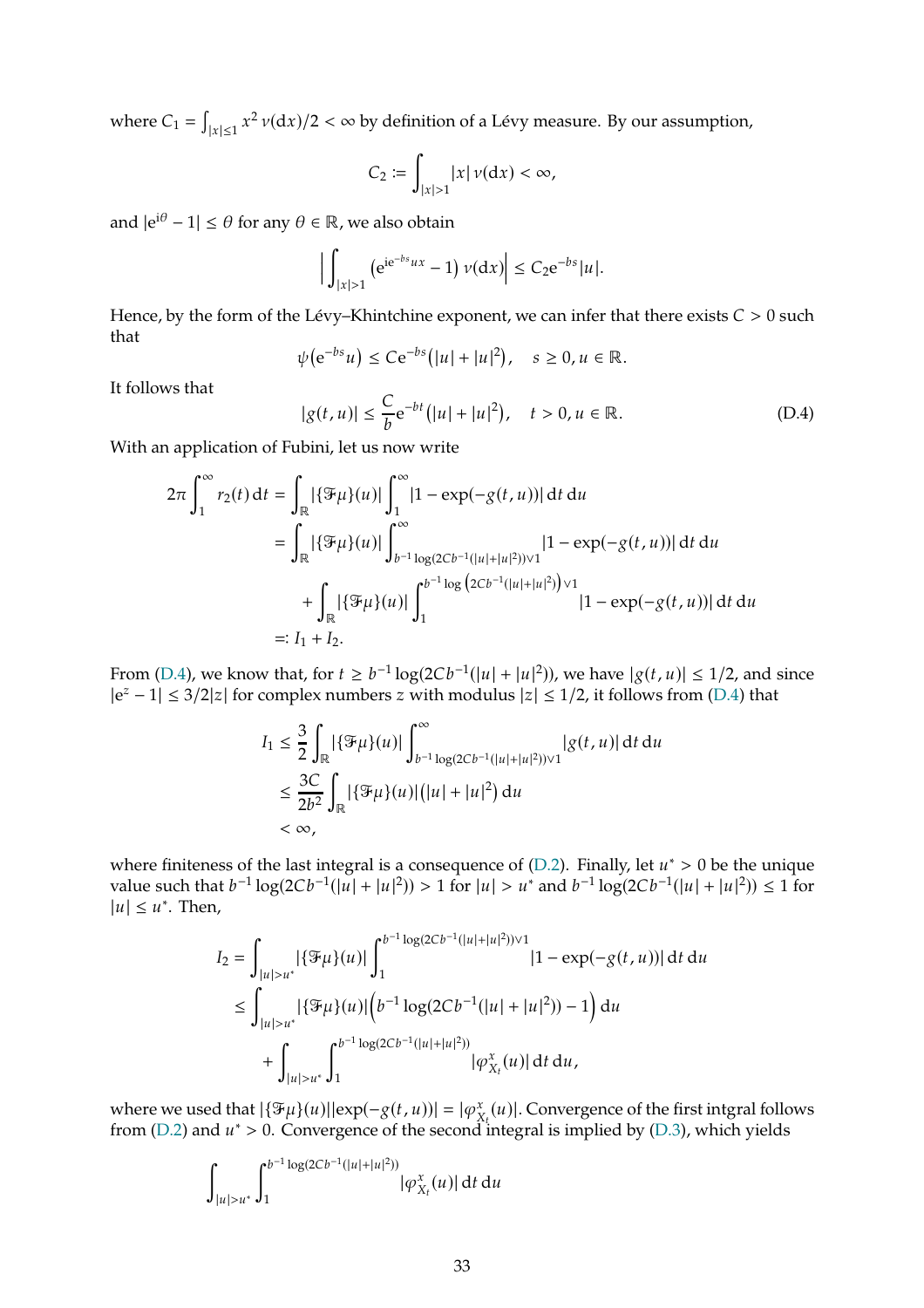where $C_1 = \int_{|x|\le 1} x^2 \,\nu(\mathrm{d}x)/2 < \infty$ by definition of a Lévy measure. By our assumption,

$$C_2 := \int_{|x|>1} |x| \,\nu(\mathrm{d}x) < \infty,$$

and $|\mathrm{e}^{\mathrm{i}\theta} - 1| \le \theta$ for any $\theta \in \mathbb{R}$, we also obtain

$$\Big| \int_{|x|>1} \big(\mathrm{e}^{\mathrm{i}\mathrm{e}^{-bs}ux} - 1\big) \,\nu(\mathrm{d}x) \Big| \le C_2 \mathrm{e}^{-bs}|u|.$$

Hence, by the form of the Lévy–Khintchine exponent, we can infer that there exists $C > 0$ such that

$$\psi\big(\mathrm{e}^{-bs}u\big) \le C\mathrm{e}^{-bs}\big(|u| + |u|^2\big), \quad s \ge 0, u \in \mathbb{R}.$$

It follows that

$$|g(t,u)| \le \frac{C}{b}\mathrm{e}^{-bt}\big(|u| + |u|^2\big), \quad t > 0, u \in \mathbb{R}. \tag{D.4}$$

With an application of Fubini, let us now write

$$\begin{aligned}
2\pi \int_1^\infty r_2(t)\,\mathrm{d}t &= \int_{\mathbb{R}} |\{\mathfrak{F}\mu\}(u)| \int_1^\infty |1 - \exp(-g(t,u))| \,\mathrm{d}t\,\mathrm{d}u \\
&= \int_{\mathbb{R}} |\{\mathfrak{F}\mu\}(u)| \int_{b^{-1}\log(2Cb^{-1}(|u|+|u|^2))\vee 1}^\infty |1 - \exp(-g(t,u))| \,\mathrm{d}t\,\mathrm{d}u \\
&\quad + \int_{\mathbb{R}} |\{\mathfrak{F}\mu\}(u)| \int_1^{b^{-1}\log\left(2Cb^{-1}(|u|+|u|^2)\right)\vee 1} |1 - \exp(-g(t,u))| \,\mathrm{d}t\,\mathrm{d}u \\
&=: I_1 + I_2.
\end{aligned}$$

From (D.4), we know that, for $t \ge b^{-1}\log(2Cb^{-1}(|u| + |u|^2))$, we have $|g(t,u)| \le 1/2$, and since $|\mathrm{e}^z - 1| \le 3/2|z|$ for complex numbers $z$ with modulus $|z| \le 1/2$, it follows from (D.4) that

$$\begin{aligned}
I_1 &\le \frac{3}{2} \int_{\mathbb{R}} |\{\mathfrak{F}\mu\}(u)| \int_{b^{-1}\log(2Cb^{-1}(|u|+|u|^2))\vee 1}^\infty |g(t,u)| \,\mathrm{d}t\,\mathrm{d}u \\
&\le \frac{3C}{2b^2} \int_{\mathbb{R}} |\{\mathfrak{F}\mu\}(u)|\big(|u| + |u|^2\big)\,\mathrm{d}u \\
&< \infty,
\end{aligned}$$

where finiteness of the last integral is a consequence of (D.2). Finally, let $u^* > 0$ be the unique value such that $b^{-1}\log(2Cb^{-1}(|u| + |u|^2)) > 1$ for $|u| > u^*$ and $b^{-1}\log(2Cb^{-1}(|u| + |u|^2)) \le 1$ for $|u| \le u^*$. Then,

$$\begin{aligned}
I_2 &= \int_{|u|>u^*} |\{\mathfrak{F}\mu\}(u)| \int_1^{b^{-1}\log(2Cb^{-1}(|u|+|u|^2))\vee 1} |1 - \exp(-g(t,u))| \,\mathrm{d}t\,\mathrm{d}u \\
&\le \int_{|u|>u^*} |\{\mathfrak{F}\mu\}(u)| \Big(b^{-1}\log(2Cb^{-1}(|u| + |u|^2)) - 1\Big)\,\mathrm{d}u \\
&\quad + \int_{|u|>u^*} \int_1^{b^{-1}\log(2Cb^{-1}(|u|+|u|^2))} |\varphi^x_{X_t}(u)| \,\mathrm{d}t\,\mathrm{d}u,
\end{aligned}$$

where we used that $|\{\mathfrak{F}\mu\}(u)||\exp(-g(t,u))| = |\varphi^x_{X_t}(u)|$. Convergence of the first intgral follows from (D.2) and $u^* > 0$. Convergence of the second integral is implied by (D.3), which yields

$$\int_{|u|>u^*} \int_1^{b^{-1}\log(2Cb^{-1}(|u|+|u|^2))} |\varphi^x_{X_t}(u)| \,\mathrm{d}t\,\mathrm{d}u$$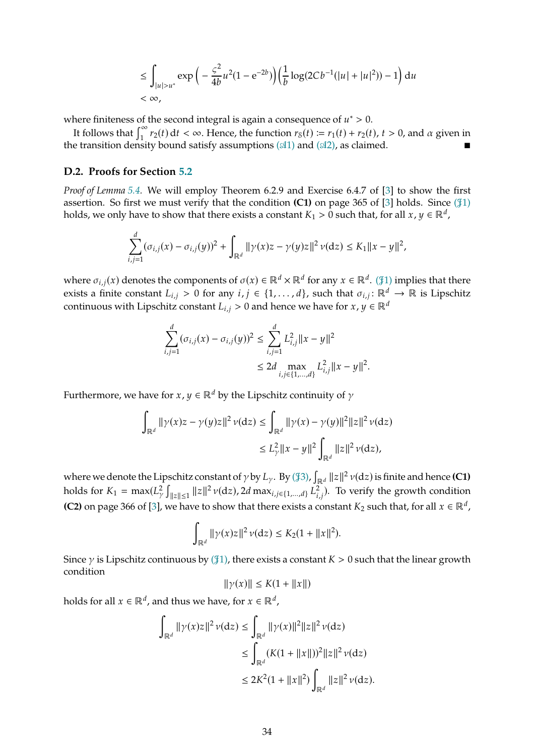$$
\begin{aligned}
&\leq \int_{|u|>u^*} \exp\Big(-\frac{\varsigma^2}{4b}u^2(1-\mathrm{e}^{-2b})\Big)\Big(\frac{1}{b}\log(2Cb^{-1}(|u|+|u|^2))-1\Big)\,\mathrm{d}u \\
&< \infty,
\end{aligned}
$$

where finiteness of the second integral is again a consequence of $u^* > 0$.

It follows that $\int_1^\infty r_2(t)\,\mathrm{d}t < \infty$. Hence, the function $r_{\mathbb{S}}(t) := r_1(t) + r_2(t)$, $t > 0$, and $\alpha$ given in the transition density bound satisfy assumptions ($\mathscr{A}1$) and ($\mathscr{A}2$), as claimed. ∎

### D.2. Proofs for Section 5.2

*Proof of Lemma 5.4.* We will employ Theorem 6.2.9 and Exercise 6.4.7 of [3] to show the first assertion. So first we must verify that the condition **(C1)** on page 365 of [3] holds. Since ($\mathfrak{J}1$) holds, we only have to show that there exists a constant $K_1 > 0$ such that, for all $x, y \in \mathbb{R}^d$,

$$
\sum_{i,j=1}^d (\sigma_{i,j}(x) - \sigma_{i,j}(y))^2 + \int_{\mathbb{R}^d} \|\gamma(x)z - \gamma(y)z\|^2\,\nu(\mathrm{d}z) \leq K_1\|x-y\|^2,
$$

where $\sigma_{i,j}(x)$ denotes the components of $\sigma(x) \in \mathbb{R}^d \times \mathbb{R}^d$ for any $x \in \mathbb{R}^d$. ($\mathfrak{J}1$) implies that there exists a finite constant $L_{i,j} > 0$ for any $i, j \in \{1, \ldots, d\}$, such that $\sigma_{i,j} \colon \mathbb{R}^d \to \mathbb{R}$ is Lipschitz continuous with Lipschitz constant $L_{i,j} > 0$ and hence we have for $x, y \in \mathbb{R}^d$

$$
\begin{aligned}
\sum_{i,j=1}^d (\sigma_{i,j}(x) - \sigma_{i,j}(y))^2 &\leq \sum_{i,j=1}^d L_{i,j}^2\|x-y\|^2 \\
&\leq 2d \max_{i,j\in\{1,\ldots,d\}} L_{i,j}^2\|x-y\|^2.
\end{aligned}
$$

Furthermore, we have for $x, y \in \mathbb{R}^d$ by the Lipschitz continuity of $\gamma$

$$
\begin{aligned}
\int_{\mathbb{R}^d} \|\gamma(x)z - \gamma(y)z\|^2\,\nu(\mathrm{d}z) &\leq \int_{\mathbb{R}^d} \|\gamma(x) - \gamma(y)\|^2\|z\|^2\,\nu(\mathrm{d}z) \\
&\leq L_\gamma^2\|x-y\|^2 \int_{\mathbb{R}^d} \|z\|^2\,\nu(\mathrm{d}z),
\end{aligned}
$$

where we denote the Lipschitz constant of $\gamma$ by $L_\gamma$. By ($\mathfrak{J}3$), $\int_{\mathbb{R}^d}\|z\|^2\,\nu(\mathrm{d}z)$ is finite and hence **(C1)** holds for $K_1 = \max(L_\gamma^2 \int_{\|z\|\leq 1}\|z\|^2\,\nu(\mathrm{d}z), 2d\max_{i,j\in\{1,\ldots,d\}} L_{i,j}^2)$. To verify the growth condition **(C2)** on page 366 of [3], we have to show that there exists a constant $K_2$ such that, for all $x \in \mathbb{R}^d$,

$$
\int_{\mathbb{R}^d} \|\gamma(x)z\|^2\,\nu(\mathrm{d}z) \leq K_2(1 + \|x\|^2).
$$

Since $\gamma$ is Lipschitz continuous by ($\mathfrak{J}1$), there exists a constant $K > 0$ such that the linear growth condition

$$
\|\gamma(x)\| \leq K(1 + \|x\|)
$$

holds for all $x \in \mathbb{R}^d$, and thus we have, for $x \in \mathbb{R}^d$,

$$
\begin{aligned}
\int_{\mathbb{R}^d} \|\gamma(x)z\|^2\,\nu(\mathrm{d}z) &\leq \int_{\mathbb{R}^d} \|\gamma(x)\|^2\|z\|^2\,\nu(\mathrm{d}z) \\
&\leq \int_{\mathbb{R}^d} (K(1+\|x\|))^2\|z\|^2\,\nu(\mathrm{d}z) \\
&\leq 2K^2(1+\|x\|^2)\int_{\mathbb{R}^d}\|z\|^2\,\nu(\mathrm{d}z).
\end{aligned}
$$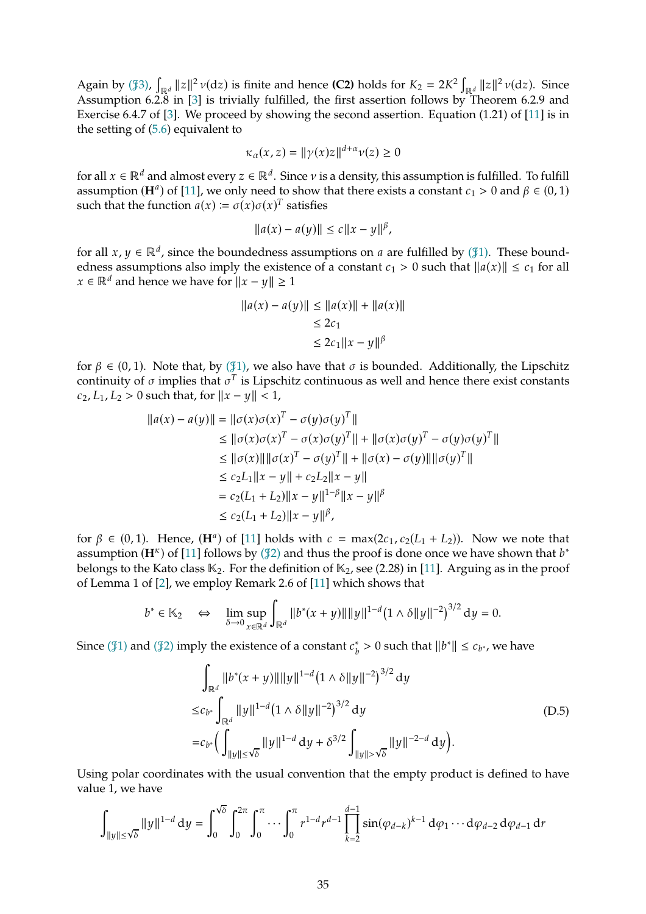Again by (J3), $\int_{\mathbb{R}^d} \|z\|^2 \,\nu(\mathrm{d}z)$ is finite and hence **(C2)** holds for $K_2 = 2K^2 \int_{\mathbb{R}^d} \|z\|^2 \,\nu(\mathrm{d}z)$. Since Assumption 6.2.8 in [3] is trivially fulfilled, the first assertion follows by Theorem 6.2.9 and Exercise 6.4.7 of [3]. We proceed by showing the second assertion. Equation (1.21) of [11] is in the setting of (5.6) equivalent to

$$\kappa_\alpha(x,z) = \|\gamma(x)z\|^{d+\alpha}\nu(z) \geq 0$$

for all $x \in \mathbb{R}^d$ and almost every $z \in \mathbb{R}^d$. Since $\nu$ is a density, this assumption is fulfilled. To fulfill assumption $(\mathbf{H}^a)$ of [11], we only need to show that there exists a constant $c_1 > 0$ and $\beta \in (0,1)$ such that the function $a(x) := \sigma(x)\sigma(x)^T$ satisfies

$$\|a(x) - a(y)\| \leq c\|x - y\|^\beta,$$

for all $x, y \in \mathbb{R}^d$, since the boundedness assumptions on $a$ are fulfilled by (J1). These boundedness assumptions also imply the existence of a constant $c_1 > 0$ such that $\|a(x)\| \leq c_1$ for all $x \in \mathbb{R}^d$ and hence we have for $\|x - y\| \geq 1$

$$\begin{aligned}
\|a(x) - a(y)\| &\leq \|a(x)\| + \|a(x)\| \\
&\leq 2c_1 \\
&\leq 2c_1\|x - y\|^\beta
\end{aligned}$$

for $\beta \in (0,1)$. Note that, by (J1), we also have that $\sigma$ is bounded. Additionally, the Lipschitz continuity of $\sigma$ implies that $\sigma^T$ is Lipschitz continuous as well and hence there exist constants $c_2, L_1, L_2 > 0$ such that, for $\|x - y\| < 1$,

$$\begin{aligned}
\|a(x) - a(y)\| &= \|\sigma(x)\sigma(x)^T - \sigma(y)\sigma(y)^T\| \\
&\leq \|\sigma(x)\sigma(x)^T - \sigma(x)\sigma(y)^T\| + \|\sigma(x)\sigma(y)^T - \sigma(y)\sigma(y)^T\| \\
&\leq \|\sigma(x)\|\|\sigma(x)^T - \sigma(y)^T\| + \|\sigma(x) - \sigma(y)\|\|\sigma(y)^T\| \\
&\leq c_2 L_1\|x - y\| + c_2 L_2\|x - y\| \\
&= c_2(L_1 + L_2)\|x - y\|^{1-\beta}\|x - y\|^\beta \\
&\leq c_2(L_1 + L_2)\|x - y\|^\beta,
\end{aligned}$$

for $\beta \in (0,1)$. Hence, $(\mathbf{H}^a)$ of [11] holds with $c = \max(2c_1, c_2(L_1 + L_2))$. Now we note that assumption $(\mathbf{H}^\kappa)$ of [11] follows by (J2) and thus the proof is done once we have shown that $b^*$ belongs to the Kato class $\mathbb{K}_2$. For the definition of $\mathbb{K}_2$, see (2.28) in [11]. Arguing as in the proof of Lemma 1 of [2], we employ Remark 2.6 of [11] which shows that

$$b^* \in \mathbb{K}_2 \quad \Leftrightarrow \quad \lim_{\delta \to 0} \sup_{x \in \mathbb{R}^d} \int_{\mathbb{R}^d} \|b^*(x+y)\|\|y\|^{1-d}\big(1 \wedge \delta\|y\|^{-2}\big)^{3/2} \,\mathrm{d}y = 0.$$

Since (J1) and (J2) imply the existence of a constant $c_b^* > 0$ such that $\|b^*\| \leq c_{b^*}$, we have

$$\begin{aligned}
&\int_{\mathbb{R}^d} \|b^*(x+y)\|\|y\|^{1-d}\big(1 \wedge \delta\|y\|^{-2}\big)^{3/2} \,\mathrm{d}y \\
\leq &c_{b^*} \int_{\mathbb{R}^d} \|y\|^{1-d}\big(1 \wedge \delta\|y\|^{-2}\big)^{3/2} \,\mathrm{d}y \\
= &c_{b^*}\Big(\int_{\|y\| \leq \sqrt{\delta}} \|y\|^{1-d} \,\mathrm{d}y + \delta^{3/2} \int_{\|y\| > \sqrt{\delta}} \|y\|^{-2-d} \,\mathrm{d}y\Big).
\end{aligned} \tag{D.5}$$

Using polar coordinates with the usual convention that the empty product is defined to have value 1, we have

$$\int_{\|y\| \leq \sqrt{\delta}} \|y\|^{1-d} \,\mathrm{d}y = \int_0^{\sqrt{\delta}} \int_0^{2\pi} \int_0^\pi \cdots \int_0^\pi r^{1-d} r^{d-1} \prod_{k=2}^{d-1} \sin(\varphi_{d-k})^{k-1} \,\mathrm{d}\varphi_1 \cdots \mathrm{d}\varphi_{d-2} \,\mathrm{d}\varphi_{d-1} \,\mathrm{d}r$$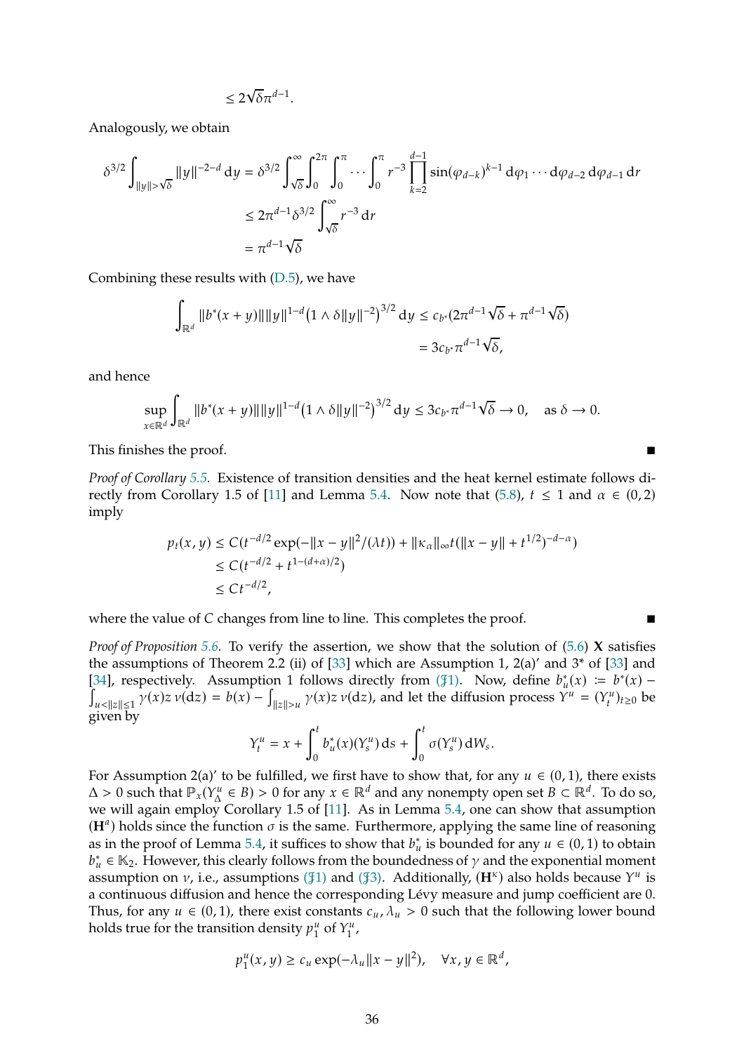$$\leq 2\sqrt{\delta}\pi^{d-1}.$$

Analogously, we obtain

$$\begin{aligned}
\delta^{3/2}\int_{\|y\|>\sqrt{\delta}} \|y\|^{-2-d}\,\mathrm{d}y &= \delta^{3/2}\int_{\sqrt{\delta}}^{\infty}\int_0^{2\pi}\int_0^{\pi}\cdots\int_0^{\pi} r^{-3}\prod_{k=2}^{d-1}\sin(\varphi_{d-k})^{k-1}\,\mathrm{d}\varphi_1\cdots\mathrm{d}\varphi_{d-2}\,\mathrm{d}\varphi_{d-1}\,\mathrm{d}r\\
&\leq 2\pi^{d-1}\delta^{3/2}\int_{\sqrt{\delta}}^{\infty} r^{-3}\,\mathrm{d}r\\
&= \pi^{d-1}\sqrt{\delta}
\end{aligned}$$

Combining these results with (D.5), we have

$$\begin{aligned}
\int_{\mathbb{R}^d}\|b^*(x+y)\|\|y\|^{1-d}\big(1\wedge\delta\|y\|^{-2}\big)^{3/2}\,\mathrm{d}y &\leq c_{b^*}(2\pi^{d-1}\sqrt{\delta}+\pi^{d-1}\sqrt{\delta})\\
&= 3c_{b^*}\pi^{d-1}\sqrt{\delta},
\end{aligned}$$

and hence

$$\sup_{x\in\mathbb{R}^d}\int_{\mathbb{R}^d}\|b^*(x+y)\|\|y\|^{1-d}\big(1\wedge\delta\|y\|^{-2}\big)^{3/2}\,\mathrm{d}y \leq 3c_{b^*}\pi^{d-1}\sqrt{\delta}\to 0,\quad \text{as } \delta\to 0.$$

This finishes the proof. ∎

*Proof of Corollary 5.5.* Existence of transition densities and the heat kernel estimate follows directly from Corollary 1.5 of [11] and Lemma 5.4. Now note that (5.8), $t\leq 1$ and $\alpha\in(0,2)$ imply

$$\begin{aligned}
p_t(x,y) &\leq C(t^{-d/2}\exp(-\|x-y\|^2/(\lambda t)) + \|\kappa_\alpha\|_\infty t(\|x-y\|+t^{1/2})^{-d-\alpha})\\
&\leq C(t^{-d/2}+t^{1-(d+\alpha)/2})\\
&\leq Ct^{-d/2},
\end{aligned}$$

where the value of $C$ changes from line to line. This completes the proof. ∎

*Proof of Proposition 5.6.* To verify the assertion, we show that the solution of (5.6) $\mathbf{X}$ satisfies the assumptions of Theorem 2.2 (ii) of [33] which are Assumption 1, 2(a)' and 3* of [33] and [34], respectively. Assumption 1 follows directly from ($\mathfrak{J}1$). Now, define $b_u^*(x) := b^*(x) - \int_{u<\|z\|\leq 1}\gamma(x)z\,\nu(\mathrm{d}z) = b(x) - \int_{\|z\|>u}\gamma(x)z\,\nu(\mathrm{d}z)$, and let the diffusion process $Y^u = (Y_t^u)_{t\geq 0}$ be given by

$$Y_t^u = x + \int_0^t b_u^*(x)(Y_s^u)\,\mathrm{d}s + \int_0^t \sigma(Y_s^u)\,\mathrm{d}W_s.$$

For Assumption 2(a)' to be fulfilled, we first have to show that, for any $u\in(0,1)$, there exists $\Delta>0$ such that $\mathbb{P}_x(Y_\Delta^u\in B)>0$ for any $x\in\mathbb{R}^d$ and any nonempty open set $B\subset\mathbb{R}^d$. To do so, we will again employ Corollary 1.5 of [11]. As in Lemma 5.4, one can show that assumption ($\mathbf{H}^a$) holds since the function $\sigma$ is the same. Furthermore, applying the same line of reasoning as in the proof of Lemma 5.4, it suffices to show that $b_u^*$ is bounded for any $u\in(0,1)$ to obtain $b_u^*\in\mathbb{K}_2$. However, this clearly follows from the boundedness of $\gamma$ and the exponential moment assumption on $\nu$, i.e., assumptions ($\mathfrak{J}1$) and ($\mathfrak{J}3$). Additionally, ($\mathbf{H}^\kappa$) also holds because $Y^u$ is a continuous diffusion and hence the corresponding Lévy measure and jump coefficient are 0. Thus, for any $u\in(0,1)$, there exist constants $c_u,\lambda_u>0$ such that the following lower bound holds true for the transition density $p_1^u$ of $Y_1^u$,

$$p_1^u(x,y)\geq c_u\exp(-\lambda_u\|x-y\|^2),\quad \forall x,y\in\mathbb{R}^d,$$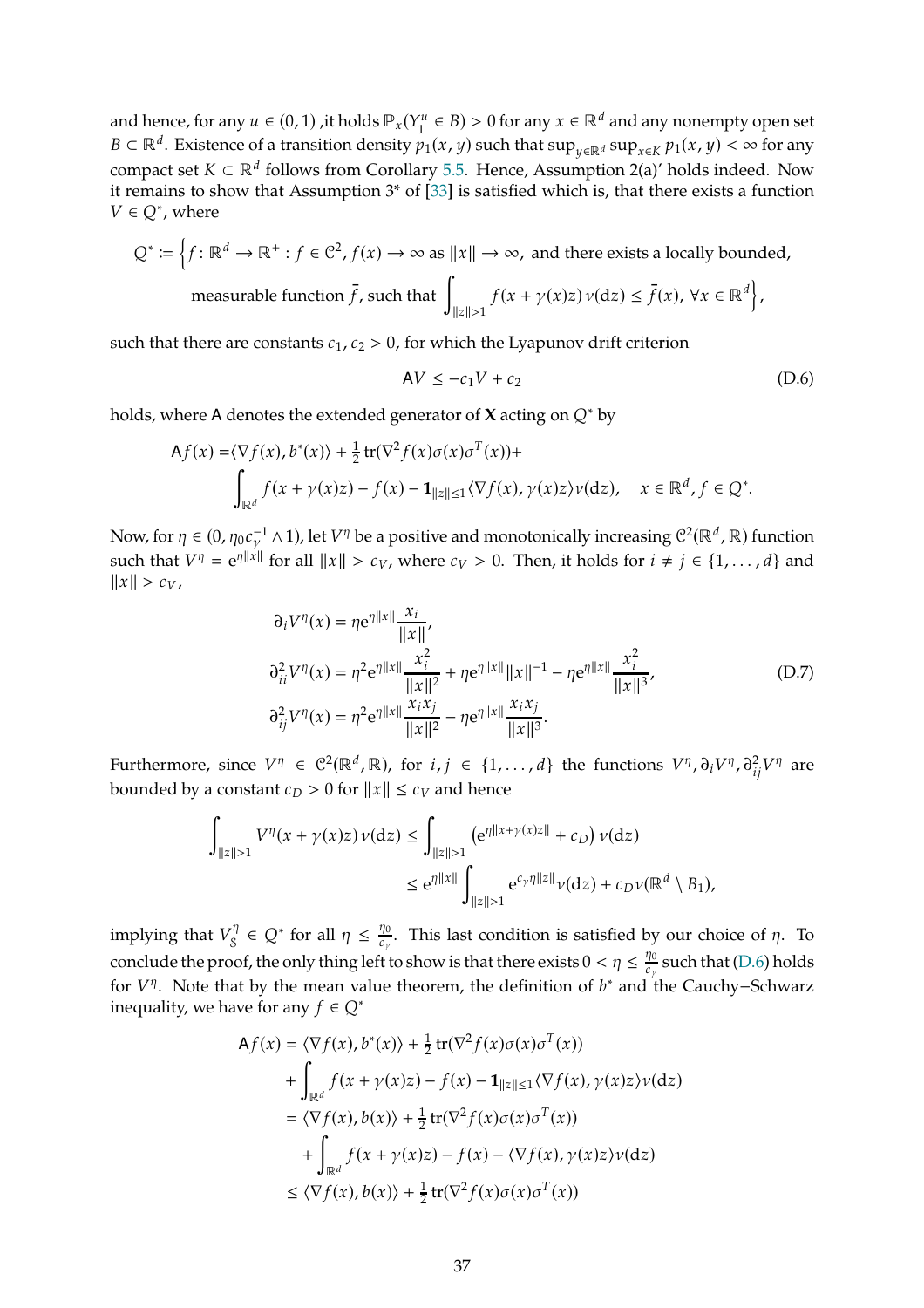and hence, for any $u \in (0,1)$ ,it holds $\mathbb{P}_x(Y_1^u \in B) > 0$ for any $x \in \mathbb{R}^d$ and any nonempty open set $B \subset \mathbb{R}^d$. Existence of a transition density $p_1(x,y)$ such that $\sup_{y\in\mathbb{R}^d}\sup_{x\in K} p_1(x,y) < \infty$ for any compact set $K \subset \mathbb{R}^d$ follows from Corollary 5.5. Hence, Assumption 2(a)' holds indeed. Now it remains to show that Assumption 3* of [33] is satisfied which is, that there exists a function $V \in Q^*$, where

$$Q^* := \Big\{ f \colon \mathbb{R}^d \to \mathbb{R}^+ : f \in \mathcal{C}^2, f(x) \to \infty \text{ as } \|x\| \to \infty, \text{ and there exists a locally bounded,} \\ \text{measurable function } \bar{f}, \text{ such that } \int_{\|z\|>1} f(x+\gamma(x)z)\,\nu(\mathrm{d}z) \le \bar{f}(x),\ \forall x \in \mathbb{R}^d \Big\},$$

such that there are constants $c_1, c_2 > 0$, for which the Lyapunov drift criterion

$$\mathsf{A}V \le -c_1 V + c_2 \tag{D.6}$$

holds, where $\mathsf{A}$ denotes the extended generator of $\mathbf{X}$ acting on $Q^*$ by

$$\mathsf{A}f(x) = \langle \nabla f(x), b^*(x)\rangle + \tfrac{1}{2}\operatorname{tr}(\nabla^2 f(x)\sigma(x)\sigma^T(x)) + \\ \int_{\mathbb{R}^d} f(x+\gamma(x)z) - f(x) - \mathbf{1}_{\|z\|\le 1}\langle \nabla f(x), \gamma(x)z\rangle \nu(\mathrm{d}z), \quad x \in \mathbb{R}^d, f \in Q^*.$$

Now, for $\eta \in (0, \eta_0 c_\gamma^{-1} \wedge 1)$, let $V^\eta$ be a positive and monotonically increasing $\mathcal{C}^2(\mathbb{R}^d,\mathbb{R})$ function such that $V^\eta = \mathrm{e}^{\eta\|x\|}$ for all $\|x\| > c_V$, where $c_V > 0$. Then, it holds for $i \ne j \in \{1,\dots,d\}$ and $\|x\| > c_V$,

$$\begin{aligned}
\partial_i V^\eta(x) &= \eta \mathrm{e}^{\eta\|x\|}\frac{x_i}{\|x\|}, \\
\partial_{ii}^2 V^\eta(x) &= \eta^2 \mathrm{e}^{\eta\|x\|}\frac{x_i^2}{\|x\|^2} + \eta \mathrm{e}^{\eta\|x\|}\|x\|^{-1} - \eta \mathrm{e}^{\eta\|x\|}\frac{x_i^2}{\|x\|^3}, \\
\partial_{ij}^2 V^\eta(x) &= \eta^2 \mathrm{e}^{\eta\|x\|}\frac{x_i x_j}{\|x\|^2} - \eta \mathrm{e}^{\eta\|x\|}\frac{x_i x_j}{\|x\|^3}.
\end{aligned} \tag{D.7}$$

Furthermore, since $V^\eta \in \mathcal{C}^2(\mathbb{R}^d,\mathbb{R})$, for $i,j \in \{1,\dots,d\}$ the functions $V^\eta, \partial_i V^\eta, \partial_{ij}^2 V^\eta$ are bounded by a constant $c_D > 0$ for $\|x\| \le c_V$ and hence

$$\begin{aligned}
\int_{\|z\|>1} V^\eta(x+\gamma(x)z)\,\nu(\mathrm{d}z) &\le \int_{\|z\|>1} \left(\mathrm{e}^{\eta\|x+\gamma(x)z\|} + c_D\right)\nu(\mathrm{d}z) \\
&\le \mathrm{e}^{\eta\|x\|}\int_{\|z\|>1} \mathrm{e}^{c_\gamma \eta\|z\|}\nu(\mathrm{d}z) + c_D \nu(\mathbb{R}^d \setminus B_1),
\end{aligned}$$

implying that $V_{\mathcal{S}}^\eta \in Q^*$ for all $\eta \le \frac{\eta_0}{c_\gamma}$. This last condition is satisfied by our choice of $\eta$. To conclude the proof, the only thing left to show is that there exists $0 < \eta \le \frac{\eta_0}{c_\gamma}$ such that (D.6) holds for $V^\eta$. Note that by the mean value theorem, the definition of $b^*$ and the Cauchy–Schwarz inequality, we have for any $f \in Q^*$

$$\begin{aligned}
\mathsf{A}f(x) &= \langle \nabla f(x), b^*(x)\rangle + \tfrac{1}{2}\operatorname{tr}(\nabla^2 f(x)\sigma(x)\sigma^T(x)) \\
&\quad + \int_{\mathbb{R}^d} f(x+\gamma(x)z) - f(x) - \mathbf{1}_{\|z\|\le 1}\langle \nabla f(x), \gamma(x)z\rangle \nu(\mathrm{d}z) \\
&= \langle \nabla f(x), b(x)\rangle + \tfrac{1}{2}\operatorname{tr}(\nabla^2 f(x)\sigma(x)\sigma^T(x)) \\
&\quad + \int_{\mathbb{R}^d} f(x+\gamma(x)z) - f(x) - \langle \nabla f(x), \gamma(x)z\rangle \nu(\mathrm{d}z) \\
&\le \langle \nabla f(x), b(x)\rangle + \tfrac{1}{2}\operatorname{tr}(\nabla^2 f(x)\sigma(x)\sigma^T(x))
\end{aligned}$$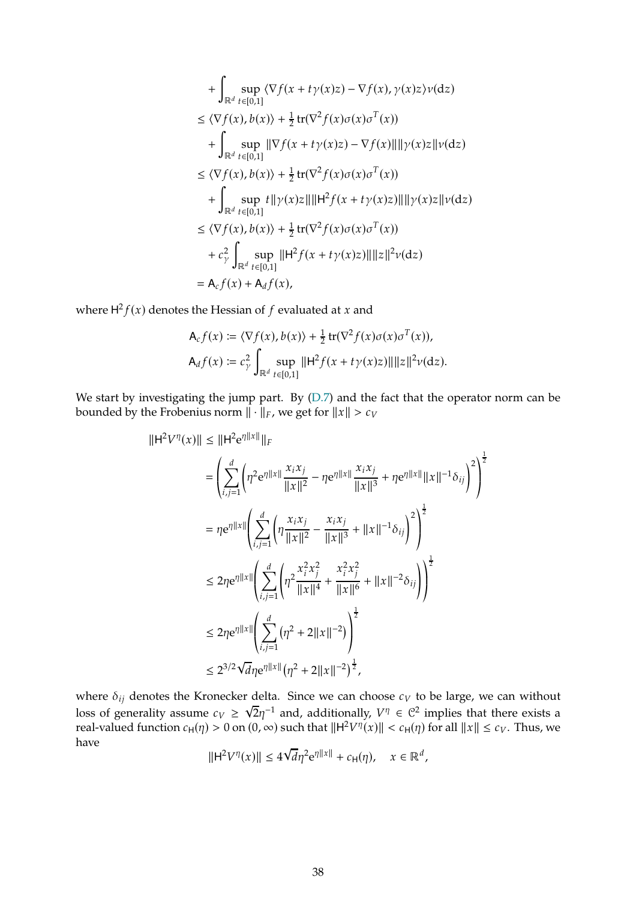$$
\begin{aligned}
&+ \int_{\mathbb{R}^d} \sup_{t\in[0,1]} \langle \nabla f(x + t\gamma(x)z) - \nabla f(x), \gamma(x)z\rangle \nu(\mathrm{d}z) \\
&\leq \langle \nabla f(x), b(x)\rangle + \tfrac{1}{2}\operatorname{tr}(\nabla^2 f(x)\sigma(x)\sigma^T(x)) \\
&\quad + \int_{\mathbb{R}^d} \sup_{t\in[0,1]} \|\nabla f(x + t\gamma(x)z) - \nabla f(x)\| \|\gamma(x)z\| \nu(\mathrm{d}z) \\
&\leq \langle \nabla f(x), b(x)\rangle + \tfrac{1}{2}\operatorname{tr}(\nabla^2 f(x)\sigma(x)\sigma^T(x)) \\
&\quad + \int_{\mathbb{R}^d} \sup_{t\in[0,1]} t\|\gamma(x)z\| \|\mathsf{H}^2 f(x + t\gamma(x)z)\| \|\gamma(x)z\| \nu(\mathrm{d}z) \\
&\leq \langle \nabla f(x), b(x)\rangle + \tfrac{1}{2}\operatorname{tr}(\nabla^2 f(x)\sigma(x)\sigma^T(x)) \\
&\quad + c_\gamma^2 \int_{\mathbb{R}^d} \sup_{t\in[0,1]} \|\mathsf{H}^2 f(x + t\gamma(x)z)\| \|z\|^2 \nu(\mathrm{d}z) \\
&= \mathsf{A}_c f(x) + \mathsf{A}_d f(x),
\end{aligned}
$$

where $\mathsf{H}^2 f(x)$ denotes the Hessian of $f$ evaluated at $x$ and

$$
\begin{aligned}
\mathsf{A}_c f(x) &:= \langle \nabla f(x), b(x)\rangle + \tfrac{1}{2}\operatorname{tr}(\nabla^2 f(x)\sigma(x)\sigma^T(x)), \\
\mathsf{A}_d f(x) &:= c_\gamma^2 \int_{\mathbb{R}^d} \sup_{t\in[0,1]} \|\mathsf{H}^2 f(x + t\gamma(x)z)\| \|z\|^2 \nu(\mathrm{d}z).
\end{aligned}
$$

We start by investigating the jump part. By (D.7) and the fact that the operator norm can be bounded by the Frobenius norm $\|\cdot\|_F$, we get for $\|x\| > c_V$

$$
\begin{aligned}
\|\mathsf{H}^2 V^\eta(x)\| &\leq \|\mathsf{H}^2 \mathrm{e}^{\eta\|x\|}\|_F \\
&= \left( \sum_{i,j=1}^d \left( \eta^2 \mathrm{e}^{\eta\|x\|} \frac{x_i x_j}{\|x\|^2} - \eta \mathrm{e}^{\eta\|x\|} \frac{x_i x_j}{\|x\|^3} + \eta \mathrm{e}^{\eta\|x\|} \|x\|^{-1}\delta_{ij} \right)^2 \right)^{\frac{1}{2}} \\
&= \eta \mathrm{e}^{\eta\|x\|} \left( \sum_{i,j=1}^d \left( \eta \frac{x_i x_j}{\|x\|^2} - \frac{x_i x_j}{\|x\|^3} + \|x\|^{-1}\delta_{ij} \right)^2 \right)^{\frac{1}{2}} \\
&\leq 2\eta \mathrm{e}^{\eta\|x\|} \left( \sum_{i,j=1}^d \left( \eta^2 \frac{x_i^2 x_j^2}{\|x\|^4} + \frac{x_i^2 x_j^2}{\|x\|^6} + \|x\|^{-2}\delta_{ij} \right) \right)^{\frac{1}{2}} \\
&\leq 2\eta \mathrm{e}^{\eta\|x\|} \left( \sum_{i,j=1}^d \left( \eta^2 + 2\|x\|^{-2} \right) \right)^{\frac{1}{2}} \\
&\leq 2^{3/2}\sqrt{d}\,\eta \mathrm{e}^{\eta\|x\|} \left( \eta^2 + 2\|x\|^{-2} \right)^{\frac{1}{2}},
\end{aligned}
$$

where $\delta_{ij}$ denotes the Kronecker delta. Since we can choose $c_V$ to be large, we can without loss of generality assume $c_V \geq \sqrt{2}\eta^{-1}$ and, additionally, $V^\eta \in \mathcal{C}^2$ implies that there exists a real-valued function $c_{\mathsf{H}}(\eta) > 0$ on $(0, \infty)$ such that $\|\mathsf{H}^2 V^\eta(x)\| < c_{\mathsf{H}}(\eta)$ for all $\|x\| \leq c_V$. Thus, we have

$$
\|\mathsf{H}^2 V^\eta(x)\| \leq 4\sqrt{d}\,\eta^2 \mathrm{e}^{\eta\|x\|} + c_{\mathsf{H}}(\eta), \quad x \in \mathbb{R}^d,
$$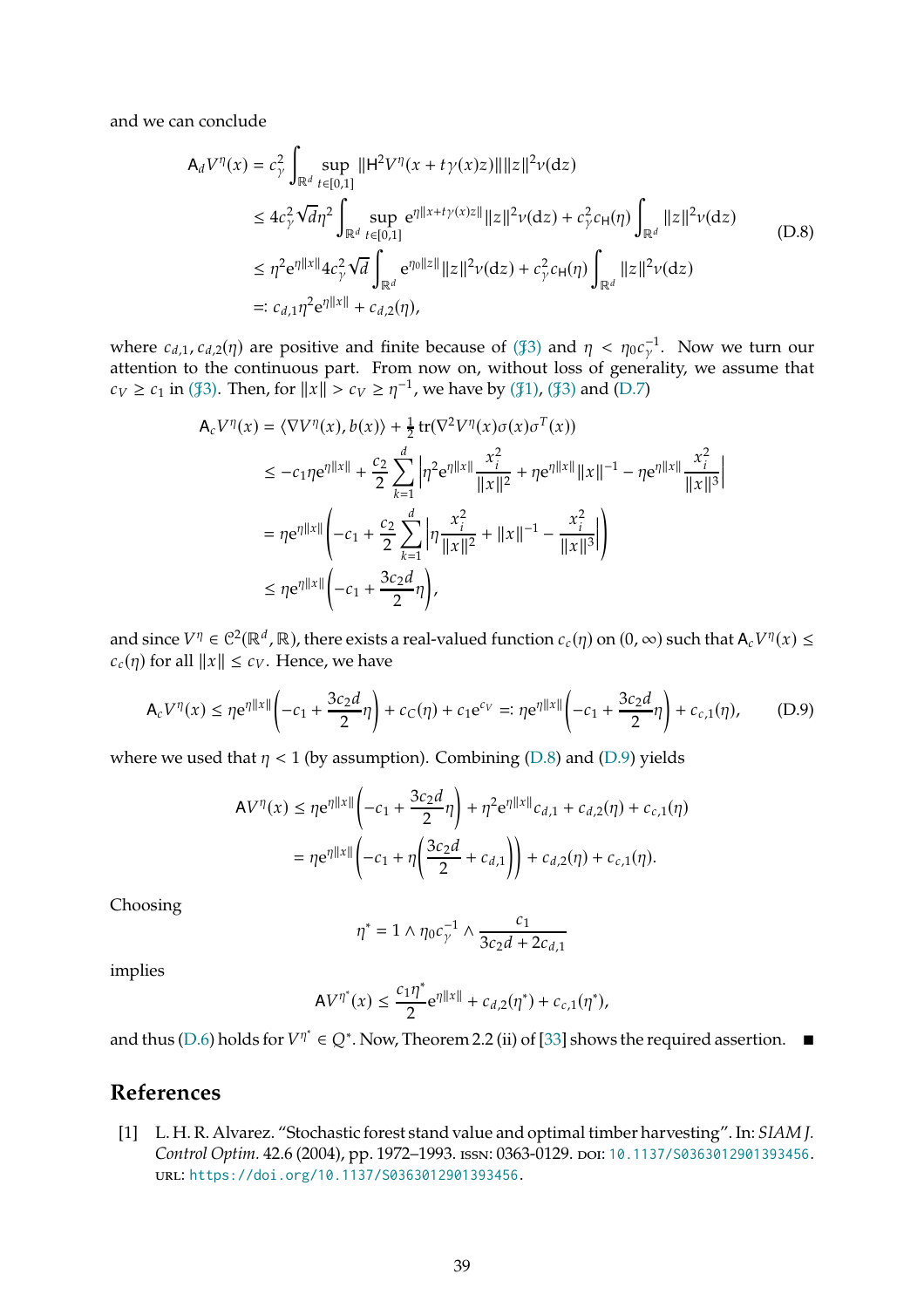and we can conclude

$$
\begin{aligned}
\mathsf{A}_d V^\eta(x) &= c_\gamma^2 \int_{\mathbb{R}^d} \sup_{t\in[0,1]} \|\mathsf{H}^2 V^\eta(x + t\gamma(x)z)\| \|z\|^2 \nu(\mathrm{d}z) \\
&\le 4c_\gamma^2 \sqrt{d}\eta^2 \int_{\mathbb{R}^d} \sup_{t\in[0,1]} \mathrm{e}^{\eta\|x+t\gamma(x)z\|} \|z\|^2 \nu(\mathrm{d}z) + c_\gamma^2 c_{\mathsf{H}}(\eta) \int_{\mathbb{R}^d} \|z\|^2 \nu(\mathrm{d}z) \\
&\le \eta^2 \mathrm{e}^{\eta\|x\|} 4c_\gamma^2 \sqrt{d} \int_{\mathbb{R}^d} \mathrm{e}^{\eta_0\|z\|} \|z\|^2 \nu(\mathrm{d}z) + c_\gamma^2 c_{\mathsf{H}}(\eta) \int_{\mathbb{R}^d} \|z\|^2 \nu(\mathrm{d}z) \\
&=: c_{d,1}\eta^2 \mathrm{e}^{\eta\|x\|} + c_{d,2}(\eta),
\end{aligned}
\tag{D.8}
$$

where $c_{d,1}, c_{d,2}(\eta)$ are positive and finite because of ($\mathfrak{J}3$) and $\eta < \eta_0 c_\gamma^{-1}$. Now we turn our attention to the continuous part. From now on, without loss of generality, we assume that $c_V \ge c_1$ in ($\mathfrak{J}3$). Then, for $\|x\| > c_V \ge \eta^{-1}$, we have by ($\mathfrak{J}1$), ($\mathfrak{J}3$) and (D.7)

$$
\begin{aligned}
\mathsf{A}_c V^\eta(x) &= \langle \nabla V^\eta(x), b(x)\rangle + \tfrac{1}{2}\operatorname{tr}(\nabla^2 V^\eta(x)\sigma(x)\sigma^T(x)) \\
&\le -c_1\eta \mathrm{e}^{\eta\|x\|} + \frac{c_2}{2}\sum_{k=1}^d \left| \eta^2 \mathrm{e}^{\eta\|x\|}\frac{x_i^2}{\|x\|^2} + \eta \mathrm{e}^{\eta\|x\|}\|x\|^{-1} - \eta \mathrm{e}^{\eta\|x\|}\frac{x_i^2}{\|x\|^3} \right| \\
&= \eta \mathrm{e}^{\eta\|x\|}\left( -c_1 + \frac{c_2}{2}\sum_{k=1}^d \left| \eta \frac{x_i^2}{\|x\|^2} + \|x\|^{-1} - \frac{x_i^2}{\|x\|^3} \right| \right) \\
&\le \eta \mathrm{e}^{\eta\|x\|}\left( -c_1 + \frac{3c_2 d}{2}\eta \right),
\end{aligned}
$$

and since $V^\eta \in \mathcal{C}^2(\mathbb{R}^d, \mathbb{R})$, there exists a real-valued function $c_c(\eta)$ on $(0,\infty)$ such that $\mathsf{A}_c V^\eta(x) \le c_c(\eta)$ for all $\|x\| \le c_V$. Hence, we have

$$
\mathsf{A}_c V^\eta(x) \le \eta \mathrm{e}^{\eta\|x\|}\left( -c_1 + \frac{3c_2 d}{2}\eta \right) + c_C(\eta) + c_1 \mathrm{e}^{c_V} =: \eta \mathrm{e}^{\eta\|x\|}\left( -c_1 + \frac{3c_2 d}{2}\eta \right) + c_{c,1}(\eta),
\tag{D.9}
$$

where we used that $\eta < 1$ (by assumption). Combining (D.8) and (D.9) yields

$$
\begin{aligned}
\mathsf{A} V^\eta(x) &\le \eta \mathrm{e}^{\eta\|x\|}\left( -c_1 + \frac{3c_2 d}{2}\eta \right) + \eta^2 \mathrm{e}^{\eta\|x\|} c_{d,1} + c_{d,2}(\eta) + c_{c,1}(\eta) \\
&= \eta \mathrm{e}^{\eta\|x\|}\left( -c_1 + \eta\left( \frac{3c_2 d}{2} + c_{d,1} \right) \right) + c_{d,2}(\eta) + c_{c,1}(\eta).
\end{aligned}
$$

Choosing

$$
\eta^* = 1 \wedge \eta_0 c_\gamma^{-1} \wedge \frac{c_1}{3c_2 d + 2c_{d,1}}
$$

implies

$$
\mathsf{A} V^{\eta^*}(x) \le \frac{c_1 \eta^*}{2} \mathrm{e}^{\eta\|x\|} + c_{d,2}(\eta^*) + c_{c,1}(\eta^*),
$$

and thus (D.6) holds for $V^{\eta^*} \in Q^*$. Now, Theorem 2.2 (ii) of [33] shows the required assertion. ■

## References

[1] L. H. R. Alvarez. "Stochastic forest stand value and optimal timber harvesting". In: *SIAM J. Control Optim.* 42.6 (2004), pp. 1972–1993. ISSN: 0363-0129. DOI: 10.1137/S0363012901393456. URL: https://doi.org/10.1137/S0363012901393456.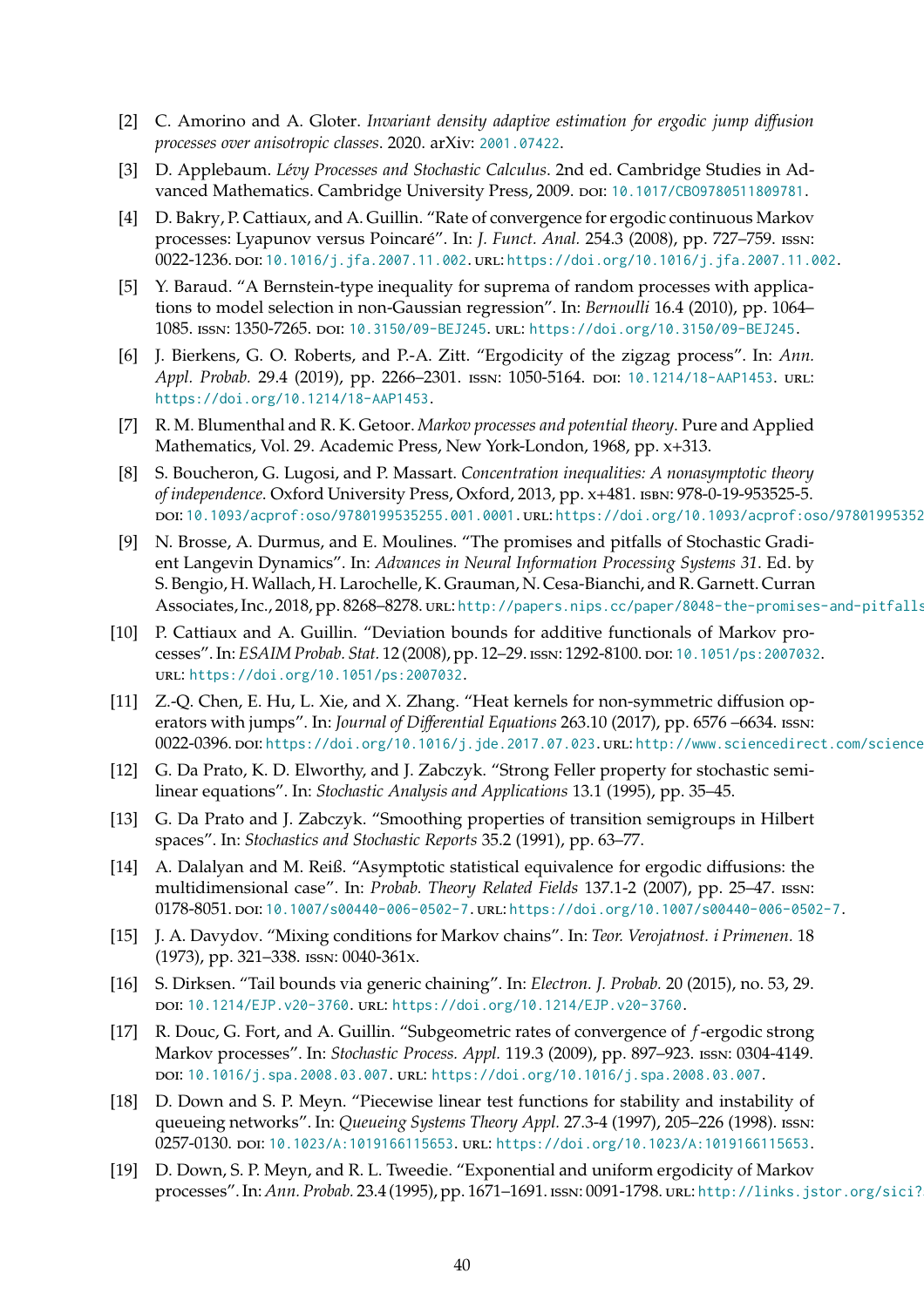- [2] C. Amorino and A. Gloter. *Invariant density adaptive estimation for ergodic jump diffusion processes over anisotropic classes*. 2020. arXiv: 2001.07422.
- [3] D. Applebaum. *Lévy Processes and Stochastic Calculus*. 2nd ed. Cambridge Studies in Advanced Mathematics. Cambridge University Press, 2009. DOI: 10.1017/CBO9780511809781.
- [4] D. Bakry, P. Cattiaux, and A. Guillin. "Rate of convergence for ergodic continuous Markov processes: Lyapunov versus Poincaré". In: *J. Funct. Anal.* 254.3 (2008), pp. 727–759. ISSN: 0022-1236. DOI: 10.1016/j.jfa.2007.11.002. URL: https://doi.org/10.1016/j.jfa.2007.11.002.
- [5] Y. Baraud. "A Bernstein-type inequality for suprema of random processes with applications to model selection in non-Gaussian regression". In: *Bernoulli* 16.4 (2010), pp. 1064–1085. ISSN: 1350-7265. DOI: 10.3150/09-BEJ245. URL: https://doi.org/10.3150/09-BEJ245.
- [6] J. Bierkens, G. O. Roberts, and P.-A. Zitt. "Ergodicity of the zigzag process". In: *Ann. Appl. Probab.* 29.4 (2019), pp. 2266–2301. ISSN: 1050-5164. DOI: 10.1214/18-AAP1453. URL: https://doi.org/10.1214/18-AAP1453.
- [7] R. M. Blumenthal and R. K. Getoor. *Markov processes and potential theory*. Pure and Applied Mathematics, Vol. 29. Academic Press, New York-London, 1968, pp. x+313.
- [8] S. Boucheron, G. Lugosi, and P. Massart. *Concentration inequalities: A nonasymptotic theory of independence*. Oxford University Press, Oxford, 2013, pp. x+481. ISBN: 978-0-19-953525-5. DOI: 10.1093/acprof:oso/9780199535255.001.0001. URL: https://doi.org/10.1093/acprof:oso/97801995352
- [9] N. Brosse, A. Durmus, and E. Moulines. "The promises and pitfalls of Stochastic Gradient Langevin Dynamics". In: *Advances in Neural Information Processing Systems 31*. Ed. by S. Bengio, H. Wallach, H. Larochelle, K. Grauman, N. Cesa-Bianchi, and R. Garnett. Curran Associates, Inc., 2018, pp. 8268–8278. URL: http://papers.nips.cc/paper/8048-the-promises-and-pitfalls
- [10] P. Cattiaux and A. Guillin. "Deviation bounds for additive functionals of Markov processes". In: *ESAIM Probab. Stat.* 12 (2008), pp. 12–29. ISSN: 1292-8100. DOI: 10.1051/ps:2007032. URL: https://doi.org/10.1051/ps:2007032.
- [11] Z.-Q. Chen, E. Hu, L. Xie, and X. Zhang. "Heat kernels for non-symmetric diffusion operators with jumps". In: *Journal of Differential Equations* 263.10 (2017), pp. 6576 –6634. ISSN: 0022-0396. DOI: https://doi.org/10.1016/j.jde.2017.07.023. URL: http://www.sciencedirect.com/science
- [12] G. Da Prato, K. D. Elworthy, and J. Zabczyk. "Strong Feller property for stochastic semilinear equations". In: *Stochastic Analysis and Applications* 13.1 (1995), pp. 35–45.
- [13] G. Da Prato and J. Zabczyk. "Smoothing properties of transition semigroups in Hilbert spaces". In: *Stochastics and Stochastic Reports* 35.2 (1991), pp. 63–77.
- [14] A. Dalalyan and M. Reiß. "Asymptotic statistical equivalence for ergodic diffusions: the multidimensional case". In: *Probab. Theory Related Fields* 137.1-2 (2007), pp. 25–47. ISSN: 0178-8051. DOI: 10.1007/s00440-006-0502-7. URL: https://doi.org/10.1007/s00440-006-0502-7.
- [15] J. A. Davydov. "Mixing conditions for Markov chains". In: *Teor. Verojatnost. i Primenen.* 18 (1973), pp. 321–338. ISSN: 0040-361x.
- [16] S. Dirksen. "Tail bounds via generic chaining". In: *Electron. J. Probab.* 20 (2015), no. 53, 29. DOI: 10.1214/EJP.v20-3760. URL: https://doi.org/10.1214/EJP.v20-3760.
- [17] R. Douc, G. Fort, and A. Guillin. "Subgeometric rates of convergence of $f$-ergodic strong Markov processes". In: *Stochastic Process. Appl.* 119.3 (2009), pp. 897–923. ISSN: 0304-4149. DOI: 10.1016/j.spa.2008.03.007. URL: https://doi.org/10.1016/j.spa.2008.03.007.
- [18] D. Down and S. P. Meyn. "Piecewise linear test functions for stability and instability of queueing networks". In: *Queueing Systems Theory Appl.* 27.3-4 (1997), 205–226 (1998). ISSN: 0257-0130. DOI: 10.1023/A:1019166115653. URL: https://doi.org/10.1023/A:1019166115653.
- [19] D. Down, S. P. Meyn, and R. L. Tweedie. "Exponential and uniform ergodicity of Markov processes". In: *Ann. Probab.* 23.4 (1995), pp. 1671–1691. ISSN: 0091-1798. URL: http://links.jstor.org/sici?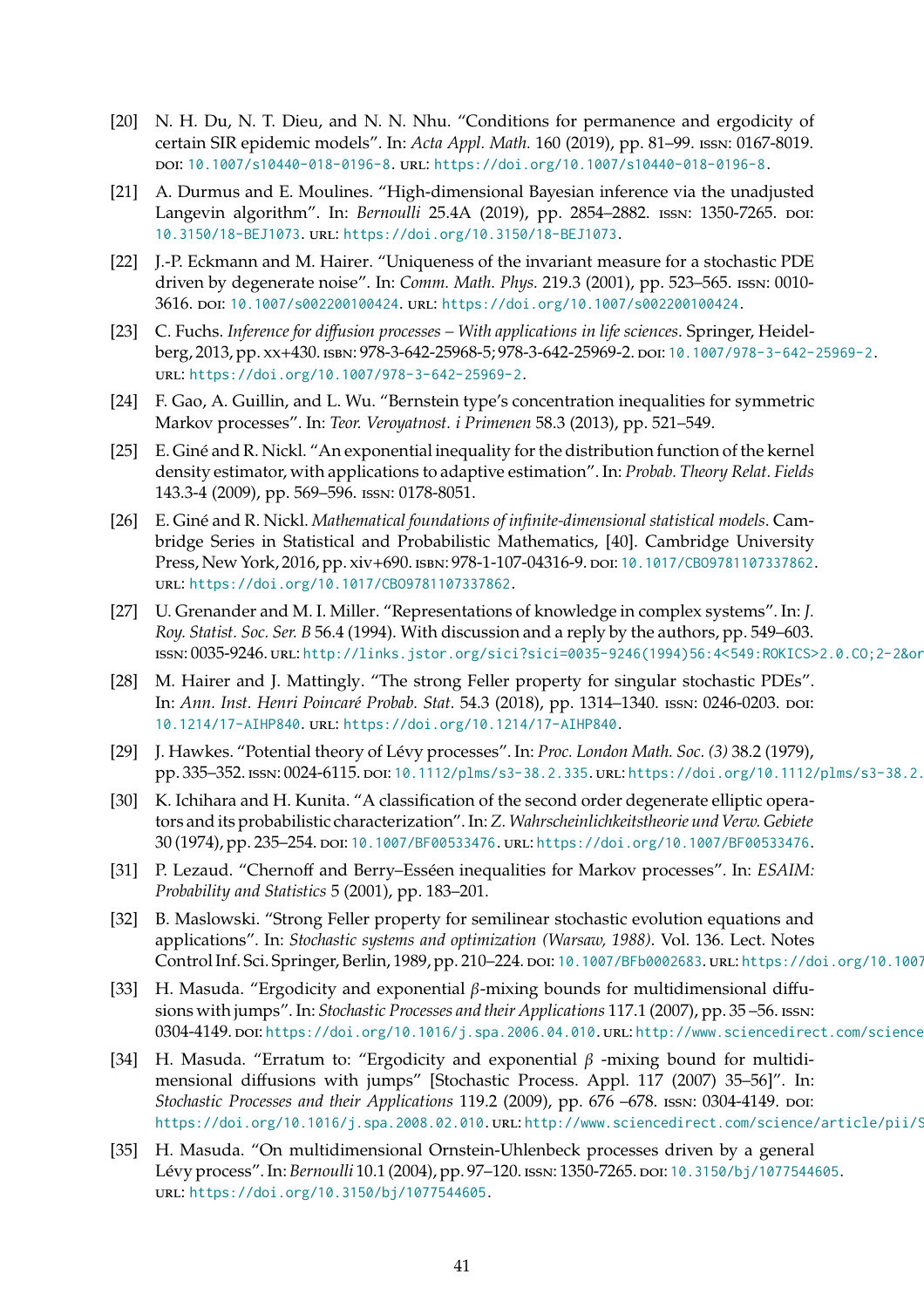[20] N. H. Du, N. T. Dieu, and N. N. Nhu. "Conditions for permanence and ergodicity of certain SIR epidemic models". In: *Acta Appl. Math.* 160 (2019), pp. 81–99. ISSN: 0167-8019. DOI: 10.1007/s10440-018-0196-8. URL: https://doi.org/10.1007/s10440-018-0196-8.

[21] A. Durmus and E. Moulines. "High-dimensional Bayesian inference via the unadjusted Langevin algorithm". In: *Bernoulli* 25.4A (2019), pp. 2854–2882. ISSN: 1350-7265. DOI: 10.3150/18-BEJ1073. URL: https://doi.org/10.3150/18-BEJ1073.

[22] J.-P. Eckmann and M. Hairer. "Uniqueness of the invariant measure for a stochastic PDE driven by degenerate noise". In: *Comm. Math. Phys.* 219.3 (2001), pp. 523–565. ISSN: 0010-3616. DOI: 10.1007/s002200100424. URL: https://doi.org/10.1007/s002200100424.

[23] C. Fuchs. *Inference for diffusion processes – With applications in life sciences*. Springer, Heidelberg, 2013, pp. xx+430. ISBN: 978-3-642-25968-5; 978-3-642-25969-2. DOI: 10.1007/978-3-642-25969-2. URL: https://doi.org/10.1007/978-3-642-25969-2.

[24] F. Gao, A. Guillin, and L. Wu. "Bernstein type's concentration inequalities for symmetric Markov processes". In: *Teor. Veroyatnost. i Primenen* 58.3 (2013), pp. 521–549.

[25] E. Giné and R. Nickl. "An exponential inequality for the distribution function of the kernel density estimator, with applications to adaptive estimation". In: *Probab. Theory Relat. Fields* 143.3-4 (2009), pp. 569–596. ISSN: 0178-8051.

[26] E. Giné and R. Nickl. *Mathematical foundations of infinite-dimensional statistical models*. Cambridge Series in Statistical and Probabilistic Mathematics, [40]. Cambridge University Press, New York, 2016, pp. xiv+690. ISBN: 978-1-107-04316-9. DOI: 10.1017/CBO9781107337862. URL: https://doi.org/10.1017/CBO9781107337862.

[27] U. Grenander and M. I. Miller. "Representations of knowledge in complex systems". In: *J. Roy. Statist. Soc. Ser. B* 56.4 (1994). With discussion and a reply by the authors, pp. 549–603. ISSN: 0035-9246. URL: http://links.jstor.org/sici?sici=0035-9246(1994)56:4<549:ROKICS>2.0.CO;2-2&or

[28] M. Hairer and J. Mattingly. "The strong Feller property for singular stochastic PDEs". In: *Ann. Inst. Henri Poincaré Probab. Stat.* 54.3 (2018), pp. 1314–1340. ISSN: 0246-0203. DOI: 10.1214/17-AIHP840. URL: https://doi.org/10.1214/17-AIHP840.

[29] J. Hawkes. "Potential theory of Lévy processes". In: *Proc. London Math. Soc. (3)* 38.2 (1979), pp. 335–352. ISSN: 0024-6115. DOI: 10.1112/plms/s3-38.2.335. URL: https://doi.org/10.1112/plms/s3-38.2.

[30] K. Ichihara and H. Kunita. "A classification of the second order degenerate elliptic operators and its probabilistic characterization". In: *Z. Wahrscheinlichkeitstheorie und Verw. Gebiete* 30 (1974), pp. 235–254. DOI: 10.1007/BF00533476. URL: https://doi.org/10.1007/BF00533476.

[31] P. Lezaud. "Chernoff and Berry–Esséen inequalities for Markov processes". In: *ESAIM: Probability and Statistics* 5 (2001), pp. 183–201.

[32] B. Maslowski. "Strong Feller property for semilinear stochastic evolution equations and applications". In: *Stochastic systems and optimization (Warsaw, 1988)*. Vol. 136. Lect. Notes Control Inf. Sci. Springer, Berlin, 1989, pp. 210–224. DOI: 10.1007/BFb0002683. URL: https://doi.org/10.1007

[33] H. Masuda. "Ergodicity and exponential $\beta$-mixing bounds for multidimensional diffusions with jumps". In: *Stochastic Processes and their Applications* 117.1 (2007), pp. 35 –56. ISSN: 0304-4149. DOI: https://doi.org/10.1016/j.spa.2006.04.010. URL: http://www.sciencedirect.com/science

[34] H. Masuda. "Erratum to: "Ergodicity and exponential $\beta$ -mixing bound for multidimensional diffusions with jumps" [Stochastic Process. Appl. 117 (2007) 35–56]". In: *Stochastic Processes and their Applications* 119.2 (2009), pp. 676 –678. ISSN: 0304-4149. DOI: https://doi.org/10.1016/j.spa.2008.02.010. URL: http://www.sciencedirect.com/science/article/pii/S

[35] H. Masuda. "On multidimensional Ornstein-Uhlenbeck processes driven by a general Lévy process". In: *Bernoulli* 10.1 (2004), pp. 97–120. ISSN: 1350-7265. DOI: 10.3150/bj/1077544605. URL: https://doi.org/10.3150/bj/1077544605.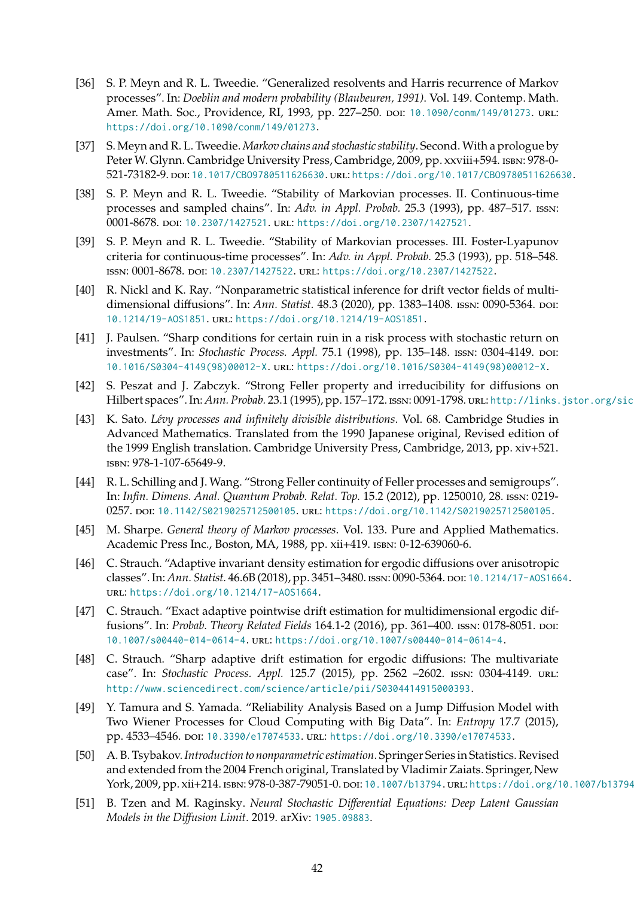[36] S. P. Meyn and R. L. Tweedie. "Generalized resolvents and Harris recurrence of Markov processes". In: *Doeblin and modern probability (Blaubeuren, 1991)*. Vol. 149. Contemp. Math. Amer. Math. Soc., Providence, RI, 1993, pp. 227–250. DOI: 10.1090/conm/149/01273. URL: https://doi.org/10.1090/conm/149/01273.

[37] S. Meyn and R. L. Tweedie. *Markov chains and stochastic stability*. Second. With a prologue by Peter W. Glynn. Cambridge University Press, Cambridge, 2009, pp. xxviii+594. ISBN: 978-0-521-73182-9. DOI: 10.1017/CBO9780511626630. URL: https://doi.org/10.1017/CBO9780511626630.

[38] S. P. Meyn and R. L. Tweedie. "Stability of Markovian processes. II. Continuous-time processes and sampled chains". In: *Adv. in Appl. Probab.* 25.3 (1993), pp. 487–517. ISSN: 0001-8678. DOI: 10.2307/1427521. URL: https://doi.org/10.2307/1427521.

[39] S. P. Meyn and R. L. Tweedie. "Stability of Markovian processes. III. Foster-Lyapunov criteria for continuous-time processes". In: *Adv. in Appl. Probab.* 25.3 (1993), pp. 518–548. ISSN: 0001-8678. DOI: 10.2307/1427522. URL: https://doi.org/10.2307/1427522.

[40] R. Nickl and K. Ray. "Nonparametric statistical inference for drift vector fields of multi-dimensional diffusions". In: *Ann. Statist.* 48.3 (2020), pp. 1383–1408. ISSN: 0090-5364. DOI: 10.1214/19-AOS1851. URL: https://doi.org/10.1214/19-AOS1851.

[41] J. Paulsen. "Sharp conditions for certain ruin in a risk process with stochastic return on investments". In: *Stochastic Process. Appl.* 75.1 (1998), pp. 135–148. ISSN: 0304-4149. DOI: 10.1016/S0304-4149(98)00012-X. URL: https://doi.org/10.1016/S0304-4149(98)00012-X.

[42] S. Peszat and J. Zabczyk. "Strong Feller property and irreducibility for diffusions on Hilbert spaces". In: *Ann. Probab.* 23.1 (1995), pp. 157–172. ISSN: 0091-1798. URL: http://links.jstor.org/sic

[43] K. Sato. *Lévy processes and infinitely divisible distributions*. Vol. 68. Cambridge Studies in Advanced Mathematics. Translated from the 1990 Japanese original, Revised edition of the 1999 English translation. Cambridge University Press, Cambridge, 2013, pp. xiv+521. ISBN: 978-1-107-65649-9.

[44] R. L. Schilling and J. Wang. "Strong Feller continuity of Feller processes and semigroups". In: *Infin. Dimens. Anal. Quantum Probab. Relat. Top.* 15.2 (2012), pp. 1250010, 28. ISSN: 0219-0257. DOI: 10.1142/S0219025712500105. URL: https://doi.org/10.1142/S0219025712500105.

[45] M. Sharpe. *General theory of Markov processes*. Vol. 133. Pure and Applied Mathematics. Academic Press Inc., Boston, MA, 1988, pp. xii+419. ISBN: 0-12-639060-6.

[46] C. Strauch. "Adaptive invariant density estimation for ergodic diffusions over anisotropic classes". In: *Ann. Statist.* 46.6B (2018), pp. 3451–3480. ISSN: 0090-5364. DOI: 10.1214/17-AOS1664. URL: https://doi.org/10.1214/17-AOS1664.

[47] C. Strauch. "Exact adaptive pointwise drift estimation for multidimensional ergodic diffusions". In: *Probab. Theory Related Fields* 164.1-2 (2016), pp. 361–400. ISSN: 0178-8051. DOI: 10.1007/s00440-014-0614-4. URL: https://doi.org/10.1007/s00440-014-0614-4.

[48] C. Strauch. "Sharp adaptive drift estimation for ergodic diffusions: The multivariate case". In: *Stochastic Process. Appl.* 125.7 (2015), pp. 2562 –2602. ISSN: 0304-4149. URL: http://www.sciencedirect.com/science/article/pii/S0304414915000393.

[49] Y. Tamura and S. Yamada. "Reliability Analysis Based on a Jump Diffusion Model with Two Wiener Processes for Cloud Computing with Big Data". In: *Entropy* 17.7 (2015), pp. 4533–4546. DOI: 10.3390/e17074533. URL: https://doi.org/10.3390/e17074533.

[50] A. B. Tsybakov. *Introduction to nonparametric estimation*. Springer Series in Statistics. Revised and extended from the 2004 French original, Translated by Vladimir Zaiats. Springer, New York, 2009, pp. xii+214. ISBN: 978-0-387-79051-0. DOI: 10.1007/b13794. URL: https://doi.org/10.1007/b13794

[51] B. Tzen and M. Raginsky. *Neural Stochastic Differential Equations: Deep Latent Gaussian Models in the Diffusion Limit*. 2019. arXiv: 1905.09883.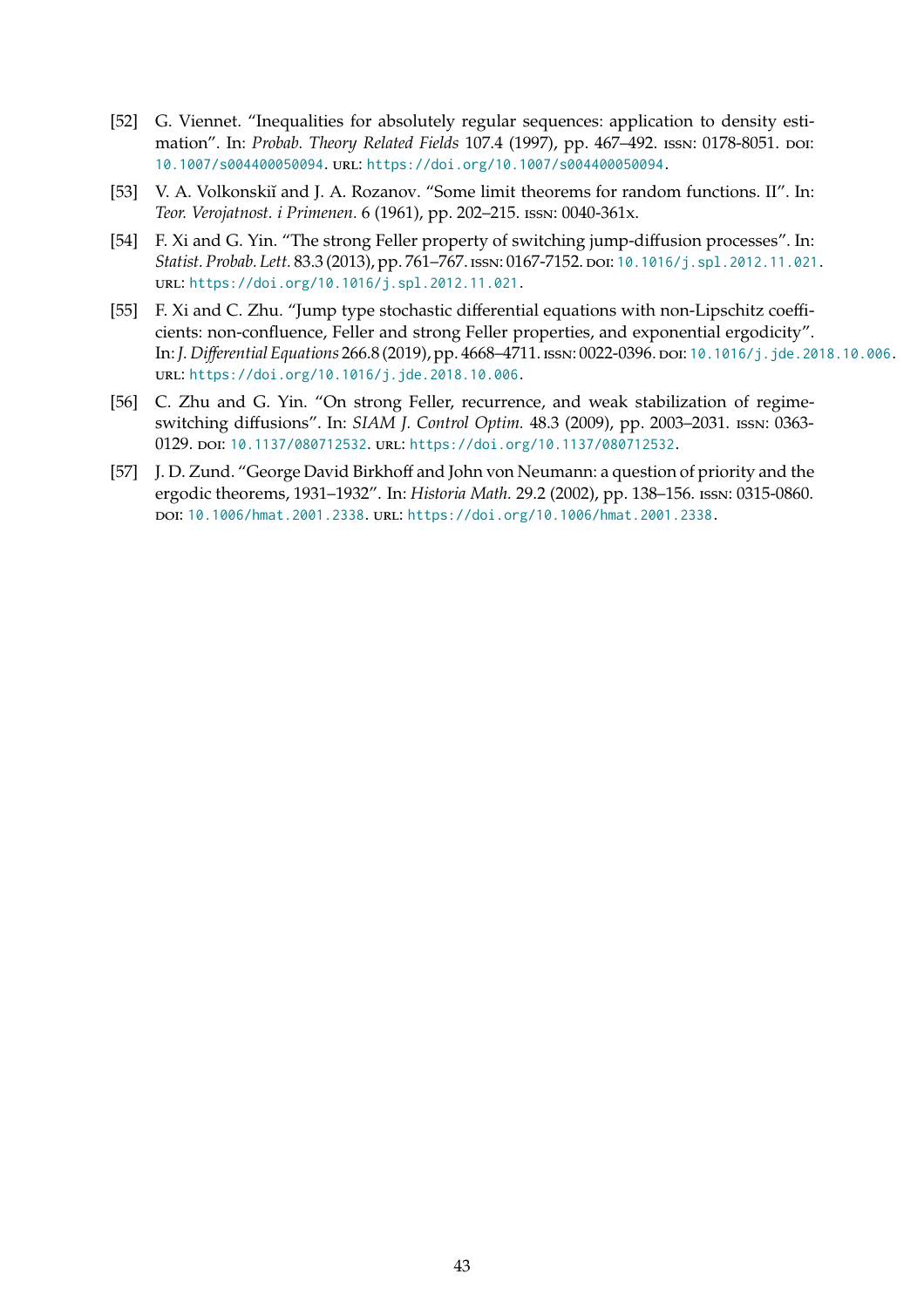[52] G. Viennet. “Inequalities for absolutely regular sequences: application to density estimation”. In: *Probab. Theory Related Fields* 107.4 (1997), pp. 467–492. issn: 0178-8051. doi: 10.1007/s004400050094. url: https://doi.org/10.1007/s004400050094.

[53] V. A. Volkonskiĭ and J. A. Rozanov. “Some limit theorems for random functions. II”. In: *Teor. Verojatnost. i Primenen.* 6 (1961), pp. 202–215. issn: 0040-361x.

[54] F. Xi and G. Yin. “The strong Feller property of switching jump-diffusion processes”. In: *Statist. Probab. Lett.* 83.3 (2013), pp. 761–767. issn: 0167-7152. doi: 10.1016/j.spl.2012.11.021. url: https://doi.org/10.1016/j.spl.2012.11.021.

[55] F. Xi and C. Zhu. “Jump type stochastic differential equations with non-Lipschitz coefficients: non-confluence, Feller and strong Feller properties, and exponential ergodicity”. In: *J. Differential Equations* 266.8 (2019), pp. 4668–4711. issn: 0022-0396. doi: 10.1016/j.jde.2018.10.006. url: https://doi.org/10.1016/j.jde.2018.10.006.

[56] C. Zhu and G. Yin. “On strong Feller, recurrence, and weak stabilization of regime-switching diffusions”. In: *SIAM J. Control Optim.* 48.3 (2009), pp. 2003–2031. issn: 0363-0129. doi: 10.1137/080712532. url: https://doi.org/10.1137/080712532.

[57] J. D. Zund. “George David Birkhoff and John von Neumann: a question of priority and the ergodic theorems, 1931–1932”. In: *Historia Math.* 29.2 (2002), pp. 138–156. issn: 0315-0860. doi: 10.1006/hmat.2001.2338. url: https://doi.org/10.1006/hmat.2001.2338.